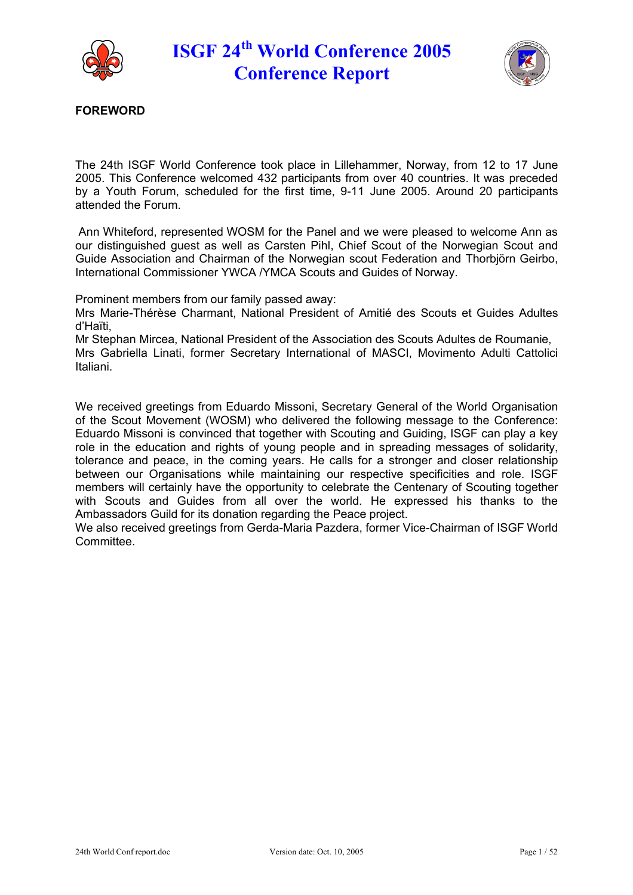# ISGF 24th World Conference 2005
# Conference Report

**FOREWORD**

The 24th ISGF World Conference took place in Lillehammer, Norway, from 12 to 17 June 2005. This Conference welcomed 432 participants from over 40 countries. It was preceded by a Youth Forum, scheduled for the first time, 9-11 June 2005. Around 20 participants attended the Forum.

Ann Whiteford, represented WOSM for the Panel and we were pleased to welcome Ann as our distinguished guest as well as Carsten Pihl, Chief Scout of the Norwegian Scout and Guide Association and Chairman of the Norwegian scout Federation and Thorbjörn Geirbo, International Commissioner YWCA /YMCA Scouts and Guides of Norway.

Prominent members from our family passed away:
Mrs Marie-Thérèse Charmant, National President of Amitié des Scouts et Guides Adultes d'Haïti,
Mr Stephan Mircea, National President of the Association des Scouts Adultes de Roumanie,
Mrs Gabriella Linati, former Secretary International of MASCI, Movimento Adulti Cattolici Italiani.

We received greetings from Eduardo Missoni, Secretary General of the World Organisation of the Scout Movement (WOSM) who delivered the following message to the Conference: Eduardo Missoni is convinced that together with Scouting and Guiding, ISGF can play a key role in the education and rights of young people and in spreading messages of solidarity, tolerance and peace, in the coming years. He calls for a stronger and closer relationship between our Organisations while maintaining our respective specificities and role. ISGF members will certainly have the opportunity to celebrate the Centenary of Scouting together with Scouts and Guides from all over the world. He expressed his thanks to the Ambassadors Guild for its donation regarding the Peace project.
We also received greetings from Gerda-Maria Pazdera, former Vice-Chairman of ISGF World Committee.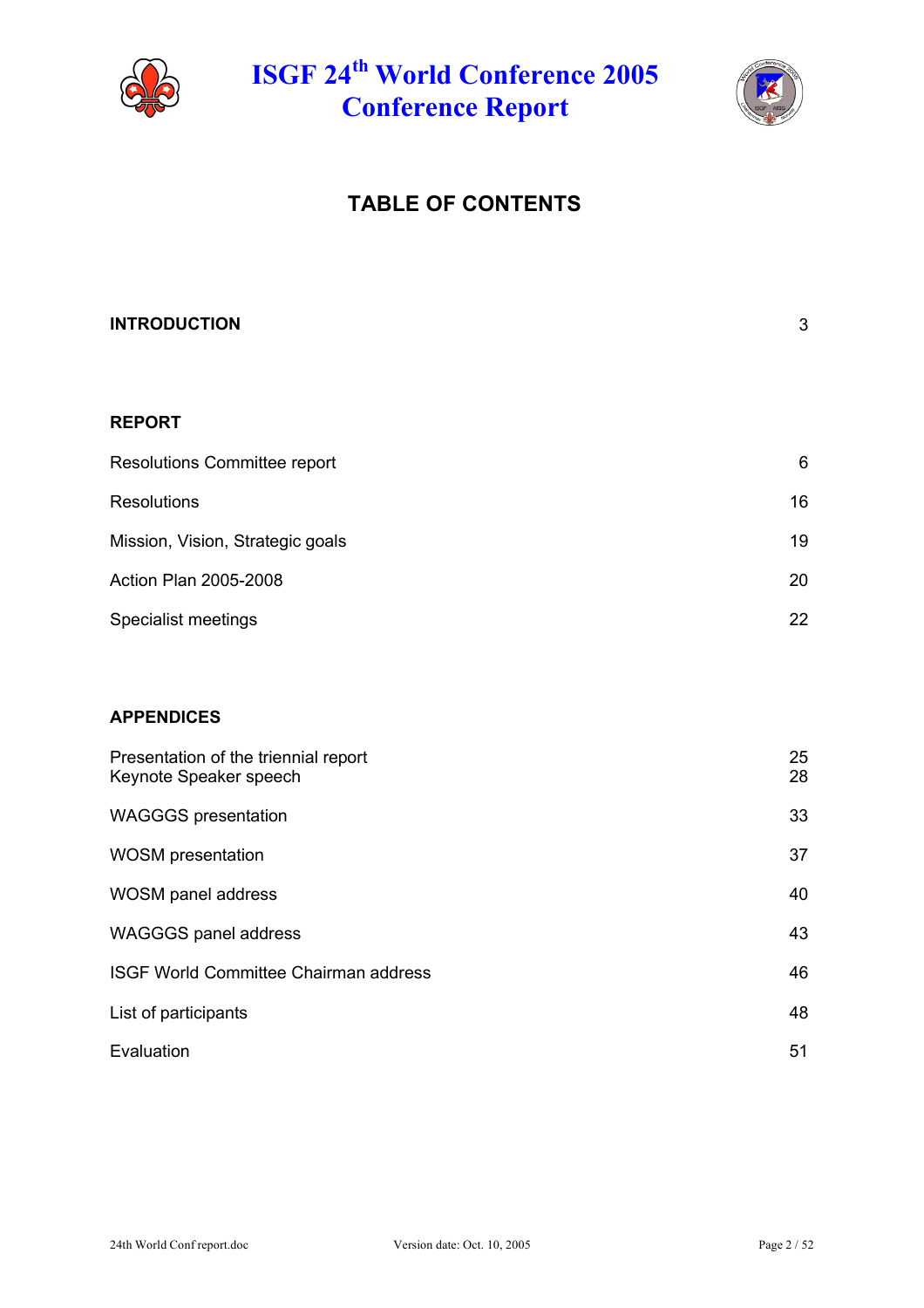# TABLE OF CONTENTS

| | |
|---|---|
| **INTRODUCTION** | 3 |
| | |
| **REPORT** | |
| Resolutions Committee report | 6 |
| Resolutions | 16 |
| Mission, Vision, Strategic goals | 19 |
| Action Plan 2005-2008 | 20 |
| Specialist meetings | 22 |
| | |
| **APPENDICES** | |
| Presentation of the triennial report | 25 |
| Keynote Speaker speech | 28 |
| WAGGGS presentation | 33 |
| WOSM presentation | 37 |
| WOSM panel address | 40 |
| WAGGGS panel address | 43 |
| ISGF World Committee Chairman address | 46 |
| List of participants | 48 |
| Evaluation | 51 |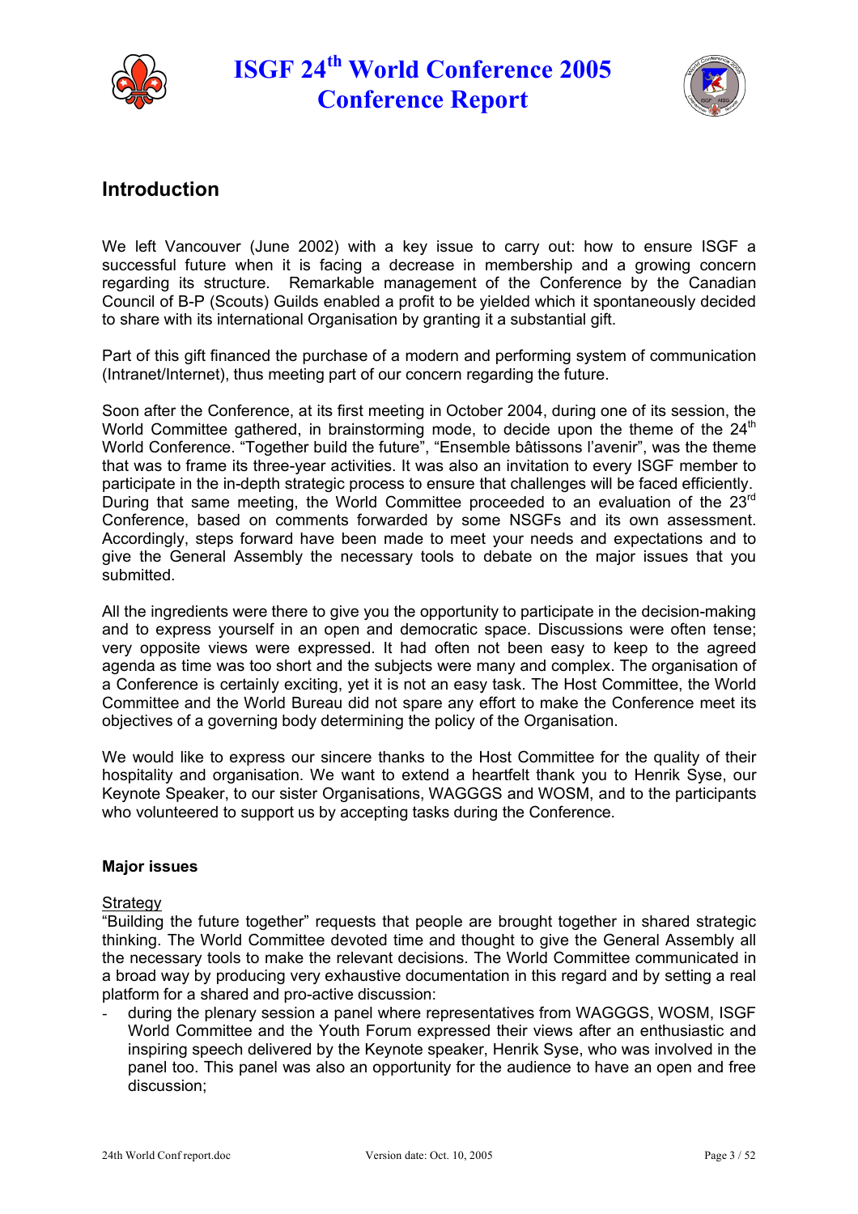## Introduction

We left Vancouver (June 2002) with a key issue to carry out: how to ensure ISGF a successful future when it is facing a decrease in membership and a growing concern regarding its structure. Remarkable management of the Conference by the Canadian Council of B-P (Scouts) Guilds enabled a profit to be yielded which it spontaneously decided to share with its international Organisation by granting it a substantial gift.

Part of this gift financed the purchase of a modern and performing system of communication (Intranet/Internet), thus meeting part of our concern regarding the future.

Soon after the Conference, at its first meeting in October 2004, during one of its session, the World Committee gathered, in brainstorming mode, to decide upon the theme of the 24th World Conference. "Together build the future", "Ensemble bâtissons l'avenir", was the theme that was to frame its three-year activities. It was also an invitation to every ISGF member to participate in the in-depth strategic process to ensure that challenges will be faced efficiently. During that same meeting, the World Committee proceeded to an evaluation of the 23rd Conference, based on comments forwarded by some NSGFs and its own assessment. Accordingly, steps forward have been made to meet your needs and expectations and to give the General Assembly the necessary tools to debate on the major issues that you submitted.

All the ingredients were there to give you the opportunity to participate in the decision-making and to express yourself in an open and democratic space. Discussions were often tense; very opposite views were expressed. It had often not been easy to keep to the agreed agenda as time was too short and the subjects were many and complex. The organisation of a Conference is certainly exciting, yet it is not an easy task. The Host Committee, the World Committee and the World Bureau did not spare any effort to make the Conference meet its objectives of a governing body determining the policy of the Organisation.

We would like to express our sincere thanks to the Host Committee for the quality of their hospitality and organisation. We want to extend a heartfelt thank you to Henrik Syse, our Keynote Speaker, to our sister Organisations, WAGGGS and WOSM, and to the participants who volunteered to support us by accepting tasks during the Conference.

### Major issues

Strategy

"Building the future together" requests that people are brought together in shared strategic thinking. The World Committee devoted time and thought to give the General Assembly all the necessary tools to make the relevant decisions. The World Committee communicated in a broad way by producing very exhaustive documentation in this regard and by setting a real platform for a shared and pro-active discussion:

- during the plenary session a panel where representatives from WAGGGS, WOSM, ISGF World Committee and the Youth Forum expressed their views after an enthusiastic and inspiring speech delivered by the Keynote speaker, Henrik Syse, who was involved in the panel too. This panel was also an opportunity for the audience to have an open and free discussion;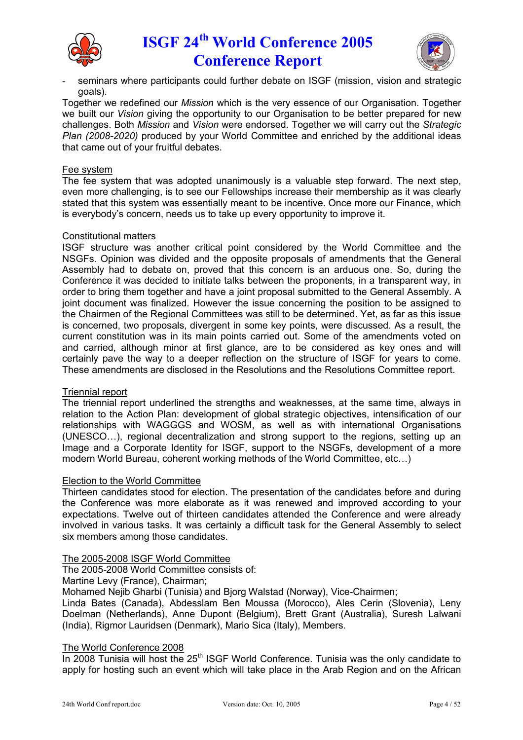- seminars where participants could further debate on ISGF (mission, vision and strategic goals).

Together we redefined our *Mission* which is the very essence of our Organisation. Together we built our *Vision* giving the opportunity to our Organisation to be better prepared for new challenges. Both *Mission* and *Vision* were endorsed. Together we will carry out the *Strategic Plan (2008-2020)* produced by your World Committee and enriched by the additional ideas that came out of your fruitful debates.

Fee system

The fee system that was adopted unanimously is a valuable step forward. The next step, even more challenging, is to see our Fellowships increase their membership as it was clearly stated that this system was essentially meant to be incentive. Once more our Finance, which is everybody's concern, needs us to take up every opportunity to improve it.

Constitutional matters

ISGF structure was another critical point considered by the World Committee and the NSGFs. Opinion was divided and the opposite proposals of amendments that the General Assembly had to debate on, proved that this concern is an arduous one. So, during the Conference it was decided to initiate talks between the proponents, in a transparent way, in order to bring them together and have a joint proposal submitted to the General Assembly. A joint document was finalized. However the issue concerning the position to be assigned to the Chairmen of the Regional Committees was still to be determined. Yet, as far as this issue is concerned, two proposals, divergent in some key points, were discussed. As a result, the current constitution was in its main points carried out. Some of the amendments voted on and carried, although minor at first glance, are to be considered as key ones and will certainly pave the way to a deeper reflection on the structure of ISGF for years to come. These amendments are disclosed in the Resolutions and the Resolutions Committee report.

Triennial report

The triennial report underlined the strengths and weaknesses, at the same time, always in relation to the Action Plan: development of global strategic objectives, intensification of our relationships with WAGGGS and WOSM, as well as with international Organisations (UNESCO…), regional decentralization and strong support to the regions, setting up an Image and a Corporate Identity for ISGF, support to the NSGFs, development of a more modern World Bureau, coherent working methods of the World Committee, etc…)

Election to the World Committee

Thirteen candidates stood for election. The presentation of the candidates before and during the Conference was more elaborate as it was renewed and improved according to your expectations. Twelve out of thirteen candidates attended the Conference and were already involved in various tasks. It was certainly a difficult task for the General Assembly to select six members among those candidates.

The 2005-2008 ISGF World Committee

The 2005-2008 World Committee consists of:
Martine Levy (France), Chairman;
Mohamed Nejib Gharbi (Tunisia) and Bjorg Walstad (Norway), Vice-Chairmen;
Linda Bates (Canada), Abdesslam Ben Moussa (Morocco), Ales Cerin (Slovenia), Leny Doelman (Netherlands), Anne Dupont (Belgium), Brett Grant (Australia), Suresh Lalwani (India), Rigmor Lauridsen (Denmark), Mario Sica (Italy), Members.

The World Conference 2008

In 2008 Tunisia will host the 25th ISGF World Conference. Tunisia was the only candidate to apply for hosting such an event which will take place in the Arab Region and on the African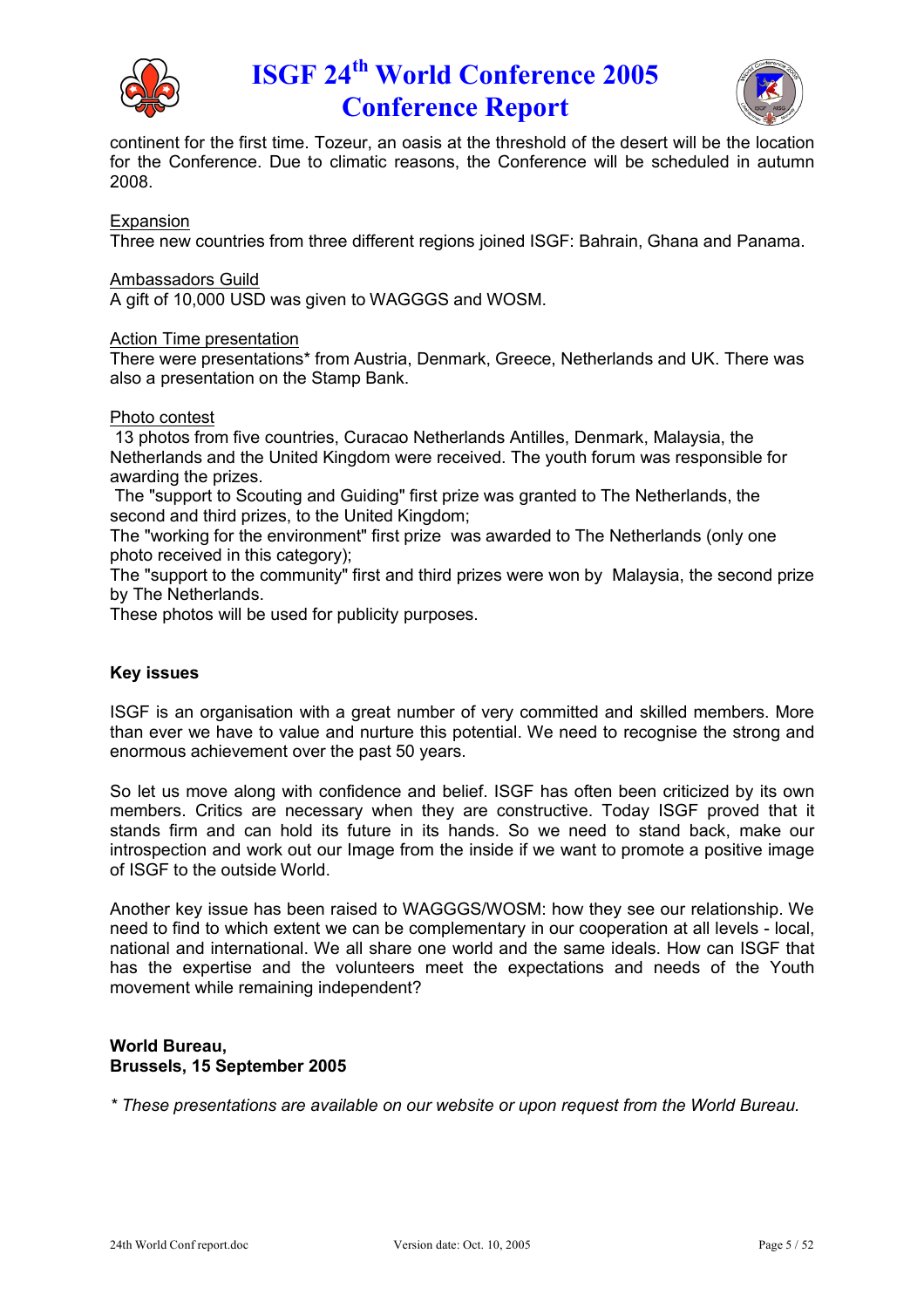continent for the first time. Tozeur, an oasis at the threshold of the desert will be the location for the Conference. Due to climatic reasons, the Conference will be scheduled in autumn 2008.

Expansion

Three new countries from three different regions joined ISGF: Bahrain, Ghana and Panama.

Ambassadors Guild

A gift of 10,000 USD was given to WAGGGS and WOSM.

Action Time presentation

There were presentations* from Austria, Denmark, Greece, Netherlands and UK. There was also a presentation on the Stamp Bank.

Photo contest

13 photos from five countries, Curacao Netherlands Antilles, Denmark, Malaysia, the Netherlands and the United Kingdom were received. The youth forum was responsible for awarding the prizes.

The "support to Scouting and Guiding" first prize was granted to The Netherlands, the second and third prizes, to the United Kingdom;

The "working for the environment" first prize was awarded to The Netherlands (only one photo received in this category);

The "support to the community" first and third prizes were won by Malaysia, the second prize by The Netherlands.

These photos will be used for publicity purposes.

**Key issues**

ISGF is an organisation with a great number of very committed and skilled members. More than ever we have to value and nurture this potential. We need to recognise the strong and enormous achievement over the past 50 years.

So let us move along with confidence and belief. ISGF has often been criticized by its own members. Critics are necessary when they are constructive. Today ISGF proved that it stands firm and can hold its future in its hands. So we need to stand back, make our introspection and work out our Image from the inside if we want to promote a positive image of ISGF to the outside World.

Another key issue has been raised to WAGGGS/WOSM: how they see our relationship. We need to find to which extent we can be complementary in our cooperation at all levels - local, national and international. We all share one world and the same ideals. How can ISGF that has the expertise and the volunteers meet the expectations and needs of the Youth movement while remaining independent?

**World Bureau,**
**Brussels, 15 September 2005**

*\* These presentations are available on our website or upon request from the World Bureau.*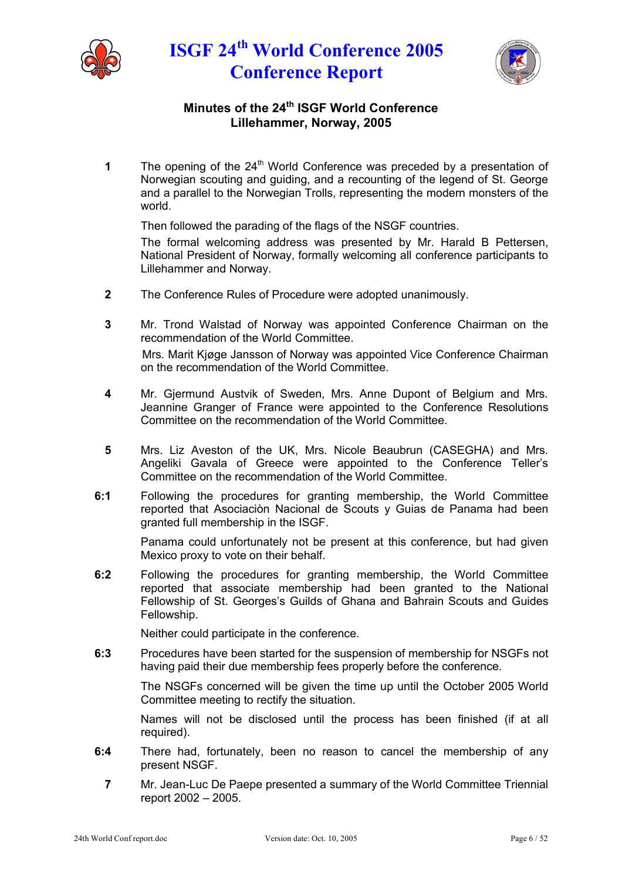## Minutes of the 24th ISGF World Conference
## Lillehammer, Norway, 2005

**1** The opening of the 24th World Conference was preceded by a presentation of Norwegian scouting and guiding, and a recounting of the legend of St. George and a parallel to the Norwegian Trolls, representing the modern monsters of the world.

Then followed the parading of the flags of the NSGF countries.

The formal welcoming address was presented by Mr. Harald B Pettersen, National President of Norway, formally welcoming all conference participants to Lillehammer and Norway.

**2** The Conference Rules of Procedure were adopted unanimously.

**3** Mr. Trond Walstad of Norway was appointed Conference Chairman on the recommendation of the World Committee.

Mrs. Marit Kjøge Jansson of Norway was appointed Vice Conference Chairman on the recommendation of the World Committee.

**4** Mr. Gjermund Austvik of Sweden, Mrs. Anne Dupont of Belgium and Mrs. Jeannine Granger of France were appointed to the Conference Resolutions Committee on the recommendation of the World Committee.

**5** Mrs. Liz Aveston of the UK, Mrs. Nicole Beaubrun (CASEGHA) and Mrs. Angeliki Gavala of Greece were appointed to the Conference Teller's Committee on the recommendation of the World Committee.

**6:1** Following the procedures for granting membership, the World Committee reported that Asociaciòn Nacional de Scouts y Guias de Panama had been granted full membership in the ISGF.

Panama could unfortunately not be present at this conference, but had given Mexico proxy to vote on their behalf.

**6:2** Following the procedures for granting membership, the World Committee reported that associate membership had been granted to the National Fellowship of St. Georges's Guilds of Ghana and Bahrain Scouts and Guides Fellowship.

Neither could participate in the conference.

**6:3** Procedures have been started for the suspension of membership for NSGFs not having paid their due membership fees properly before the conference.

The NSGFs concerned will be given the time up until the October 2005 World Committee meeting to rectify the situation.

Names will not be disclosed until the process has been finished (if at all required).

**6:4** There had, fortunately, been no reason to cancel the membership of any present NSGF.

**7** Mr. Jean-Luc De Paepe presented a summary of the World Committee Triennial report 2002 – 2005.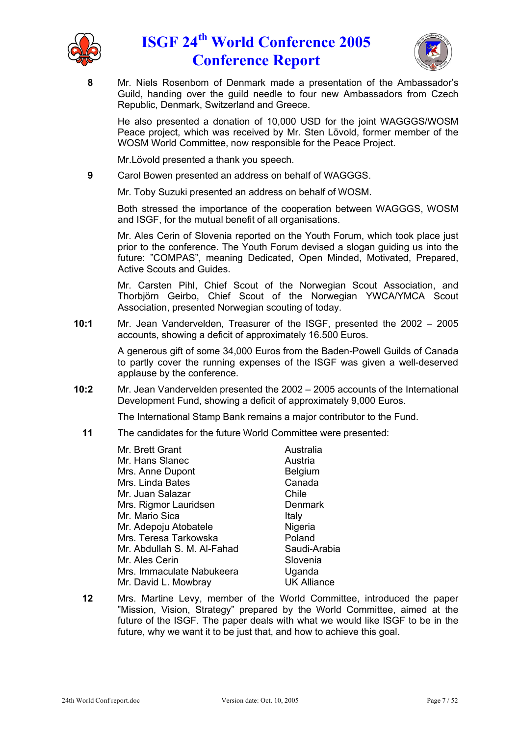**8** Mr. Niels Rosenbom of Denmark made a presentation of the Ambassador's Guild, handing over the guild needle to four new Ambassadors from Czech Republic, Denmark, Switzerland and Greece.

He also presented a donation of 10,000 USD for the joint WAGGGS/WOSM Peace project, which was received by Mr. Sten Lövold, former member of the WOSM World Committee, now responsible for the Peace Project.

Mr.Lövold presented a thank you speech.

**9** Carol Bowen presented an address on behalf of WAGGGS.

Mr. Toby Suzuki presented an address on behalf of WOSM.

Both stressed the importance of the cooperation between WAGGGS, WOSM and ISGF, for the mutual benefit of all organisations.

Mr. Ales Cerin of Slovenia reported on the Youth Forum, which took place just prior to the conference. The Youth Forum devised a slogan guiding us into the future: "COMPAS", meaning Dedicated, Open Minded, Motivated, Prepared, Active Scouts and Guides.

Mr. Carsten Pihl, Chief Scout of the Norwegian Scout Association, and Thorbjörn Geirbo, Chief Scout of the Norwegian YWCA/YMCA Scout Association, presented Norwegian scouting of today.

**10:1** Mr. Jean Vandervelden, Treasurer of the ISGF, presented the 2002 – 2005 accounts, showing a deficit of approximately 16.500 Euros.

A generous gift of some 34,000 Euros from the Baden-Powell Guilds of Canada to partly cover the running expenses of the ISGF was given a well-deserved applause by the conference.

**10:2** Mr. Jean Vandervelden presented the 2002 – 2005 accounts of the International Development Fund, showing a deficit of approximately 9,000 Euros.

The International Stamp Bank remains a major contributor to the Fund.

**11** The candidates for the future World Committee were presented:

| | |
|---|---|
| Mr. Brett Grant | Australia |
| Mr. Hans Slanec | Austria |
| Mrs. Anne Dupont | Belgium |
| Mrs. Linda Bates | Canada |
| Mr. Juan Salazar | Chile |
| Mrs. Rigmor Lauridsen | Denmark |
| Mr. Mario Sica | Italy |
| Mr. Adepoju Atobatele | Nigeria |
| Mrs. Teresa Tarkowska | Poland |
| Mr. Abdullah S. M. Al-Fahad | Saudi-Arabia |
| Mr. Ales Cerin | Slovenia |
| Mrs. Immaculate Nabukeera | Uganda |
| Mr. David L. Mowbray | UK Alliance |

**12** Mrs. Martine Levy, member of the World Committee, introduced the paper "Mission, Vision, Strategy" prepared by the World Committee, aimed at the future of the ISGF. The paper deals with what we would like ISGF to be in the future, why we want it to be just that, and how to achieve this goal.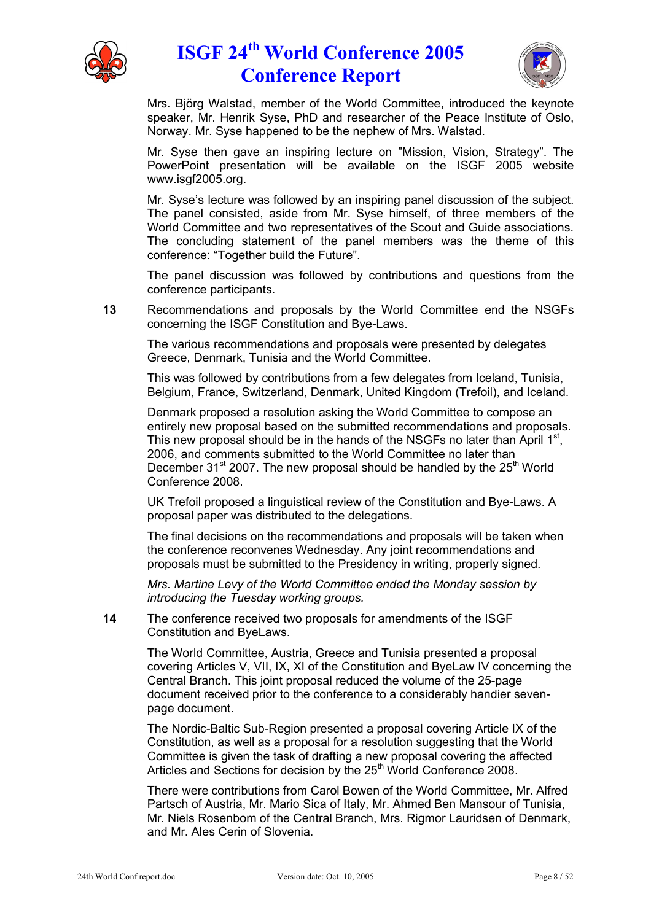Mrs. Björg Walstad, member of the World Committee, introduced the keynote speaker, Mr. Henrik Syse, PhD and researcher of the Peace Institute of Oslo, Norway. Mr. Syse happened to be the nephew of Mrs. Walstad.

Mr. Syse then gave an inspiring lecture on "Mission, Vision, Strategy". The PowerPoint presentation will be available on the ISGF 2005 website www.isgf2005.org.

Mr. Syse's lecture was followed by an inspiring panel discussion of the subject. The panel consisted, aside from Mr. Syse himself, of three members of the World Committee and two representatives of the Scout and Guide associations. The concluding statement of the panel members was the theme of this conference: "Together build the Future".

The panel discussion was followed by contributions and questions from the conference participants.

**13** Recommendations and proposals by the World Committee end the NSGFs concerning the ISGF Constitution and Bye-Laws.

The various recommendations and proposals were presented by delegates Greece, Denmark, Tunisia and the World Committee.

This was followed by contributions from a few delegates from Iceland, Tunisia, Belgium, France, Switzerland, Denmark, United Kingdom (Trefoil), and Iceland.

Denmark proposed a resolution asking the World Committee to compose an entirely new proposal based on the submitted recommendations and proposals. This new proposal should be in the hands of the NSGFs no later than April 1st, 2006, and comments submitted to the World Committee no later than December 31st 2007. The new proposal should be handled by the 25th World Conference 2008.

UK Trefoil proposed a linguistical review of the Constitution and Bye-Laws. A proposal paper was distributed to the delegations.

The final decisions on the recommendations and proposals will be taken when the conference reconvenes Wednesday. Any joint recommendations and proposals must be submitted to the Presidency in writing, properly signed.

*Mrs. Martine Levy of the World Committee ended the Monday session by introducing the Tuesday working groups.*

**14** The conference received two proposals for amendments of the ISGF Constitution and ByeLaws.

The World Committee, Austria, Greece and Tunisia presented a proposal covering Articles V, VII, IX, XI of the Constitution and ByeLaw IV concerning the Central Branch. This joint proposal reduced the volume of the 25-page document received prior to the conference to a considerably handier seven-page document.

The Nordic-Baltic Sub-Region presented a proposal covering Article IX of the Constitution, as well as a proposal for a resolution suggesting that the World Committee is given the task of drafting a new proposal covering the affected Articles and Sections for decision by the 25th World Conference 2008.

There were contributions from Carol Bowen of the World Committee, Mr. Alfred Partsch of Austria, Mr. Mario Sica of Italy, Mr. Ahmed Ben Mansour of Tunisia, Mr. Niels Rosenbom of the Central Branch, Mrs. Rigmor Lauridsen of Denmark, and Mr. Ales Cerin of Slovenia.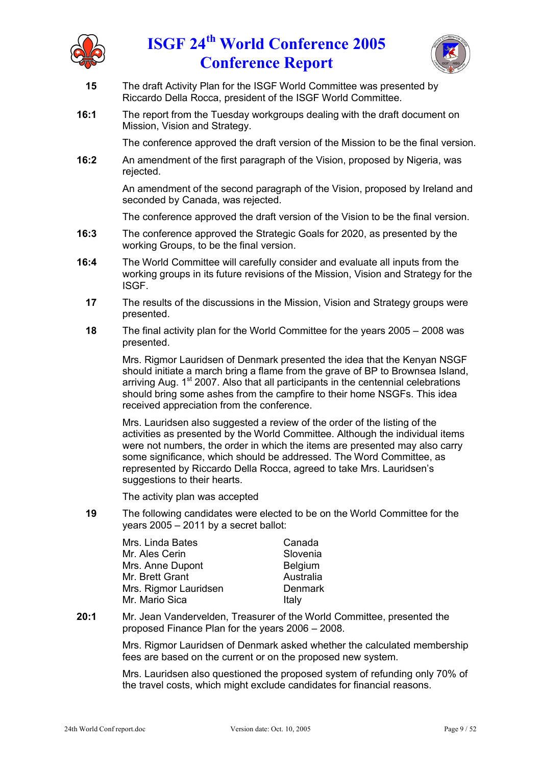**15** The draft Activity Plan for the ISGF World Committee was presented by Riccardo Della Rocca, president of the ISGF World Committee.

**16:1** The report from the Tuesday workgroups dealing with the draft document on Mission, Vision and Strategy.

The conference approved the draft version of the Mission to be the final version.

**16:2** An amendment of the first paragraph of the Vision, proposed by Nigeria, was rejected.

An amendment of the second paragraph of the Vision, proposed by Ireland and seconded by Canada, was rejected.

The conference approved the draft version of the Vision to be the final version.

**16:3** The conference approved the Strategic Goals for 2020, as presented by the working Groups, to be the final version.

**16:4** The World Committee will carefully consider and evaluate all inputs from the working groups in its future revisions of the Mission, Vision and Strategy for the ISGF.

**17** The results of the discussions in the Mission, Vision and Strategy groups were presented.

**18** The final activity plan for the World Committee for the years 2005 – 2008 was presented.

Mrs. Rigmor Lauridsen of Denmark presented the idea that the Kenyan NSGF should initiate a march bring a flame from the grave of BP to Brownsea Island, arriving Aug. 1st 2007. Also that all participants in the centennial celebrations should bring some ashes from the campfire to their home NSGFs. This idea received appreciation from the conference.

Mrs. Lauridsen also suggested a review of the order of the listing of the activities as presented by the World Committee. Although the individual items were not numbers, the order in which the items are presented may also carry some significance, which should be addressed. The Word Committee, as represented by Riccardo Della Rocca, agreed to take Mrs. Lauridsen's suggestions to their hearts.

The activity plan was accepted

**19** The following candidates were elected to be on the World Committee for the years 2005 – 2011 by a secret ballot:

| | |
|---|---|
| Mrs. Linda Bates | Canada |
| Mr. Ales Cerin | Slovenia |
| Mrs. Anne Dupont | Belgium |
| Mr. Brett Grant | Australia |
| Mrs. Rigmor Lauridsen | Denmark |
| Mr. Mario Sica | Italy |

**20:1** Mr. Jean Vandervelden, Treasurer of the World Committee, presented the proposed Finance Plan for the years 2006 – 2008.

Mrs. Rigmor Lauridsen of Denmark asked whether the calculated membership fees are based on the current or on the proposed new system.

Mrs. Lauridsen also questioned the proposed system of refunding only 70% of the travel costs, which might exclude candidates for financial reasons.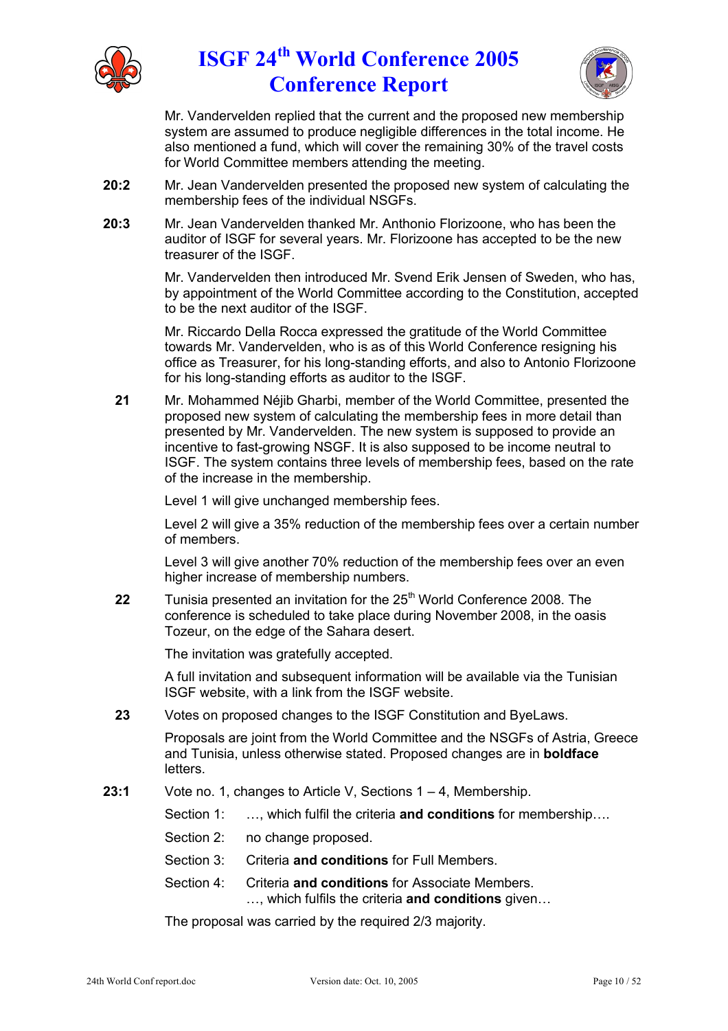Mr. Vandervelden replied that the current and the proposed new membership system are assumed to produce negligible differences in the total income. He also mentioned a fund, which will cover the remaining 30% of the travel costs for World Committee members attending the meeting.

**20:2** Mr. Jean Vandervelden presented the proposed new system of calculating the membership fees of the individual NSGFs.

**20:3** Mr. Jean Vandervelden thanked Mr. Anthonio Florizoone, who has been the auditor of ISGF for several years. Mr. Florizoone has accepted to be the new treasurer of the ISGF.

Mr. Vandervelden then introduced Mr. Svend Erik Jensen of Sweden, who has, by appointment of the World Committee according to the Constitution, accepted to be the next auditor of the ISGF.

Mr. Riccardo Della Rocca expressed the gratitude of the World Committee towards Mr. Vandervelden, who is as of this World Conference resigning his office as Treasurer, for his long-standing efforts, and also to Antonio Florizoone for his long-standing efforts as auditor to the ISGF.

**21** Mr. Mohammed Néjib Gharbi, member of the World Committee, presented the proposed new system of calculating the membership fees in more detail than presented by Mr. Vandervelden. The new system is supposed to provide an incentive to fast-growing NSGF. It is also supposed to be income neutral to ISGF. The system contains three levels of membership fees, based on the rate of the increase in the membership.

Level 1 will give unchanged membership fees.

Level 2 will give a 35% reduction of the membership fees over a certain number of members.

Level 3 will give another 70% reduction of the membership fees over an even higher increase of membership numbers.

**22** Tunisia presented an invitation for the 25th World Conference 2008. The conference is scheduled to take place during November 2008, in the oasis Tozeur, on the edge of the Sahara desert.

The invitation was gratefully accepted.

A full invitation and subsequent information will be available via the Tunisian ISGF website, with a link from the ISGF website.

**23** Votes on proposed changes to the ISGF Constitution and ByeLaws.

Proposals are joint from the World Committee and the NSGFs of Astria, Greece and Tunisia, unless otherwise stated. Proposed changes are in **boldface** letters.

**23:1** Vote no. 1, changes to Article V, Sections 1 – 4, Membership.

Section 1: …, which fulfil the criteria **and conditions** for membership….

Section 2: no change proposed.

Section 3: Criteria **and conditions** for Full Members.

Section 4: Criteria **and conditions** for Associate Members.
…, which fulfils the criteria **and conditions** given…

The proposal was carried by the required 2/3 majority.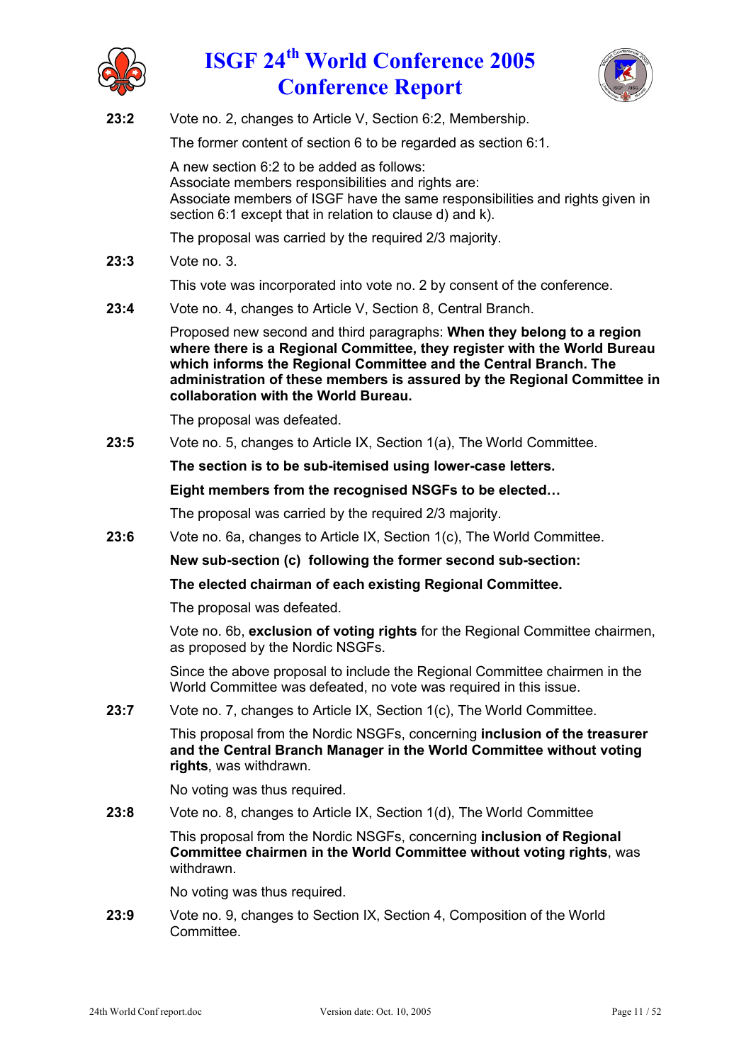**23:2** Vote no. 2, changes to Article V, Section 6:2, Membership.

The former content of section 6 to be regarded as section 6:1.

A new section 6:2 to be added as follows:
Associate members responsibilities and rights are:
Associate members of ISGF have the same responsibilities and rights given in section 6:1 except that in relation to clause d) and k).

The proposal was carried by the required 2/3 majority.

**23:3** Vote no. 3.

This vote was incorporated into vote no. 2 by consent of the conference.

**23:4** Vote no. 4, changes to Article V, Section 8, Central Branch.

Proposed new second and third paragraphs: **When they belong to a region where there is a Regional Committee, they register with the World Bureau which informs the Regional Committee and the Central Branch. The administration of these members is assured by the Regional Committee in collaboration with the World Bureau.**

The proposal was defeated.

**23:5** Vote no. 5, changes to Article IX, Section 1(a), The World Committee.

**The section is to be sub-itemised using lower-case letters.**

**Eight members from the recognised NSGFs to be elected…**

The proposal was carried by the required 2/3 majority.

**23:6** Vote no. 6a, changes to Article IX, Section 1(c), The World Committee.

**New sub-section (c) following the former second sub-section:**

**The elected chairman of each existing Regional Committee.**

The proposal was defeated.

Vote no. 6b, **exclusion of voting rights** for the Regional Committee chairmen, as proposed by the Nordic NSGFs.

Since the above proposal to include the Regional Committee chairmen in the World Committee was defeated, no vote was required in this issue.

**23:7** Vote no. 7, changes to Article IX, Section 1(c), The World Committee.

This proposal from the Nordic NSGFs, concerning **inclusion of the treasurer and the Central Branch Manager in the World Committee without voting rights**, was withdrawn.

No voting was thus required.

**23:8** Vote no. 8, changes to Article IX, Section 1(d), The World Committee

This proposal from the Nordic NSGFs, concerning **inclusion of Regional Committee chairmen in the World Committee without voting rights**, was withdrawn.

No voting was thus required.

**23:9** Vote no. 9, changes to Section IX, Section 4, Composition of the World Committee.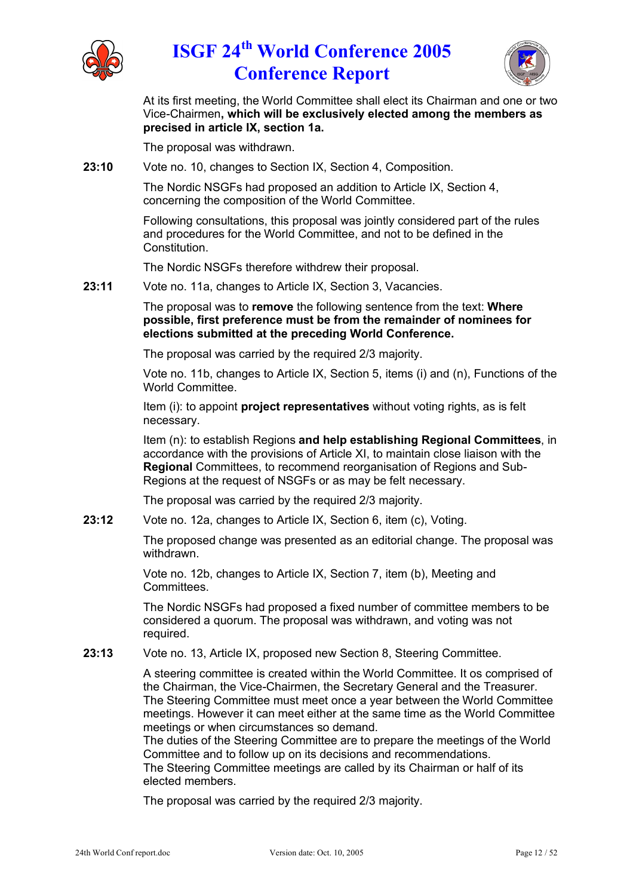At its first meeting, the World Committee shall elect its Chairman and one or two Vice-Chairmen**, which will be exclusively elected among the members as precised in article IX, section 1a.**

The proposal was withdrawn.

**23:10** Vote no. 10, changes to Section IX, Section 4, Composition.

The Nordic NSGFs had proposed an addition to Article IX, Section 4, concerning the composition of the World Committee.

Following consultations, this proposal was jointly considered part of the rules and procedures for the World Committee, and not to be defined in the Constitution.

The Nordic NSGFs therefore withdrew their proposal.

**23:11** Vote no. 11a, changes to Article IX, Section 3, Vacancies.

The proposal was to **remove** the following sentence from the text: **Where possible, first preference must be from the remainder of nominees for elections submitted at the preceding World Conference.**

The proposal was carried by the required 2/3 majority.

Vote no. 11b, changes to Article IX, Section 5, items (i) and (n), Functions of the World Committee.

Item (i): to appoint **project representatives** without voting rights, as is felt necessary.

Item (n): to establish Regions **and help establishing Regional Committees**, in accordance with the provisions of Article XI, to maintain close liaison with the **Regional** Committees, to recommend reorganisation of Regions and Sub-Regions at the request of NSGFs or as may be felt necessary.

The proposal was carried by the required 2/3 majority.

**23:12** Vote no. 12a, changes to Article IX, Section 6, item (c), Voting.

The proposed change was presented as an editorial change. The proposal was withdrawn.

Vote no. 12b, changes to Article IX, Section 7, item (b), Meeting and Committees.

The Nordic NSGFs had proposed a fixed number of committee members to be considered a quorum. The proposal was withdrawn, and voting was not required.

**23:13** Vote no. 13, Article IX, proposed new Section 8, Steering Committee.

A steering committee is created within the World Committee. It os comprised of the Chairman, the Vice-Chairmen, the Secretary General and the Treasurer.
The Steering Committee must meet once a year between the World Committee meetings. However it can meet either at the same time as the World Committee meetings or when circumstances so demand.
The duties of the Steering Committee are to prepare the meetings of the World Committee and to follow up on its decisions and recommendations.
The Steering Committee meetings are called by its Chairman or half of its elected members.

The proposal was carried by the required 2/3 majority.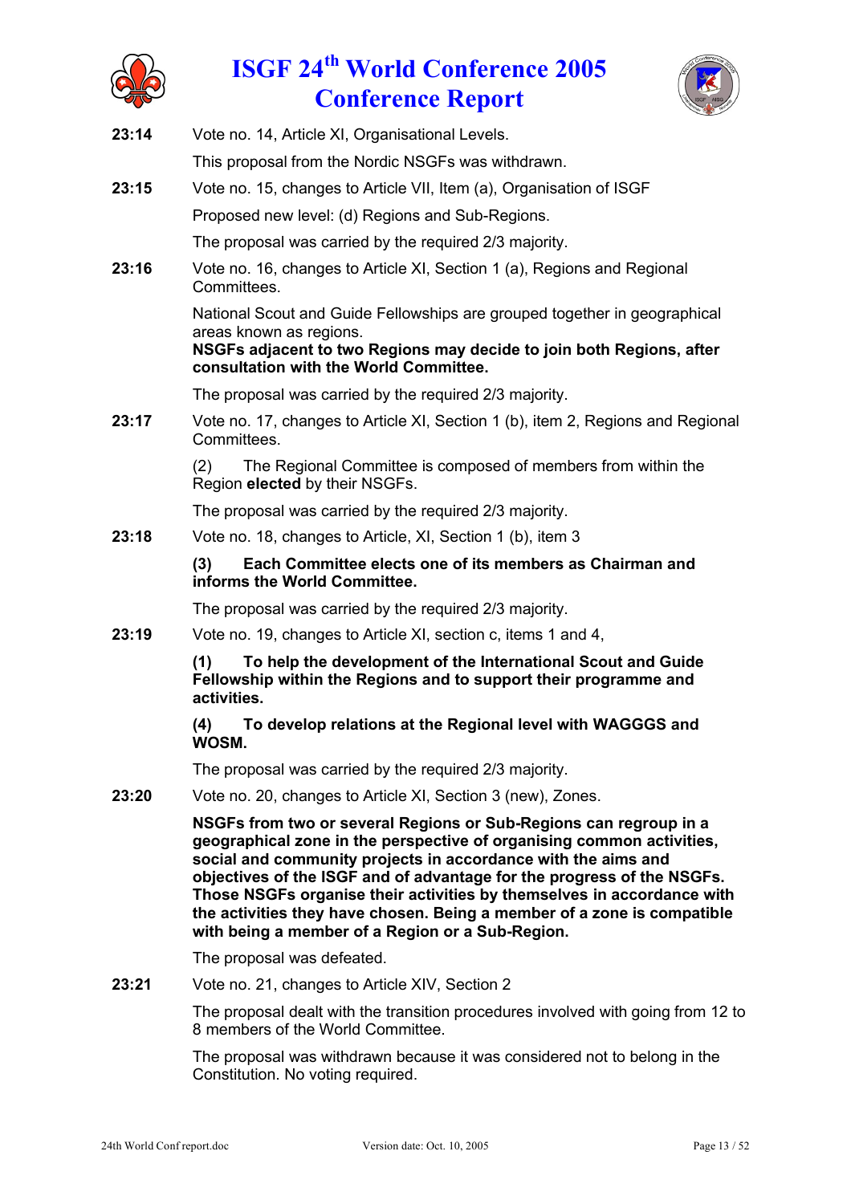**23:14** Vote no. 14, Article XI, Organisational Levels.

This proposal from the Nordic NSGFs was withdrawn.

**23:15** Vote no. 15, changes to Article VII, Item (a), Organisation of ISGF

Proposed new level: (d) Regions and Sub-Regions.

The proposal was carried by the required 2/3 majority.

**23:16** Vote no. 16, changes to Article XI, Section 1 (a), Regions and Regional Committees.

National Scout and Guide Fellowships are grouped together in geographical areas known as regions.
**NSGFs adjacent to two Regions may decide to join both Regions, after consultation with the World Committee.**

The proposal was carried by the required 2/3 majority.

**23:17** Vote no. 17, changes to Article XI, Section 1 (b), item 2, Regions and Regional Committees.

(2) The Regional Committee is composed of members from within the Region **elected** by their NSGFs.

The proposal was carried by the required 2/3 majority.

**23:18** Vote no. 18, changes to Article, XI, Section 1 (b), item 3

**(3) Each Committee elects one of its members as Chairman and informs the World Committee.**

The proposal was carried by the required 2/3 majority.

**23:19** Vote no. 19, changes to Article XI, section c, items 1 and 4,

**(1) To help the development of the International Scout and Guide Fellowship within the Regions and to support their programme and activities.**

**(4) To develop relations at the Regional level with WAGGGS and WOSM.**

The proposal was carried by the required 2/3 majority.

**23:20** Vote no. 20, changes to Article XI, Section 3 (new), Zones.

**NSGFs from two or several Regions or Sub-Regions can regroup in a geographical zone in the perspective of organising common activities, social and community projects in accordance with the aims and objectives of the ISGF and of advantage for the progress of the NSGFs. Those NSGFs organise their activities by themselves in accordance with the activities they have chosen. Being a member of a zone is compatible with being a member of a Region or a Sub-Region.**

The proposal was defeated.

**23:21** Vote no. 21, changes to Article XIV, Section 2

The proposal dealt with the transition procedures involved with going from 12 to 8 members of the World Committee.

The proposal was withdrawn because it was considered not to belong in the Constitution. No voting required.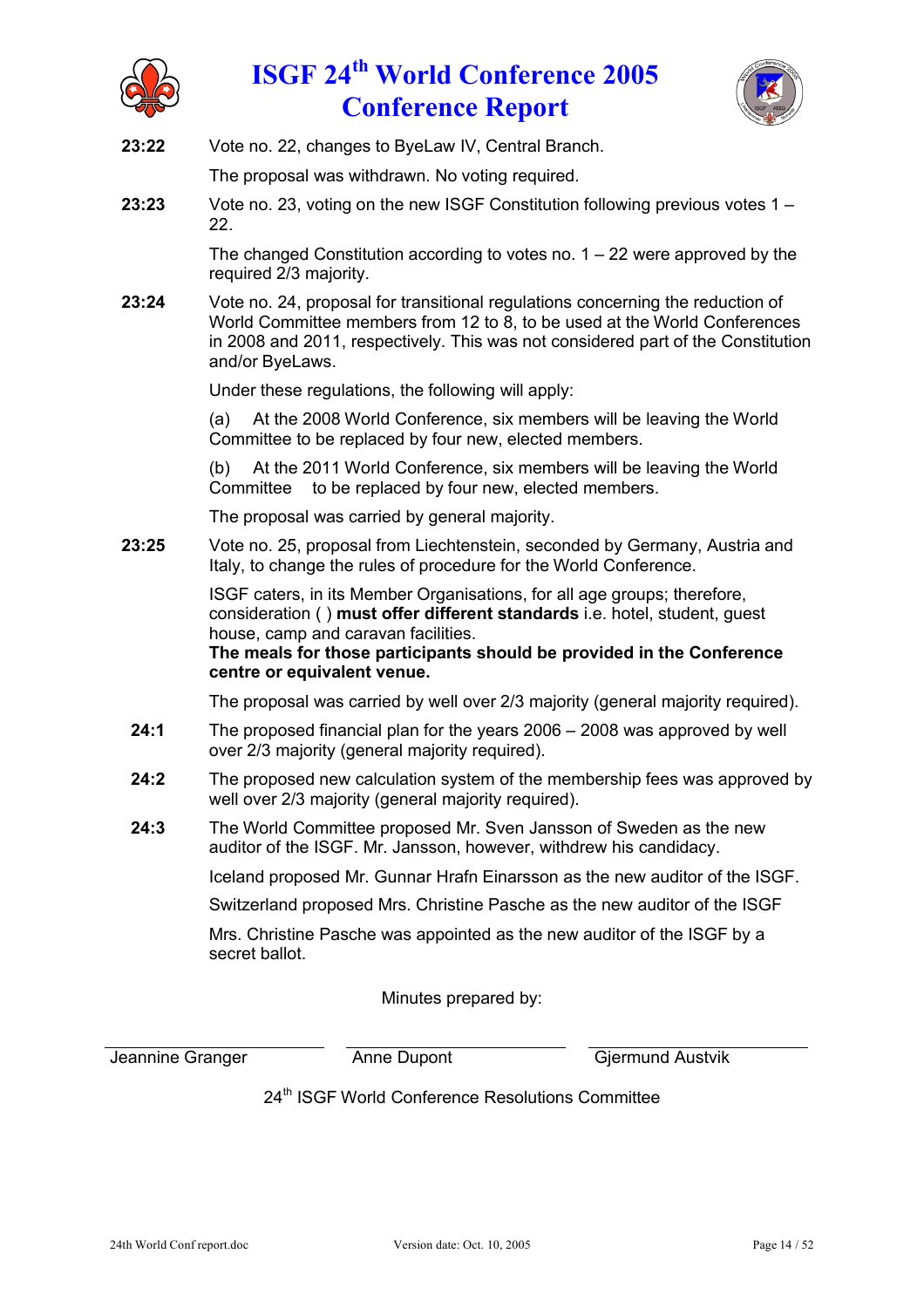**23:22** Vote no. 22, changes to ByeLaw IV, Central Branch.

The proposal was withdrawn. No voting required.

**23:23** Vote no. 23, voting on the new ISGF Constitution following previous votes 1 – 22.

The changed Constitution according to votes no. 1 – 22 were approved by the required 2/3 majority.

**23:24** Vote no. 24, proposal for transitional regulations concerning the reduction of World Committee members from 12 to 8, to be used at the World Conferences in 2008 and 2011, respectively. This was not considered part of the Constitution and/or ByeLaws.

Under these regulations, the following will apply:

(a) At the 2008 World Conference, six members will be leaving the World Committee to be replaced by four new, elected members.

(b) At the 2011 World Conference, six members will be leaving the World Committee to be replaced by four new, elected members.

The proposal was carried by general majority.

**23:25** Vote no. 25, proposal from Liechtenstein, seconded by Germany, Austria and Italy, to change the rules of procedure for the World Conference.

ISGF caters, in its Member Organisations, for all age groups; therefore, consideration ( ) **must offer different standards** i.e. hotel, student, guest house, camp and caravan facilities.
**The meals for those participants should be provided in the Conference centre or equivalent venue.**

The proposal was carried by well over 2/3 majority (general majority required).

**24:1** The proposed financial plan for the years 2006 – 2008 was approved by well over 2/3 majority (general majority required).

**24:2** The proposed new calculation system of the membership fees was approved by well over 2/3 majority (general majority required).

**24:3** The World Committee proposed Mr. Sven Jansson of Sweden as the new auditor of the ISGF. Mr. Jansson, however, withdrew his candidacy.

Iceland proposed Mr. Gunnar Hrafn Einarsson as the new auditor of the ISGF.

Switzerland proposed Mrs. Christine Pasche as the new auditor of the ISGF

Mrs. Christine Pasche was appointed as the new auditor of the ISGF by a secret ballot.

Minutes prepared by:

| Jeannine Granger | Anne Dupont | Gjermund Austvik |
|---|---|---|

24th ISGF World Conference Resolutions Committee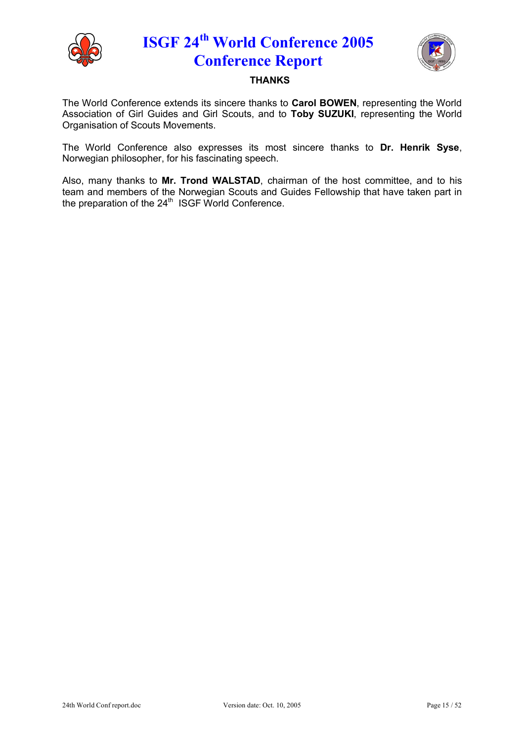## THANKS

The World Conference extends its sincere thanks to **Carol BOWEN**, representing the World Association of Girl Guides and Girl Scouts, and to **Toby SUZUKI**, representing the World Organisation of Scouts Movements.

The World Conference also expresses its most sincere thanks to **Dr. Henrik Syse**, Norwegian philosopher, for his fascinating speech.

Also, many thanks to **Mr. Trond WALSTAD**, chairman of the host committee, and to his team and members of the Norwegian Scouts and Guides Fellowship that have taken part in the preparation of the 24th ISGF World Conference.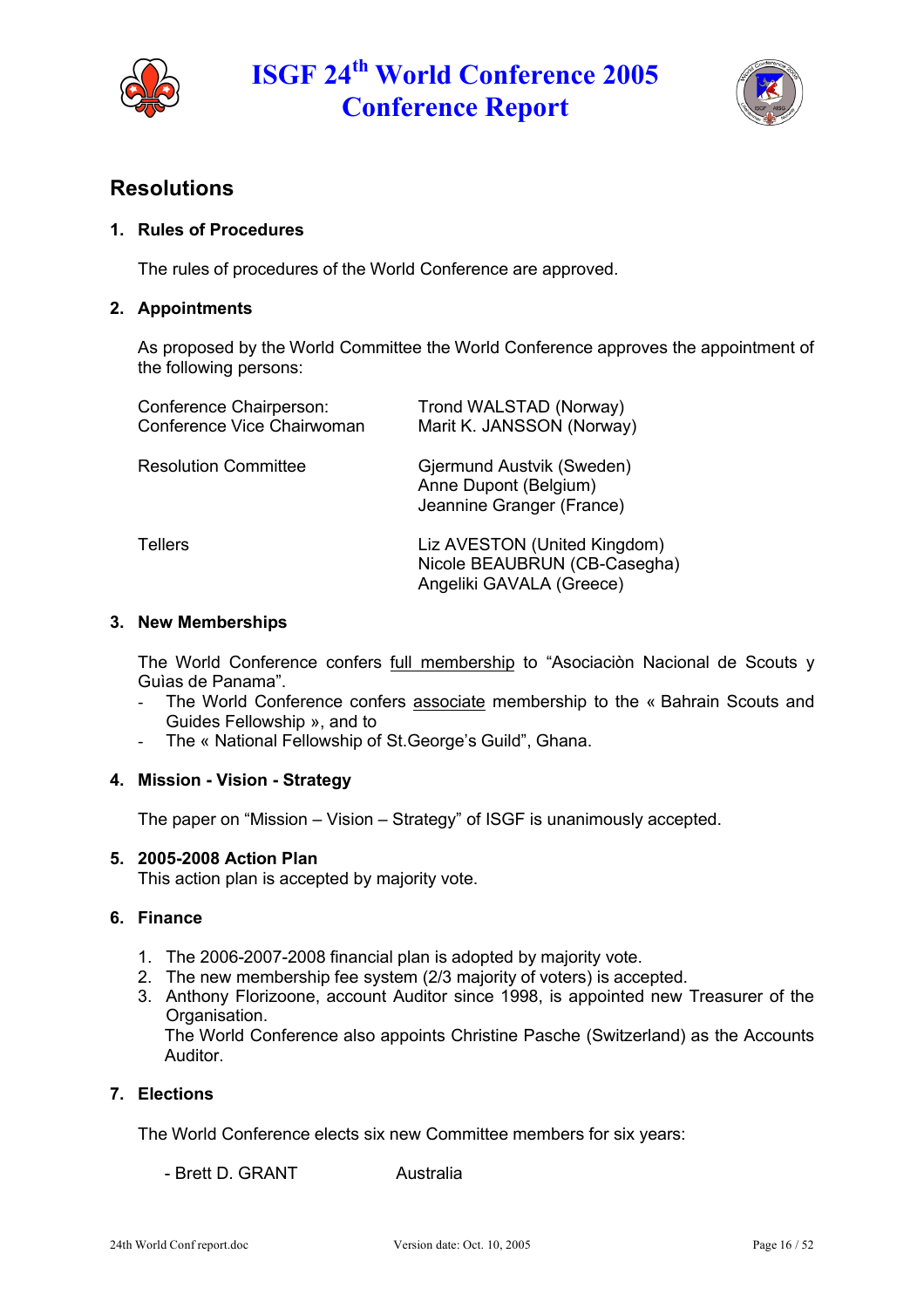## Resolutions

### 1. Rules of Procedures

The rules of procedures of the World Conference are approved.

### 2. Appointments

As proposed by the World Committee the World Conference approves the appointment of the following persons:

| | |
|---|---|
| Conference Chairperson:<br>Conference Vice Chairwoman | Trond WALSTAD (Norway)<br>Marit K. JANSSON (Norway) |
| Resolution Committee | Gjermund Austvik (Sweden)<br>Anne Dupont (Belgium)<br>Jeannine Granger (France) |
| Tellers | Liz AVESTON (United Kingdom)<br>Nicole BEAUBRUN (CB-Casegha)<br>Angeliki GAVALA (Greece) |

### 3. New Memberships

The World Conference confers <u>full membership</u> to “Asociaciòn Nacional de Scouts y Guìas de Panama”.

- The World Conference confers <u>associate</u> membership to the « Bahrain Scouts and Guides Fellowship », and to
- The « National Fellowship of St.George’s Guild”, Ghana.

### 4. Mission - Vision - Strategy

The paper on “Mission – Vision – Strategy” of ISGF is unanimously accepted.

### 5. 2005-2008 Action Plan

This action plan is accepted by majority vote.

### 6. Finance

1. The 2006-2007-2008 financial plan is adopted by majority vote.
2. The new membership fee system (2/3 majority of voters) is accepted.
3. Anthony Florizoone, account Auditor since 1998, is appointed new Treasurer of the Organisation.
   The World Conference also appoints Christine Pasche (Switzerland) as the Accounts Auditor.

### 7. Elections

The World Conference elects six new Committee members for six years:

- Brett D. GRANT Australia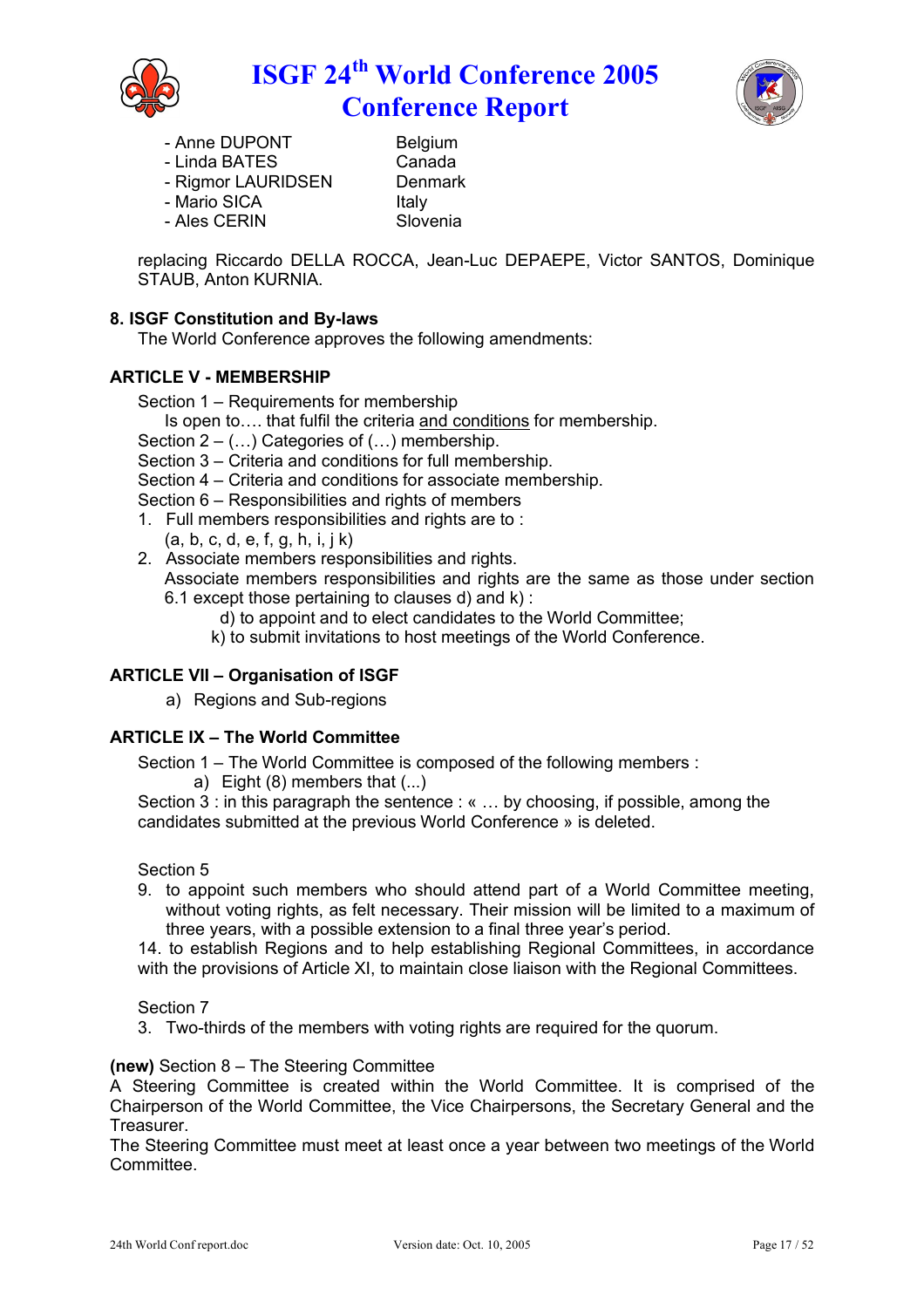- Anne DUPONT — Belgium
- Linda BATES — Canada
- Rigmor LAURIDSEN — Denmark
- Mario SICA — Italy
- Ales CERIN — Slovenia

replacing Riccardo DELLA ROCCA, Jean-Luc DEPAEPE, Victor SANTOS, Dominique STAUB, Anton KURNIA.

**8. ISGF Constitution and By-laws**

The World Conference approves the following amendments:

**ARTICLE V - MEMBERSHIP**

Section 1 – Requirements for membership

Is open to…. that fulfil the criteria and conditions for membership.

Section 2 – (…) Categories of (…) membership.

Section 3 – Criteria and conditions for full membership.

Section 4 – Criteria and conditions for associate membership.

Section 6 – Responsibilities and rights of members

1. Full members responsibilities and rights are to :
   (a, b, c, d, e, f, g, h, i, j k)
2. Associate members responsibilities and rights.
   Associate members responsibilities and rights are the same as those under section 6.1 except those pertaining to clauses d) and k) :
   d) to appoint and to elect candidates to the World Committee;
   k) to submit invitations to host meetings of the World Conference.

**ARTICLE VII – Organisation of ISGF**

a) Regions and Sub-regions

**ARTICLE IX – The World Committee**

Section 1 – The World Committee is composed of the following members :

a) Eight (8) members that (...)

Section 3 : in this paragraph the sentence : « … by choosing, if possible, among the candidates submitted at the previous World Conference » is deleted.

Section 5

9. to appoint such members who should attend part of a World Committee meeting, without voting rights, as felt necessary. Their mission will be limited to a maximum of three years, with a possible extension to a final three year's period.

14. to establish Regions and to help establishing Regional Committees, in accordance with the provisions of Article XI, to maintain close liaison with the Regional Committees.

Section 7

3. Two-thirds of the members with voting rights are required for the quorum.

**(new)** Section 8 – The Steering Committee

A Steering Committee is created within the World Committee. It is comprised of the Chairperson of the World Committee, the Vice Chairpersons, the Secretary General and the Treasurer.

The Steering Committee must meet at least once a year between two meetings of the World Committee.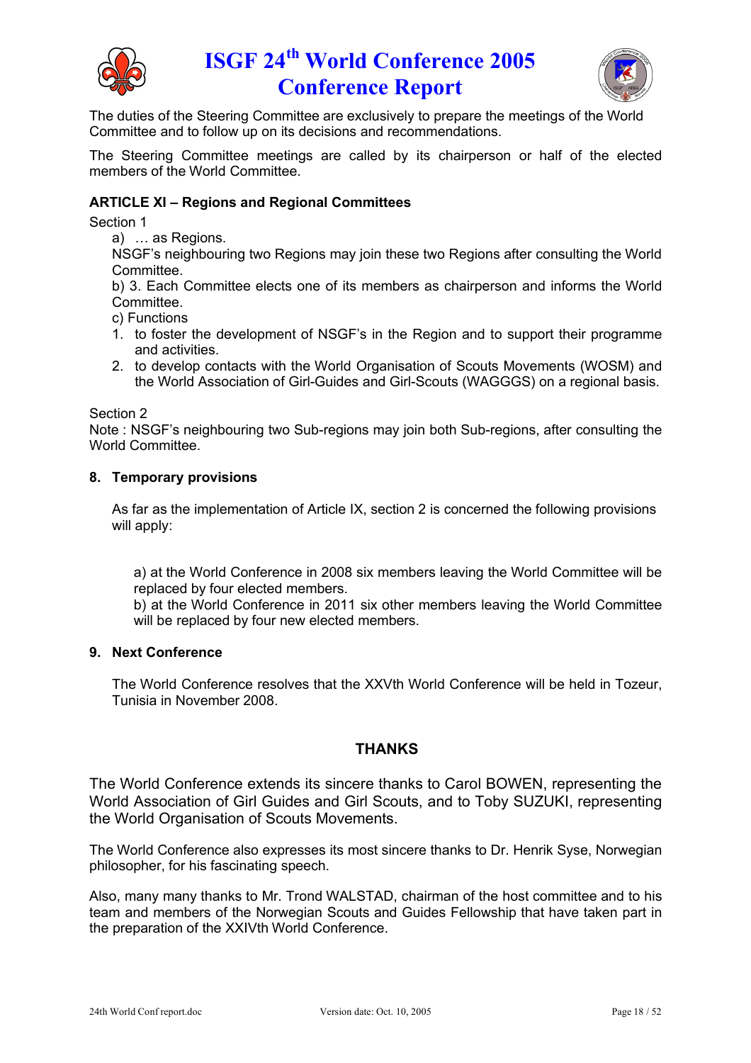The duties of the Steering Committee are exclusively to prepare the meetings of the World Committee and to follow up on its decisions and recommendations.

The Steering Committee meetings are called by its chairperson or half of the elected members of the World Committee.

**ARTICLE XI – Regions and Regional Committees**

Section 1

a) … as Regions.

NSGF's neighbouring two Regions may join these two Regions after consulting the World Committee.

b) 3. Each Committee elects one of its members as chairperson and informs the World Committee.

c) Functions

1. to foster the development of NSGF's in the Region and to support their programme and activities.
2. to develop contacts with the World Organisation of Scouts Movements (WOSM) and the World Association of Girl-Guides and Girl-Scouts (WAGGGS) on a regional basis.

Section 2

Note : NSGF's neighbouring two Sub-regions may join both Sub-regions, after consulting the World Committee.

### 8. Temporary provisions

As far as the implementation of Article IX, section 2 is concerned the following provisions will apply:

a) at the World Conference in 2008 six members leaving the World Committee will be replaced by four elected members.

b) at the World Conference in 2011 six other members leaving the World Committee will be replaced by four new elected members.

### 9. Next Conference

The World Conference resolves that the XXVth World Conference will be held in Tozeur, Tunisia in November 2008.

## THANKS

The World Conference extends its sincere thanks to Carol BOWEN, representing the World Association of Girl Guides and Girl Scouts, and to Toby SUZUKI, representing the World Organisation of Scouts Movements.

The World Conference also expresses its most sincere thanks to Dr. Henrik Syse, Norwegian philosopher, for his fascinating speech.

Also, many many thanks to Mr. Trond WALSTAD, chairman of the host committee and to his team and members of the Norwegian Scouts and Guides Fellowship that have taken part in the preparation of the XXIVth World Conference.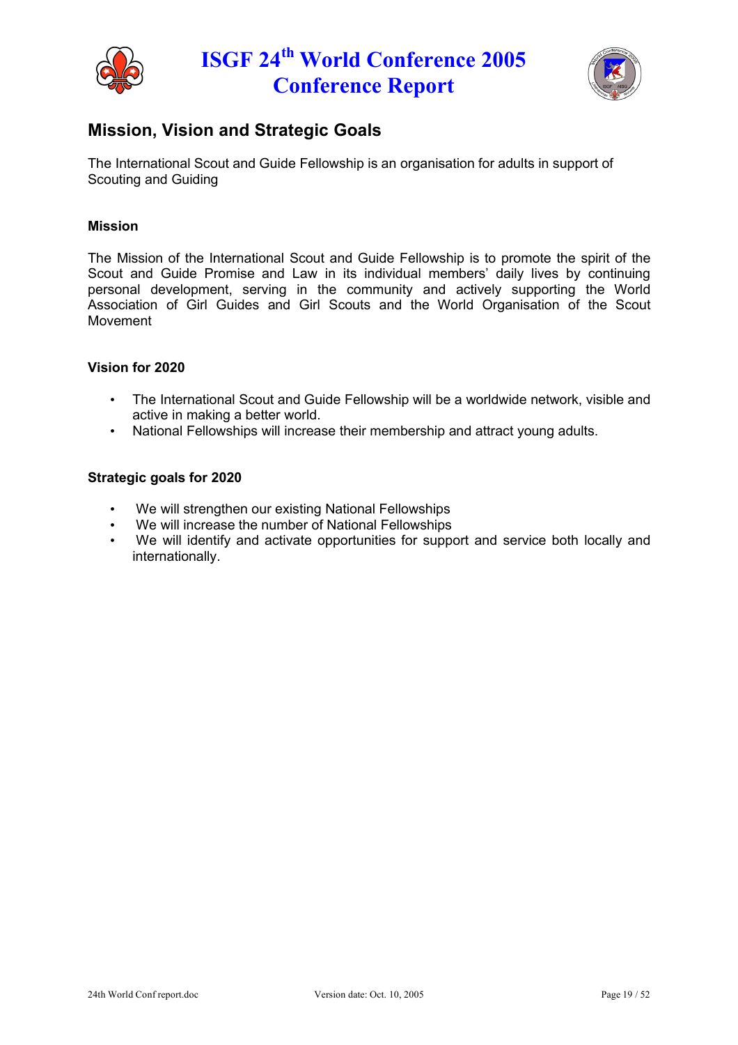## Mission, Vision and Strategic Goals

The International Scout and Guide Fellowship is an organisation for adults in support of Scouting and Guiding

### Mission

The Mission of the International Scout and Guide Fellowship is to promote the spirit of the Scout and Guide Promise and Law in its individual members' daily lives by continuing personal development, serving in the community and actively supporting the World Association of Girl Guides and Girl Scouts and the World Organisation of the Scout Movement

### Vision for 2020

- The International Scout and Guide Fellowship will be a worldwide network, visible and active in making a better world.
- National Fellowships will increase their membership and attract young adults.

### Strategic goals for 2020

- We will strengthen our existing National Fellowships
- We will increase the number of National Fellowships
- We will identify and activate opportunities for support and service both locally and internationally.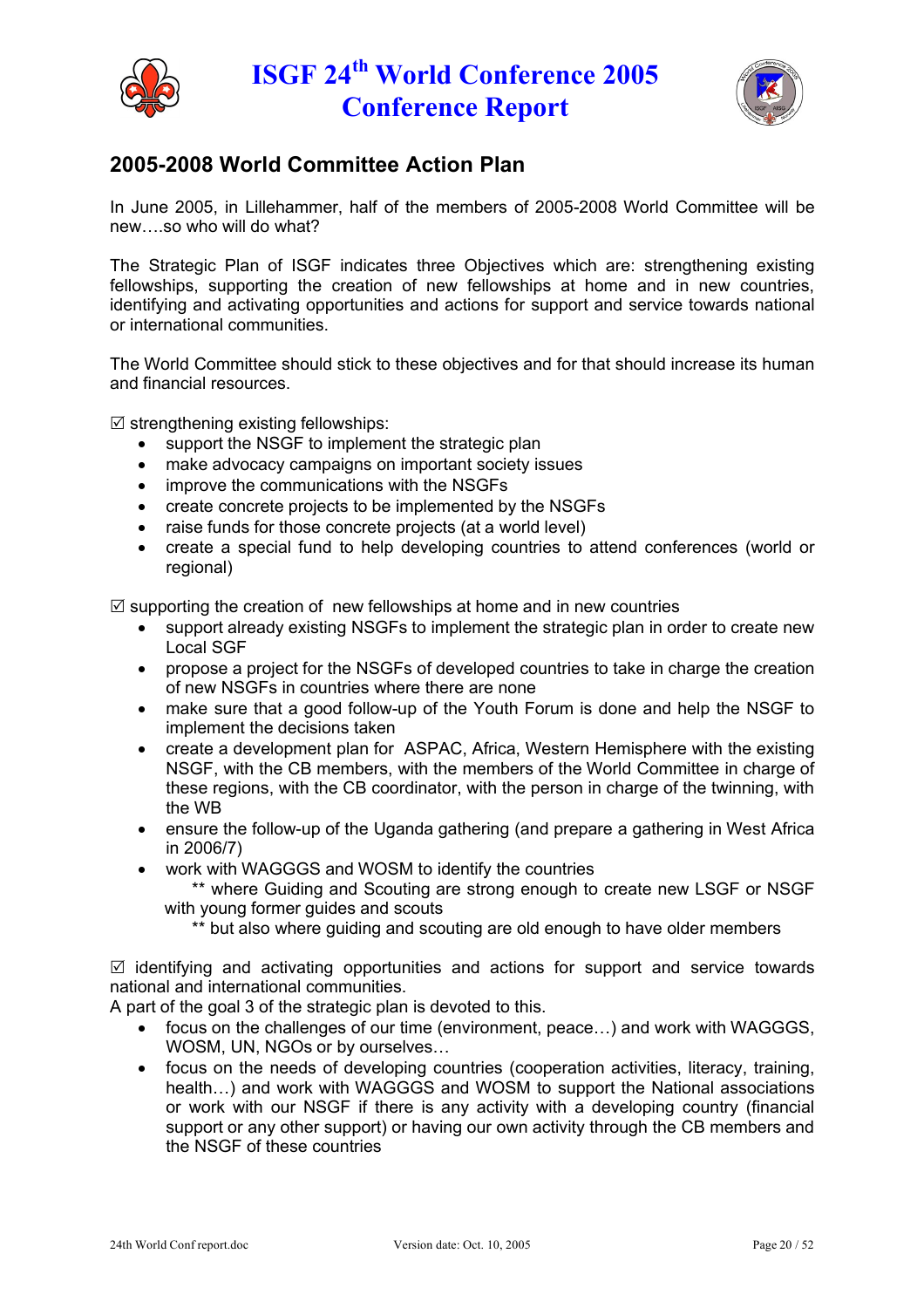## 2005-2008 World Committee Action Plan

In June 2005, in Lillehammer, half of the members of 2005-2008 World Committee will be new….so who will do what?

The Strategic Plan of ISGF indicates three Objectives which are: strengthening existing fellowships, supporting the creation of new fellowships at home and in new countries, identifying and activating opportunities and actions for support and service towards national or international communities.

The World Committee should stick to these objectives and for that should increase its human and financial resources.

☑ strengthening existing fellowships:

- support the NSGF to implement the strategic plan
- make advocacy campaigns on important society issues
- improve the communications with the NSGFs
- create concrete projects to be implemented by the NSGFs
- raise funds for those concrete projects (at a world level)
- create a special fund to help developing countries to attend conferences (world or regional)

☑ supporting the creation of new fellowships at home and in new countries

- support already existing NSGFs to implement the strategic plan in order to create new Local SGF
- propose a project for the NSGFs of developed countries to take in charge the creation of new NSGFs in countries where there are none
- make sure that a good follow-up of the Youth Forum is done and help the NSGF to implement the decisions taken
- create a development plan for ASPAC, Africa, Western Hemisphere with the existing NSGF, with the CB members, with the members of the World Committee in charge of these regions, with the CB coordinator, with the person in charge of the twinning, with the WB
- ensure the follow-up of the Uganda gathering (and prepare a gathering in West Africa in 2006/7)
- work with WAGGGS and WOSM to identify the countries
  ** where Guiding and Scouting are strong enough to create new LSGF or NSGF with young former guides and scouts
  ** but also where guiding and scouting are old enough to have older members

☑ identifying and activating opportunities and actions for support and service towards national and international communities.

A part of the goal 3 of the strategic plan is devoted to this.

- focus on the challenges of our time (environment, peace…) and work with WAGGGS, WOSM, UN, NGOs or by ourselves…
- focus on the needs of developing countries (cooperation activities, literacy, training, health…) and work with WAGGGS and WOSM to support the National associations or work with our NSGF if there is any activity with a developing country (financial support or any other support) or having our own activity through the CB members and the NSGF of these countries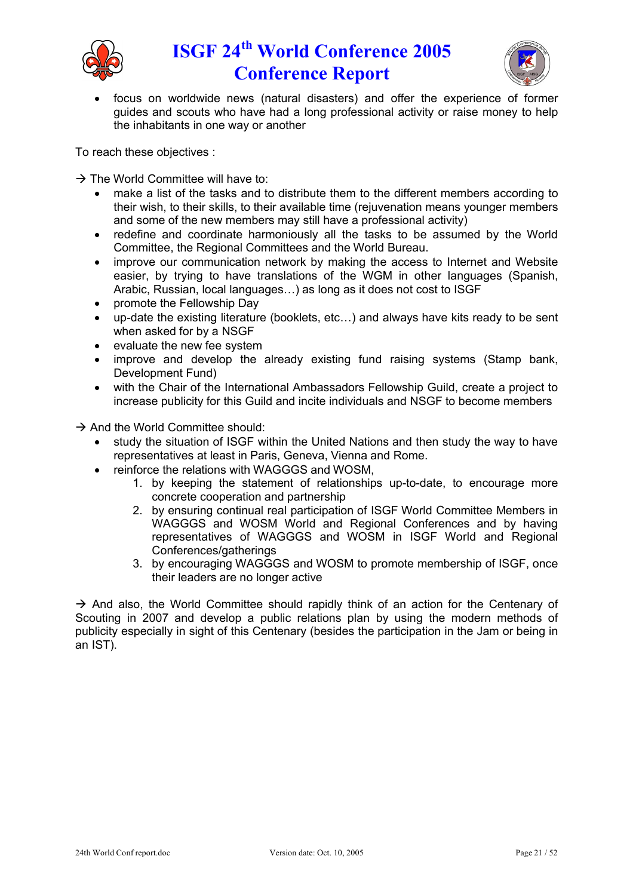- focus on worldwide news (natural disasters) and offer the experience of former guides and scouts who have had a long professional activity or raise money to help the inhabitants in one way or another

To reach these objectives :

→ The World Committee will have to:

- make a list of the tasks and to distribute them to the different members according to their wish, to their skills, to their available time (rejuvenation means younger members and some of the new members may still have a professional activity)
- redefine and coordinate harmoniously all the tasks to be assumed by the World Committee, the Regional Committees and the World Bureau.
- improve our communication network by making the access to Internet and Website easier, by trying to have translations of the WGM in other languages (Spanish, Arabic, Russian, local languages…) as long as it does not cost to ISGF
- promote the Fellowship Day
- up-date the existing literature (booklets, etc…) and always have kits ready to be sent when asked for by a NSGF
- evaluate the new fee system
- improve and develop the already existing fund raising systems (Stamp bank, Development Fund)
- with the Chair of the International Ambassadors Fellowship Guild, create a project to increase publicity for this Guild and incite individuals and NSGF to become members

→ And the World Committee should:

- study the situation of ISGF within the United Nations and then study the way to have representatives at least in Paris, Geneva, Vienna and Rome.
- reinforce the relations with WAGGGS and WOSM,
  1. by keeping the statement of relationships up-to-date, to encourage more concrete cooperation and partnership
  2. by ensuring continual real participation of ISGF World Committee Members in WAGGGS and WOSM World and Regional Conferences and by having representatives of WAGGGS and WOSM in ISGF World and Regional Conferences/gatherings
  3. by encouraging WAGGGS and WOSM to promote membership of ISGF, once their leaders are no longer active

→ And also, the World Committee should rapidly think of an action for the Centenary of Scouting in 2007 and develop a public relations plan by using the modern methods of publicity especially in sight of this Centenary (besides the participation in the Jam or being in an IST).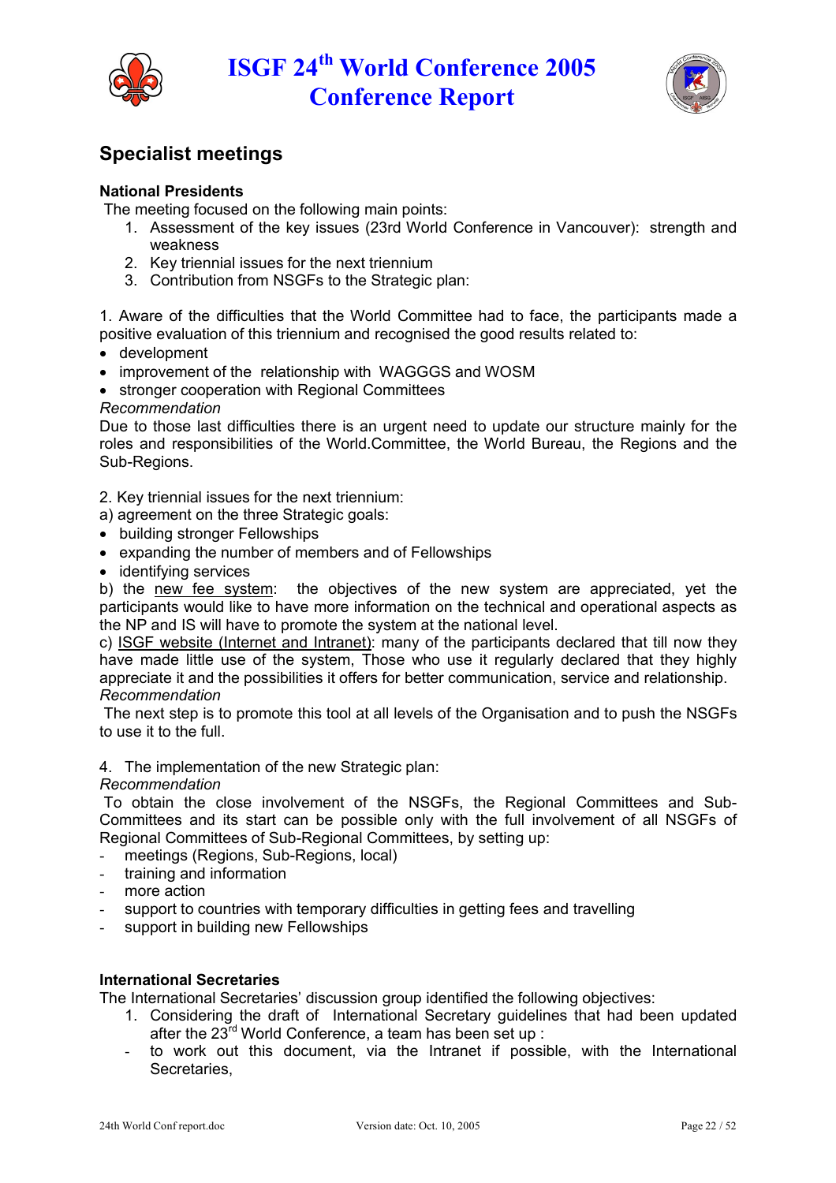## Specialist meetings

**National Presidents**

The meeting focused on the following main points:

1. Assessment of the key issues (23rd World Conference in Vancouver): strength and weakness
2. Key triennial issues for the next triennium
3. Contribution from NSGFs to the Strategic plan:

1. Aware of the difficulties that the World Committee had to face, the participants made a positive evaluation of this triennium and recognised the good results related to:

- development
- improvement of the relationship with WAGGGS and WOSM
- stronger cooperation with Regional Committees

*Recommendation*

Due to those last difficulties there is an urgent need to update our structure mainly for the roles and responsibilities of the World.Committee, the World Bureau, the Regions and the Sub-Regions.

2. Key triennial issues for the next triennium:

a) agreement on the three Strategic goals:

- building stronger Fellowships
- expanding the number of members and of Fellowships
- identifying services

b) the new fee system: the objectives of the new system are appreciated, yet the participants would like to have more information on the technical and operational aspects as the NP and IS will have to promote the system at the national level.

c) ISGF website (Internet and Intranet): many of the participants declared that till now they have made little use of the system, Those who use it regularly declared that they highly appreciate it and the possibilities it offers for better communication, service and relationship.

*Recommendation*

The next step is to promote this tool at all levels of the Organisation and to push the NSGFs to use it to the full.

4. The implementation of the new Strategic plan:

*Recommendation*

To obtain the close involvement of the NSGFs, the Regional Committees and Sub-Committees and its start can be possible only with the full involvement of all NSGFs of Regional Committees of Sub-Regional Committees, by setting up:

- meetings (Regions, Sub-Regions, local)
- training and information
- more action
- support to countries with temporary difficulties in getting fees and travelling
- support in building new Fellowships

**International Secretaries**

The International Secretaries' discussion group identified the following objectives:

1. Considering the draft of International Secretary guidelines that had been updated after the 23rd World Conference, a team has been set up :

- to work out this document, via the Intranet if possible, with the International Secretaries,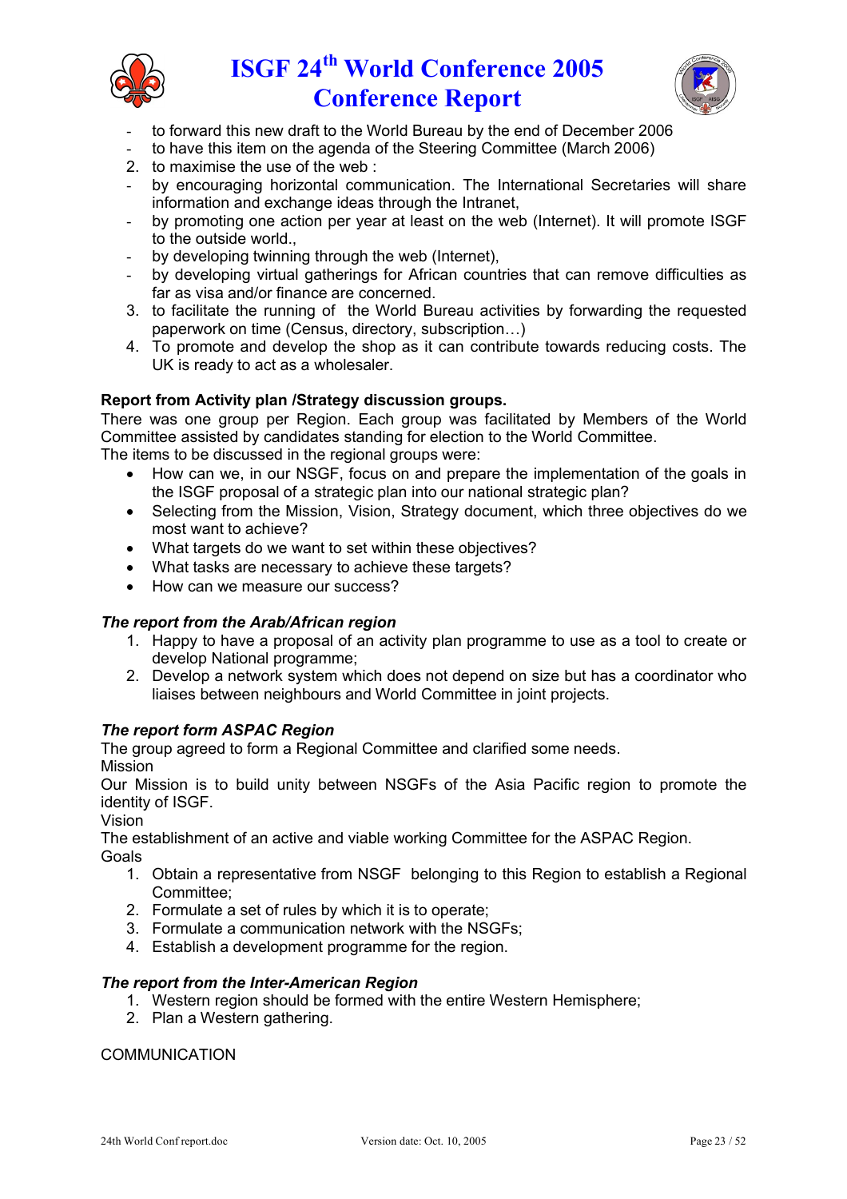- to forward this new draft to the World Bureau by the end of December 2006
- to have this item on the agenda of the Steering Committee (March 2006)

2. to maximise the use of the web :
   - by encouraging horizontal communication. The International Secretaries will share information and exchange ideas through the Intranet,
   - by promoting one action per year at least on the web (Internet). It will promote ISGF to the outside world.,
   - by developing twinning through the web (Internet),
   - by developing virtual gatherings for African countries that can remove difficulties as far as visa and/or finance are concerned.
3. to facilitate the running of the World Bureau activities by forwarding the requested paperwork on time (Census, directory, subscription…)
4. To promote and develop the shop as it can contribute towards reducing costs. The UK is ready to act as a wholesaler.

**Report from Activity plan /Strategy discussion groups.**

There was one group per Region. Each group was facilitated by Members of the World Committee assisted by candidates standing for election to the World Committee.

The items to be discussed in the regional groups were:

- How can we, in our NSGF, focus on and prepare the implementation of the goals in the ISGF proposal of a strategic plan into our national strategic plan?
- Selecting from the Mission, Vision, Strategy document, which three objectives do we most want to achieve?
- What targets do we want to set within these objectives?
- What tasks are necessary to achieve these targets?
- How can we measure our success?

***The report from the Arab/African region***

1. Happy to have a proposal of an activity plan programme to use as a tool to create or develop National programme;
2. Develop a network system which does not depend on size but has a coordinator who liaises between neighbours and World Committee in joint projects.

***The report form ASPAC Region***

The group agreed to form a Regional Committee and clarified some needs.

Mission

Our Mission is to build unity between NSGFs of the Asia Pacific region to promote the identity of ISGF.

Vision

The establishment of an active and viable working Committee for the ASPAC Region.

Goals

1. Obtain a representative from NSGF belonging to this Region to establish a Regional Committee;
2. Formulate a set of rules by which it is to operate;
3. Formulate a communication network with the NSGFs;
4. Establish a development programme for the region.

***The report from the Inter-American Region***

1. Western region should be formed with the entire Western Hemisphere;
2. Plan a Western gathering.

COMMUNICATION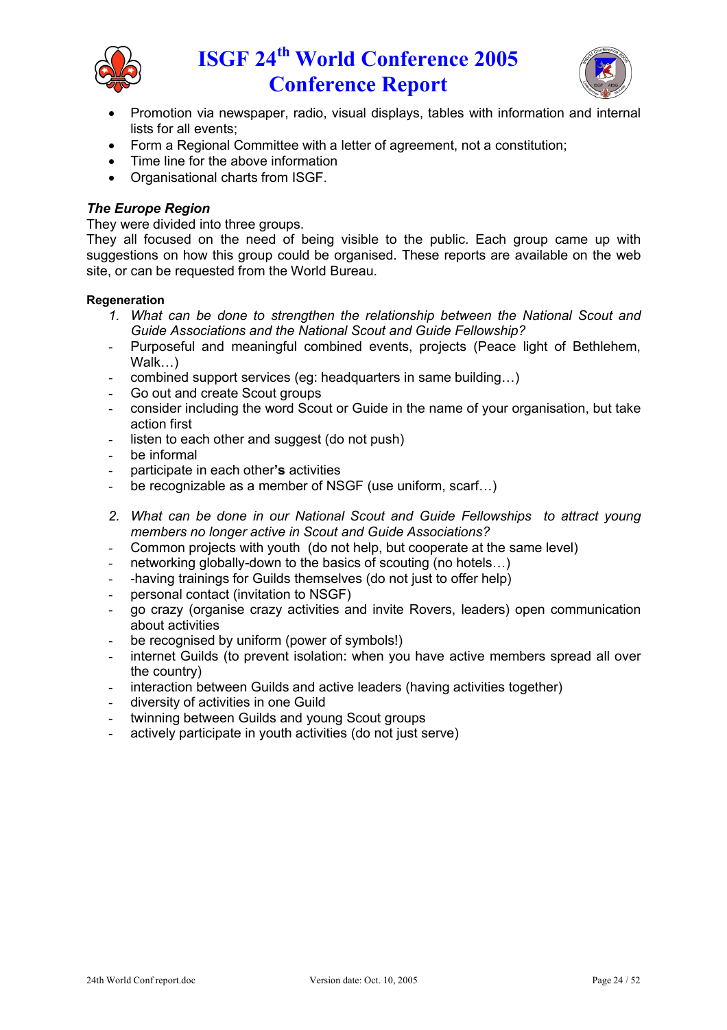- Promotion via newspaper, radio, visual displays, tables with information and internal lists for all events;
- Form a Regional Committee with a letter of agreement, not a constitution;
- Time line for the above information
- Organisational charts from ISGF.

***The Europe Region***

They were divided into three groups.

They all focused on the need of being visible to the public. Each group came up with suggestions on how this group could be organised. These reports are available on the web site, or can be requested from the World Bureau.

**Regeneration**

1. *What can be done to strengthen the relationship between the National Scout and Guide Associations and the National Scout and Guide Fellowship?*

- Purposeful and meaningful combined events, projects (Peace light of Bethlehem, Walk…)
- combined support services (eg: headquarters in same building…)
- Go out and create Scout groups
- consider including the word Scout or Guide in the name of your organisation, but take action first
- listen to each other and suggest (do not push)
- be informal
- participate in each other**'s** activities
- be recognizable as a member of NSGF (use uniform, scarf…)

2. *What can be done in our National Scout and Guide Fellowships to attract young members no longer active in Scout and Guide Associations?*

- Common projects with youth (do not help, but cooperate at the same level)
- networking globally-down to the basics of scouting (no hotels…)
- -having trainings for Guilds themselves (do not just to offer help)
- personal contact (invitation to NSGF)
- go crazy (organise crazy activities and invite Rovers, leaders) open communication about activities
- be recognised by uniform (power of symbols!)
- internet Guilds (to prevent isolation: when you have active members spread all over the country)
- interaction between Guilds and active leaders (having activities together)
- diversity of activities in one Guild
- twinning between Guilds and young Scout groups
- actively participate in youth activities (do not just serve)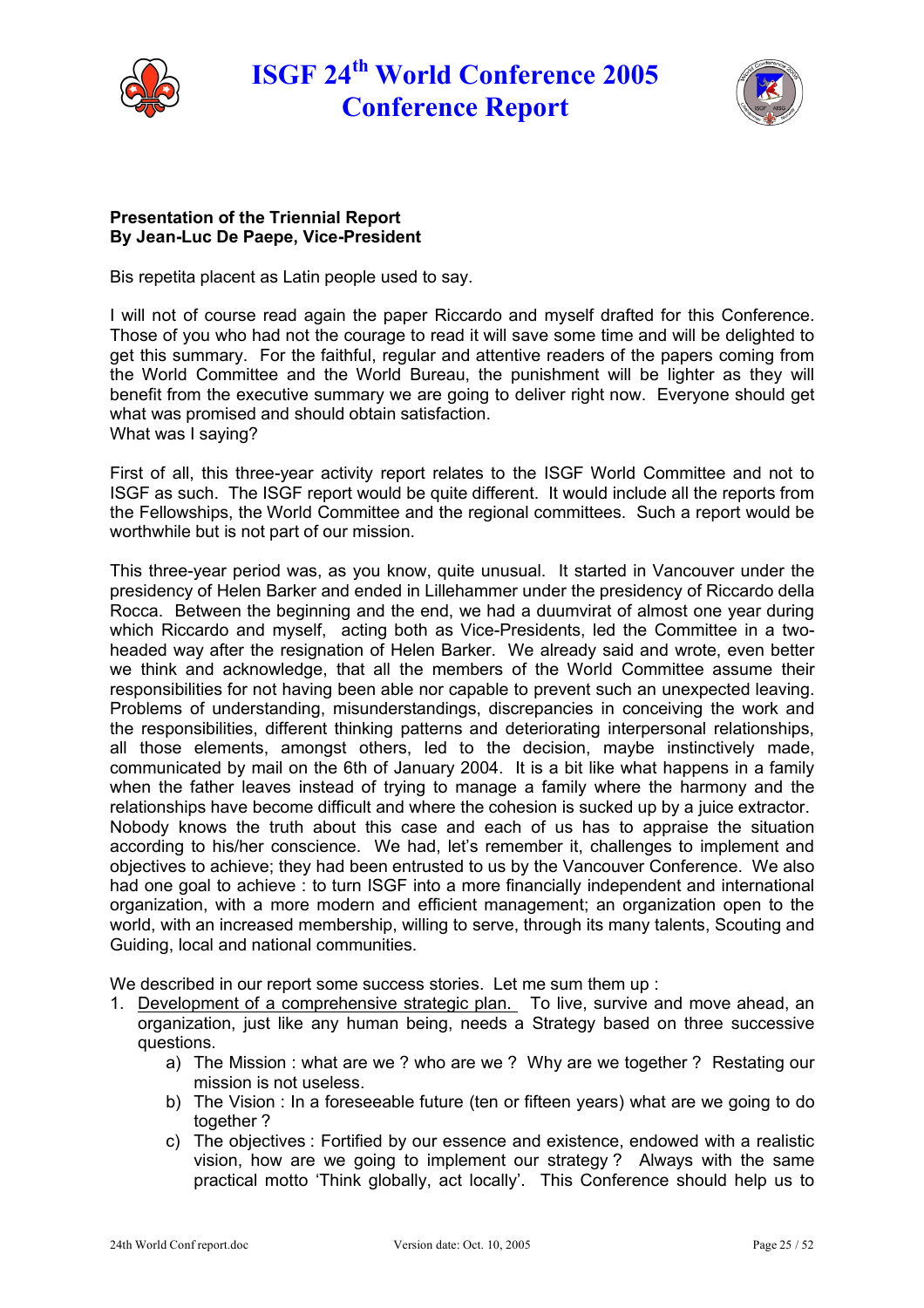**Presentation of the Triennial Report**
**By Jean-Luc De Paepe, Vice-President**

Bis repetita placent as Latin people used to say.

I will not of course read again the paper Riccardo and myself drafted for this Conference. Those of you who had not the courage to read it will save some time and will be delighted to get this summary. For the faithful, regular and attentive readers of the papers coming from the World Committee and the World Bureau, the punishment will be lighter as they will benefit from the executive summary we are going to deliver right now. Everyone should get what was promised and should obtain satisfaction.
What was I saying?

First of all, this three-year activity report relates to the ISGF World Committee and not to ISGF as such. The ISGF report would be quite different. It would include all the reports from the Fellowships, the World Committee and the regional committees. Such a report would be worthwhile but is not part of our mission.

This three-year period was, as you know, quite unusual. It started in Vancouver under the presidency of Helen Barker and ended in Lillehammer under the presidency of Riccardo della Rocca. Between the beginning and the end, we had a duumvirat of almost one year during which Riccardo and myself, acting both as Vice-Presidents, led the Committee in a two-headed way after the resignation of Helen Barker. We already said and wrote, even better we think and acknowledge, that all the members of the World Committee assume their responsibilities for not having been able nor capable to prevent such an unexpected leaving. Problems of understanding, misunderstandings, discrepancies in conceiving the work and the responsibilities, different thinking patterns and deteriorating interpersonal relationships, all those elements, amongst others, led to the decision, maybe instinctively made, communicated by mail on the 6th of January 2004. It is a bit like what happens in a family when the father leaves instead of trying to manage a family where the harmony and the relationships have become difficult and where the cohesion is sucked up by a juice extractor. Nobody knows the truth about this case and each of us has to appraise the situation according to his/her conscience. We had, let's remember it, challenges to implement and objectives to achieve; they had been entrusted to us by the Vancouver Conference. We also had one goal to achieve : to turn ISGF into a more financially independent and international organization, with a more modern and efficient management; an organization open to the world, with an increased membership, willing to serve, through its many talents, Scouting and Guiding, local and national communities.

We described in our report some success stories. Let me sum them up :

1. Development of a comprehensive strategic plan. To live, survive and move ahead, an organization, just like any human being, needs a Strategy based on three successive questions.
    a) The Mission : what are we ? who are we ? Why are we together ? Restating our mission is not useless.
    b) The Vision : In a foreseeable future (ten or fifteen years) what are we going to do together ?
    c) The objectives : Fortified by our essence and existence, endowed with a realistic vision, how are we going to implement our strategy ? Always with the same practical motto 'Think globally, act locally'. This Conference should help us to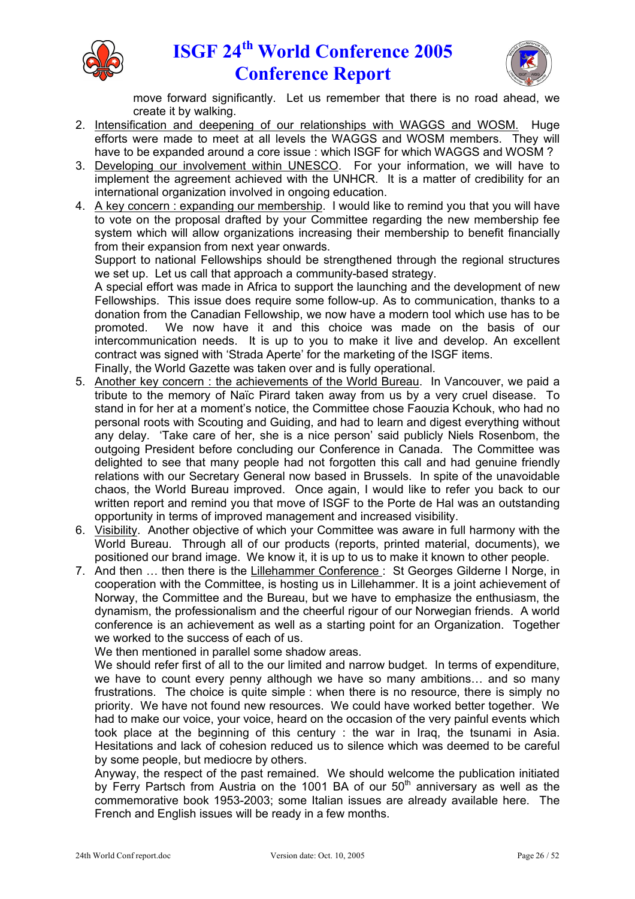move forward significantly. Let us remember that there is no road ahead, we create it by walking.

2. Intensification and deepening of our relationships with WAGGS and WOSM. Huge efforts were made to meet at all levels the WAGGS and WOSM members. They will have to be expanded around a core issue : which ISGF for which WAGGS and WOSM ?
3. Developing our involvement within UNESCO. For your information, we will have to implement the agreement achieved with the UNHCR. It is a matter of credibility for an international organization involved in ongoing education.
4. A key concern : expanding our membership. I would like to remind you that you will have to vote on the proposal drafted by your Committee regarding the new membership fee system which will allow organizations increasing their membership to benefit financially from their expansion from next year onwards.
   Support to national Fellowships should be strengthened through the regional structures we set up. Let us call that approach a community-based strategy.
   A special effort was made in Africa to support the launching and the development of new Fellowships. This issue does require some follow-up. As to communication, thanks to a donation from the Canadian Fellowship, we now have a modern tool which use has to be promoted. We now have it and this choice was made on the basis of our intercommunication needs. It is up to you to make it live and develop. An excellent contract was signed with 'Strada Aperte' for the marketing of the ISGF items.
   Finally, the World Gazette was taken over and is fully operational.
5. Another key concern : the achievements of the World Bureau. In Vancouver, we paid a tribute to the memory of Naïc Pirard taken away from us by a very cruel disease. To stand in for her at a moment's notice, the Committee chose Faouzia Kchouk, who had no personal roots with Scouting and Guiding, and had to learn and digest everything without any delay. 'Take care of her, she is a nice person' said publicly Niels Rosenbom, the outgoing President before concluding our Conference in Canada. The Committee was delighted to see that many people had not forgotten this call and had genuine friendly relations with our Secretary General now based in Brussels. In spite of the unavoidable chaos, the World Bureau improved. Once again, I would like to refer you back to our written report and remind you that move of ISGF to the Porte de Hal was an outstanding opportunity in terms of improved management and increased visibility.
6. Visibility. Another objective of which your Committee was aware in full harmony with the World Bureau. Through all of our products (reports, printed material, documents), we positioned our brand image. We know it, it is up to us to make it known to other people.
7. And then … then there is the Lillehammer Conference : St Georges Gilderne I Norge, in cooperation with the Committee, is hosting us in Lillehammer. It is a joint achievement of Norway, the Committee and the Bureau, but we have to emphasize the enthusiasm, the dynamism, the professionalism and the cheerful rigour of our Norwegian friends. A world conference is an achievement as well as a starting point for an Organization. Together we worked to the success of each of us.
   We then mentioned in parallel some shadow areas.
   We should refer first of all to the our limited and narrow budget. In terms of expenditure, we have to count every penny although we have so many ambitions… and so many frustrations. The choice is quite simple : when there is no resource, there is simply no priority. We have not found new resources. We could have worked better together. We had to make our voice, your voice, heard on the occasion of the very painful events which took place at the beginning of this century : the war in Iraq, the tsunami in Asia. Hesitations and lack of cohesion reduced us to silence which was deemed to be careful by some people, but mediocre by others.
   Anyway, the respect of the past remained. We should welcome the publication initiated by Ferry Partsch from Austria on the 1001 BA of our 50th anniversary as well as the commemorative book 1953-2003; some Italian issues are already available here. The French and English issues will be ready in a few months.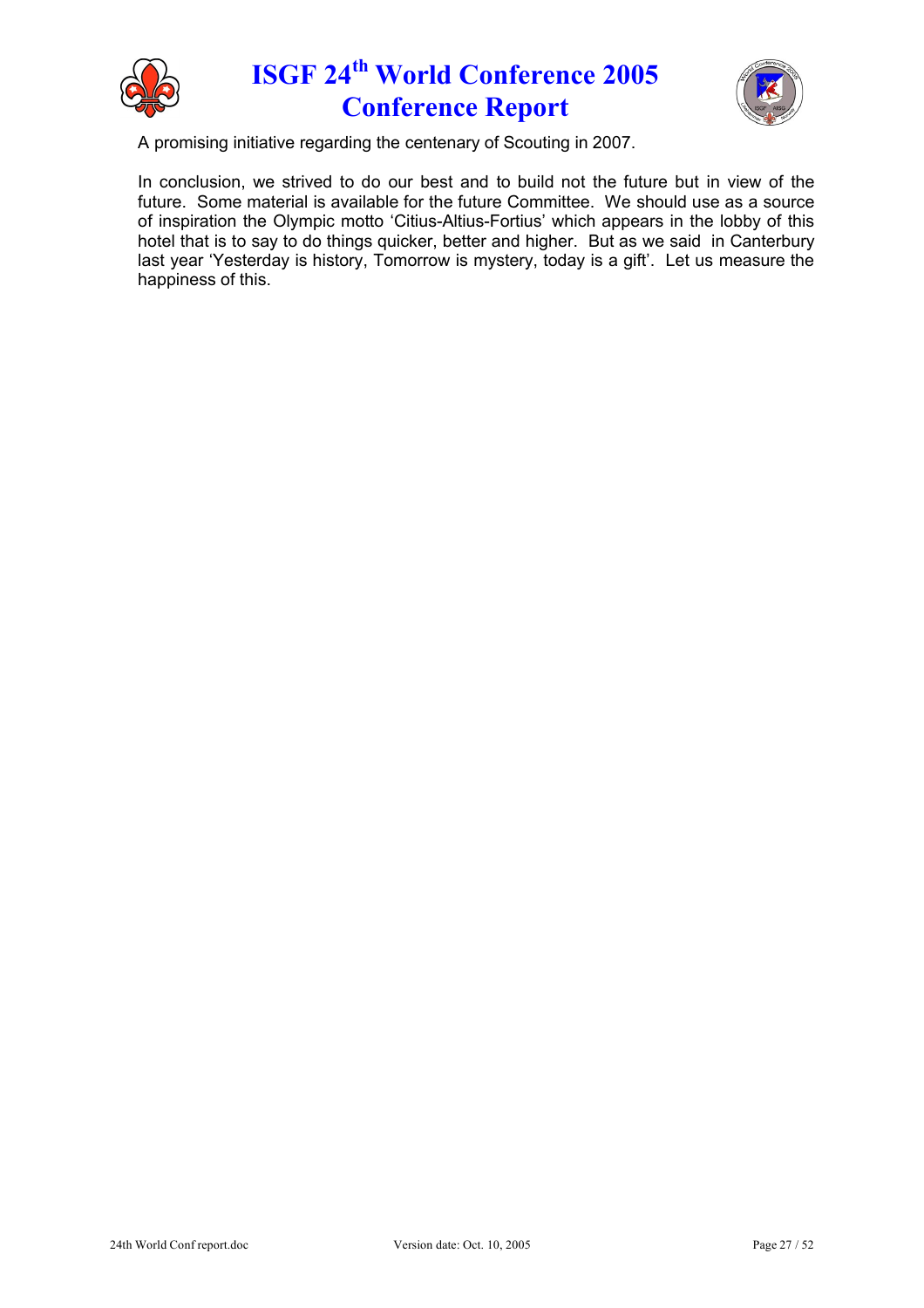A promising initiative regarding the centenary of Scouting in 2007.

In conclusion, we strived to do our best and to build not the future but in view of the future. Some material is available for the future Committee. We should use as a source of inspiration the Olympic motto 'Citius-Altius-Fortius' which appears in the lobby of this hotel that is to say to do things quicker, better and higher. But as we said in Canterbury last year 'Yesterday is history, Tomorrow is mystery, today is a gift'. Let us measure the happiness of this.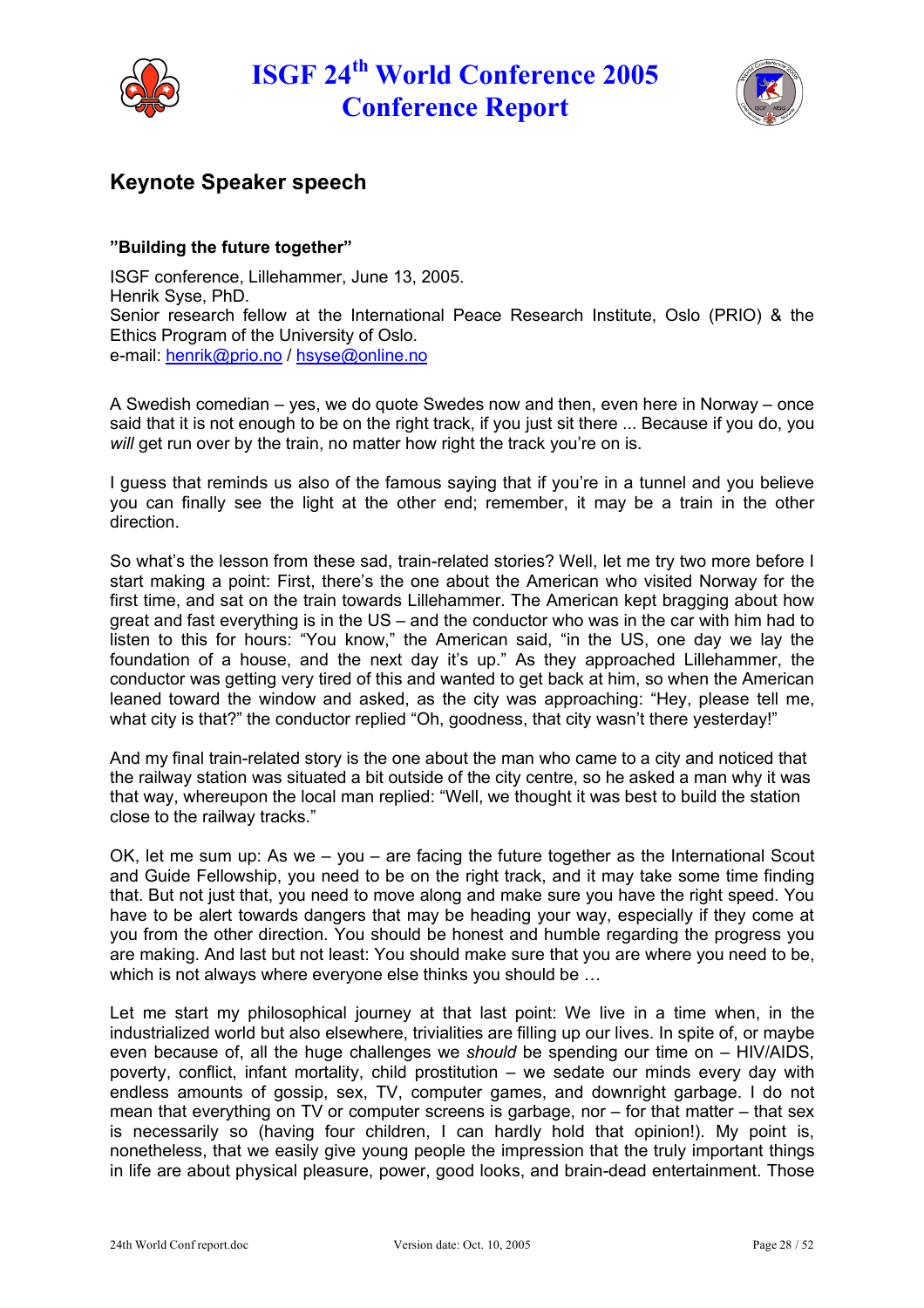## Keynote Speaker speech

**"Building the future together"**

ISGF conference, Lillehammer, June 13, 2005.
Henrik Syse, PhD.
Senior research fellow at the International Peace Research Institute, Oslo (PRIO) & the Ethics Program of the University of Oslo.
e-mail: henrik@prio.no / hsyse@online.no

A Swedish comedian – yes, we do quote Swedes now and then, even here in Norway – once said that it is not enough to be on the right track, if you just sit there ... Because if you do, you *will* get run over by the train, no matter how right the track you're on is.

I guess that reminds us also of the famous saying that if you're in a tunnel and you believe you can finally see the light at the other end; remember, it may be a train in the other direction.

So what's the lesson from these sad, train-related stories? Well, let me try two more before I start making a point: First, there's the one about the American who visited Norway for the first time, and sat on the train towards Lillehammer. The American kept bragging about how great and fast everything is in the US – and the conductor who was in the car with him had to listen to this for hours: "You know," the American said, "in the US, one day we lay the foundation of a house, and the next day it's up." As they approached Lillehammer, the conductor was getting very tired of this and wanted to get back at him, so when the American leaned toward the window and asked, as the city was approaching: "Hey, please tell me, what city is that?" the conductor replied "Oh, goodness, that city wasn't there yesterday!"

And my final train-related story is the one about the man who came to a city and noticed that the railway station was situated a bit outside of the city centre, so he asked a man why it was that way, whereupon the local man replied: "Well, we thought it was best to build the station close to the railway tracks."

OK, let me sum up: As we – you – are facing the future together as the International Scout and Guide Fellowship, you need to be on the right track, and it may take some time finding that. But not just that, you need to move along and make sure you have the right speed. You have to be alert towards dangers that may be heading your way, especially if they come at you from the other direction. You should be honest and humble regarding the progress you are making. And last but not least: You should make sure that you are where you need to be, which is not always where everyone else thinks you should be …

Let me start my philosophical journey at that last point: We live in a time when, in the industrialized world but also elsewhere, trivialities are filling up our lives. In spite of, or maybe even because of, all the huge challenges we *should* be spending our time on – HIV/AIDS, poverty, conflict, infant mortality, child prostitution – we sedate our minds every day with endless amounts of gossip, sex, TV, computer games, and downright garbage. I do not mean that everything on TV or computer screens is garbage, nor – for that matter – that sex is necessarily so (having four children, I can hardly hold that opinion!). My point is, nonetheless, that we easily give young people the impression that the truly important things in life are about physical pleasure, power, good looks, and brain-dead entertainment. Those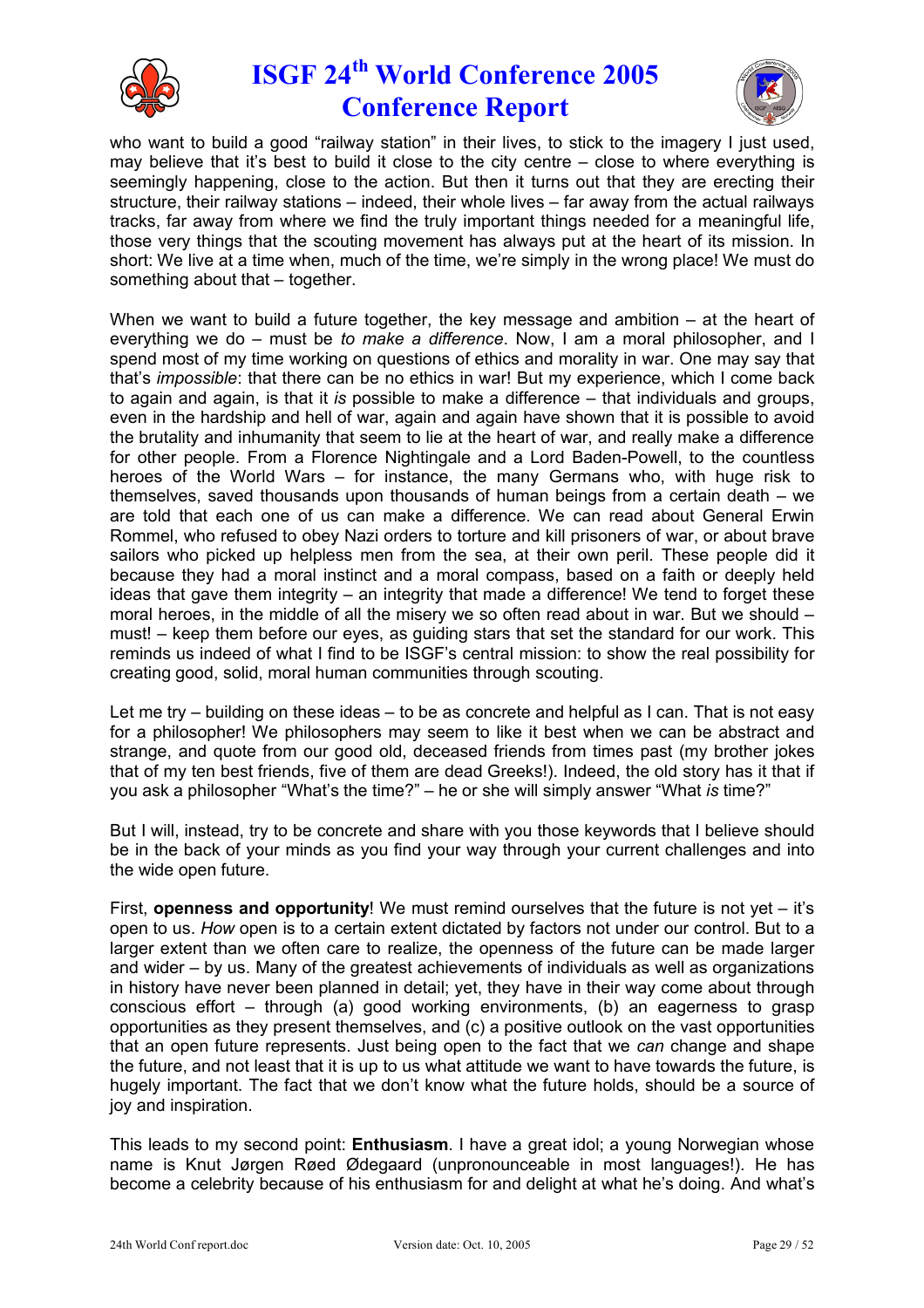who want to build a good "railway station" in their lives, to stick to the imagery I just used, may believe that it's best to build it close to the city centre – close to where everything is seemingly happening, close to the action. But then it turns out that they are erecting their structure, their railway stations – indeed, their whole lives – far away from the actual railways tracks, far away from where we find the truly important things needed for a meaningful life, those very things that the scouting movement has always put at the heart of its mission. In short: We live at a time when, much of the time, we're simply in the wrong place! We must do something about that – together.

When we want to build a future together, the key message and ambition – at the heart of everything we do – must be *to make a difference*. Now, I am a moral philosopher, and I spend most of my time working on questions of ethics and morality in war. One may say that that's *impossible*: that there can be no ethics in war! But my experience, which I come back to again and again, is that it *is* possible to make a difference – that individuals and groups, even in the hardship and hell of war, again and again have shown that it is possible to avoid the brutality and inhumanity that seem to lie at the heart of war, and really make a difference for other people. From a Florence Nightingale and a Lord Baden-Powell, to the countless heroes of the World Wars – for instance, the many Germans who, with huge risk to themselves, saved thousands upon thousands of human beings from a certain death – we are told that each one of us can make a difference. We can read about General Erwin Rommel, who refused to obey Nazi orders to torture and kill prisoners of war, or about brave sailors who picked up helpless men from the sea, at their own peril. These people did it because they had a moral instinct and a moral compass, based on a faith or deeply held ideas that gave them integrity – an integrity that made a difference! We tend to forget these moral heroes, in the middle of all the misery we so often read about in war. But we should – must! – keep them before our eyes, as guiding stars that set the standard for our work. This reminds us indeed of what I find to be ISGF's central mission: to show the real possibility for creating good, solid, moral human communities through scouting.

Let me try – building on these ideas – to be as concrete and helpful as I can. That is not easy for a philosopher! We philosophers may seem to like it best when we can be abstract and strange, and quote from our good old, deceased friends from times past (my brother jokes that of my ten best friends, five of them are dead Greeks!). Indeed, the old story has it that if you ask a philosopher "What's the time?" – he or she will simply answer "What *is* time?"

But I will, instead, try to be concrete and share with you those keywords that I believe should be in the back of your minds as you find your way through your current challenges and into the wide open future.

First, **openness and opportunity**! We must remind ourselves that the future is not yet – it's open to us. *How* open is to a certain extent dictated by factors not under our control. But to a larger extent than we often care to realize, the openness of the future can be made larger and wider – by us. Many of the greatest achievements of individuals as well as organizations in history have never been planned in detail; yet, they have in their way come about through conscious effort – through (a) good working environments, (b) an eagerness to grasp opportunities as they present themselves, and (c) a positive outlook on the vast opportunities that an open future represents. Just being open to the fact that we *can* change and shape the future, and not least that it is up to us what attitude we want to have towards the future, is hugely important. The fact that we don't know what the future holds, should be a source of joy and inspiration.

This leads to my second point: **Enthusiasm**. I have a great idol; a young Norwegian whose name is Knut Jørgen Røed Ødegaard (unpronounceable in most languages!). He has become a celebrity because of his enthusiasm for and delight at what he's doing. And what's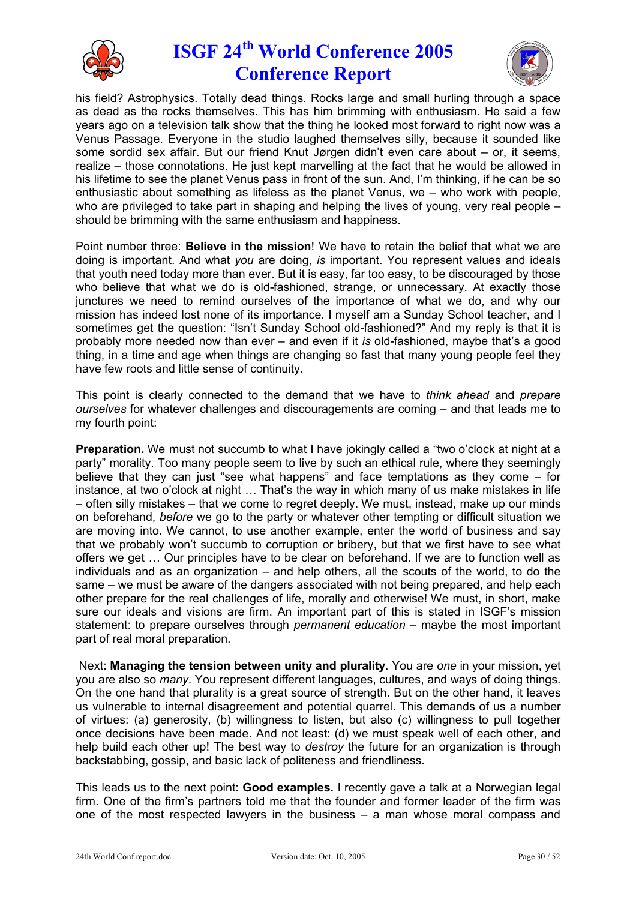his field? Astrophysics. Totally dead things. Rocks large and small hurling through a space as dead as the rocks themselves. This has him brimming with enthusiasm. He said a few years ago on a television talk show that the thing he looked most forward to right now was a Venus Passage. Everyone in the studio laughed themselves silly, because it sounded like some sordid sex affair. But our friend Knut Jørgen didn't even care about – or, it seems, realize – those connotations. He just kept marvelling at the fact that he would be allowed in his lifetime to see the planet Venus pass in front of the sun. And, I'm thinking, if he can be so enthusiastic about something as lifeless as the planet Venus, we – who work with people, who are privileged to take part in shaping and helping the lives of young, very real people – should be brimming with the same enthusiasm and happiness.

Point number three: **Believe in the mission**! We have to retain the belief that what we are doing is important. And what *you* are doing, *is* important. You represent values and ideals that youth need today more than ever. But it is easy, far too easy, to be discouraged by those who believe that what we do is old-fashioned, strange, or unnecessary. At exactly those junctures we need to remind ourselves of the importance of what we do, and why our mission has indeed lost none of its importance. I myself am a Sunday School teacher, and I sometimes get the question: "Isn't Sunday School old-fashioned?" And my reply is that it is probably more needed now than ever – and even if it *is* old-fashioned, maybe that's a good thing, in a time and age when things are changing so fast that many young people feel they have few roots and little sense of continuity.

This point is clearly connected to the demand that we have to *think ahead* and *prepare ourselves* for whatever challenges and discouragements are coming – and that leads me to my fourth point:

**Preparation.** We must not succumb to what I have jokingly called a "two o'clock at night at a party" morality. Too many people seem to live by such an ethical rule, where they seemingly believe that they can just "see what happens" and face temptations as they come – for instance, at two o'clock at night … That's the way in which many of us make mistakes in life – often silly mistakes – that we come to regret deeply. We must, instead, make up our minds on beforehand, *before* we go to the party or whatever other tempting or difficult situation we are moving into. We cannot, to use another example, enter the world of business and say that we probably won't succumb to corruption or bribery, but that we first have to see what offers we get … Our principles have to be clear on beforehand. If we are to function well as individuals and as an organization – and help others, all the scouts of the world, to do the same – we must be aware of the dangers associated with not being prepared, and help each other prepare for the real challenges of life, morally and otherwise! We must, in short, make sure our ideals and visions are firm. An important part of this is stated in ISGF's mission statement: to prepare ourselves through *permanent education* – maybe the most important part of real moral preparation.

Next: **Managing the tension between unity and plurality**. You are *one* in your mission, yet you are also so *many*. You represent different languages, cultures, and ways of doing things. On the one hand that plurality is a great source of strength. But on the other hand, it leaves us vulnerable to internal disagreement and potential quarrel. This demands of us a number of virtues: (a) generosity, (b) willingness to listen, but also (c) willingness to pull together once decisions have been made. And not least: (d) we must speak well of each other, and help build each other up! The best way to *destroy* the future for an organization is through backstabbing, gossip, and basic lack of politeness and friendliness.

This leads us to the next point: **Good examples.** I recently gave a talk at a Norwegian legal firm. One of the firm's partners told me that the founder and former leader of the firm was one of the most respected lawyers in the business – a man whose moral compass and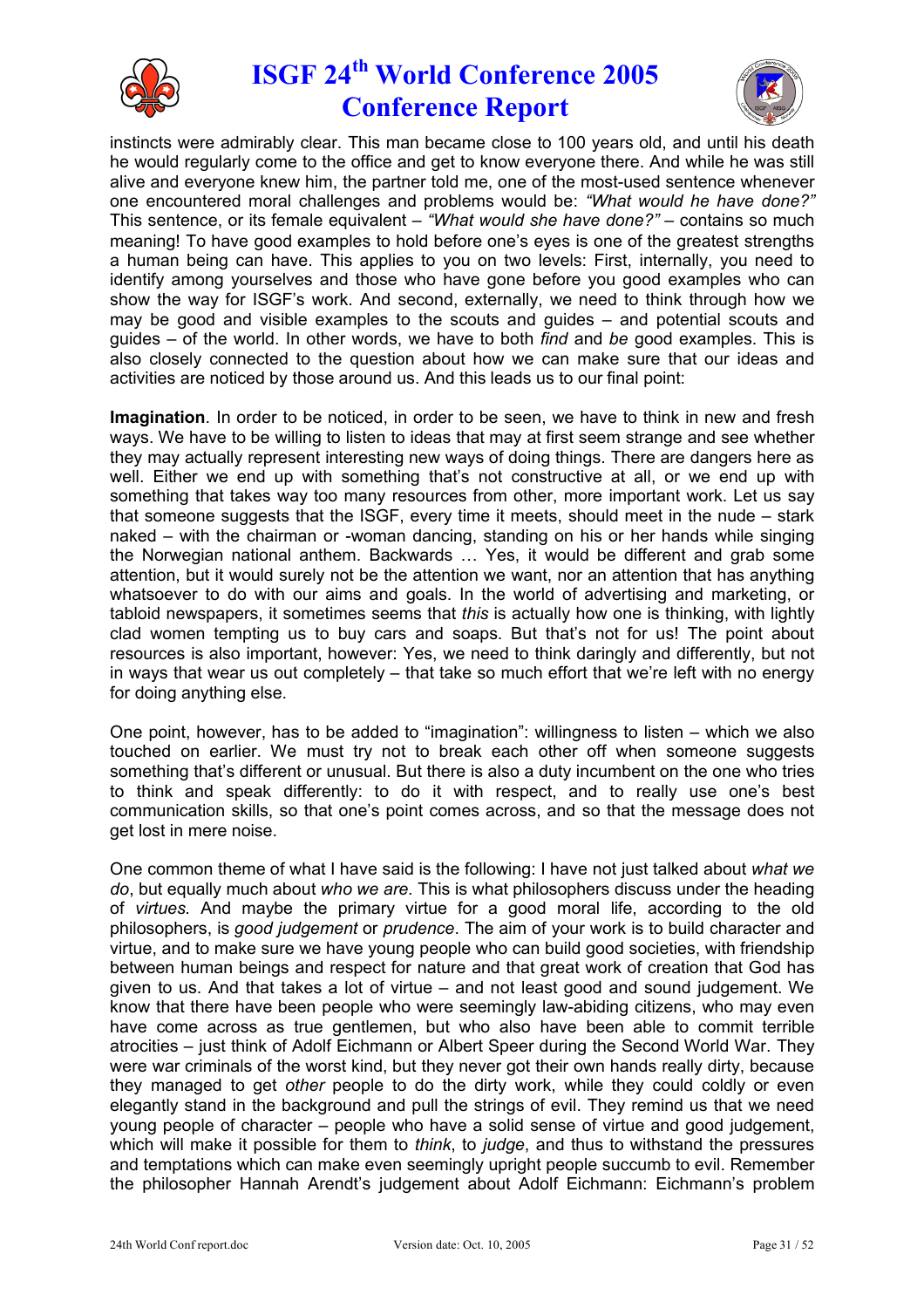instincts were admirably clear. This man became close to 100 years old, and until his death he would regularly come to the office and get to know everyone there. And while he was still alive and everyone knew him, the partner told me, one of the most-used sentence whenever one encountered moral challenges and problems would be: *"What would he have done?"* This sentence, or its female equivalent – *"What would she have done?"* – contains so much meaning! To have good examples to hold before one's eyes is one of the greatest strengths a human being can have. This applies to you on two levels: First, internally, you need to identify among yourselves and those who have gone before you good examples who can show the way for ISGF's work. And second, externally, we need to think through how we may be good and visible examples to the scouts and guides – and potential scouts and guides – of the world. In other words, we have to both *find* and *be* good examples. This is also closely connected to the question about how we can make sure that our ideas and activities are noticed by those around us. And this leads us to our final point:

**Imagination**. In order to be noticed, in order to be seen, we have to think in new and fresh ways. We have to be willing to listen to ideas that may at first seem strange and see whether they may actually represent interesting new ways of doing things. There are dangers here as well. Either we end up with something that's not constructive at all, or we end up with something that takes way too many resources from other, more important work. Let us say that someone suggests that the ISGF, every time it meets, should meet in the nude – stark naked – with the chairman or -woman dancing, standing on his or her hands while singing the Norwegian national anthem. Backwards … Yes, it would be different and grab some attention, but it would surely not be the attention we want, nor an attention that has anything whatsoever to do with our aims and goals. In the world of advertising and marketing, or tabloid newspapers, it sometimes seems that *this* is actually how one is thinking, with lightly clad women tempting us to buy cars and soaps. But that's not for us! The point about resources is also important, however: Yes, we need to think daringly and differently, but not in ways that wear us out completely – that take so much effort that we're left with no energy for doing anything else.

One point, however, has to be added to "imagination": willingness to listen – which we also touched on earlier. We must try not to break each other off when someone suggests something that's different or unusual. But there is also a duty incumbent on the one who tries to think and speak differently: to do it with respect, and to really use one's best communication skills, so that one's point comes across, and so that the message does not get lost in mere noise.

One common theme of what I have said is the following: I have not just talked about *what we do*, but equally much about *who we are*. This is what philosophers discuss under the heading of *virtues*. And maybe the primary virtue for a good moral life, according to the old philosophers, is *good judgement* or *prudence*. The aim of your work is to build character and virtue, and to make sure we have young people who can build good societies, with friendship between human beings and respect for nature and that great work of creation that God has given to us. And that takes a lot of virtue – and not least good and sound judgement. We know that there have been people who were seemingly law-abiding citizens, who may even have come across as true gentlemen, but who also have been able to commit terrible atrocities – just think of Adolf Eichmann or Albert Speer during the Second World War. They were war criminals of the worst kind, but they never got their own hands really dirty, because they managed to get *other* people to do the dirty work, while they could coldly or even elegantly stand in the background and pull the strings of evil. They remind us that we need young people of character – people who have a solid sense of virtue and good judgement, which will make it possible for them to *think*, to *judge*, and thus to withstand the pressures and temptations which can make even seemingly upright people succumb to evil. Remember the philosopher Hannah Arendt's judgement about Adolf Eichmann: Eichmann's problem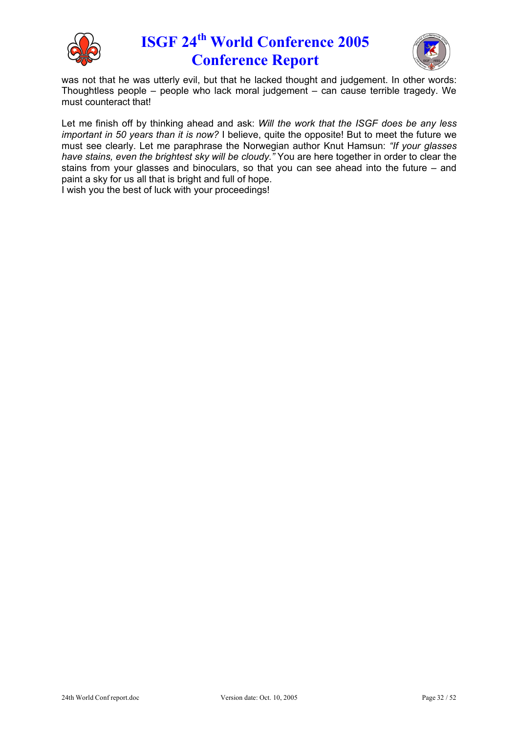was not that he was utterly evil, but that he lacked thought and judgement. In other words: Thoughtless people – people who lack moral judgement – can cause terrible tragedy. We must counteract that!

Let me finish off by thinking ahead and ask: *Will the work that the ISGF does be any less important in 50 years than it is now?* I believe, quite the opposite! But to meet the future we must see clearly. Let me paraphrase the Norwegian author Knut Hamsun: *"If your glasses have stains, even the brightest sky will be cloudy."* You are here together in order to clear the stains from your glasses and binoculars, so that you can see ahead into the future – and paint a sky for us all that is bright and full of hope.
I wish you the best of luck with your proceedings!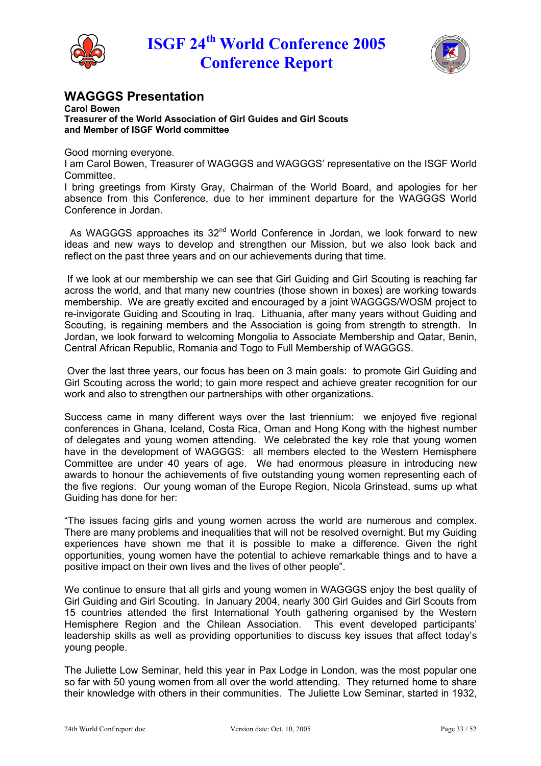## WAGGGS Presentation

**Carol Bowen**
**Treasurer of the World Association of Girl Guides and Girl Scouts and Member of ISGF World committee**

Good morning everyone.
I am Carol Bowen, Treasurer of WAGGGS and WAGGGS' representative on the ISGF World Committee.
I bring greetings from Kirsty Gray, Chairman of the World Board, and apologies for her absence from this Conference, due to her imminent departure for the WAGGGS World Conference in Jordan.

As WAGGGS approaches its 32nd World Conference in Jordan, we look forward to new ideas and new ways to develop and strengthen our Mission, but we also look back and reflect on the past three years and on our achievements during that time.

If we look at our membership we can see that Girl Guiding and Girl Scouting is reaching far across the world, and that many new countries (those shown in boxes) are working towards membership. We are greatly excited and encouraged by a joint WAGGGS/WOSM project to re-invigorate Guiding and Scouting in Iraq. Lithuania, after many years without Guiding and Scouting, is regaining members and the Association is going from strength to strength. In Jordan, we look forward to welcoming Mongolia to Associate Membership and Qatar, Benin, Central African Republic, Romania and Togo to Full Membership of WAGGGS.

Over the last three years, our focus has been on 3 main goals: to promote Girl Guiding and Girl Scouting across the world; to gain more respect and achieve greater recognition for our work and also to strengthen our partnerships with other organizations.

Success came in many different ways over the last triennium: we enjoyed five regional conferences in Ghana, Iceland, Costa Rica, Oman and Hong Kong with the highest number of delegates and young women attending. We celebrated the key role that young women have in the development of WAGGGS: all members elected to the Western Hemisphere Committee are under 40 years of age. We had enormous pleasure in introducing new awards to honour the achievements of five outstanding young women representing each of the five regions. Our young woman of the Europe Region, Nicola Grinstead, sums up what Guiding has done for her:

"The issues facing girls and young women across the world are numerous and complex. There are many problems and inequalities that will not be resolved overnight. But my Guiding experiences have shown me that it is possible to make a difference. Given the right opportunities, young women have the potential to achieve remarkable things and to have a positive impact on their own lives and the lives of other people".

We continue to ensure that all girls and young women in WAGGGS enjoy the best quality of Girl Guiding and Girl Scouting. In January 2004, nearly 300 Girl Guides and Girl Scouts from 15 countries attended the first International Youth gathering organised by the Western Hemisphere Region and the Chilean Association. This event developed participants' leadership skills as well as providing opportunities to discuss key issues that affect today's young people.

The Juliette Low Seminar, held this year in Pax Lodge in London, was the most popular one so far with 50 young women from all over the world attending. They returned home to share their knowledge with others in their communities. The Juliette Low Seminar, started in 1932,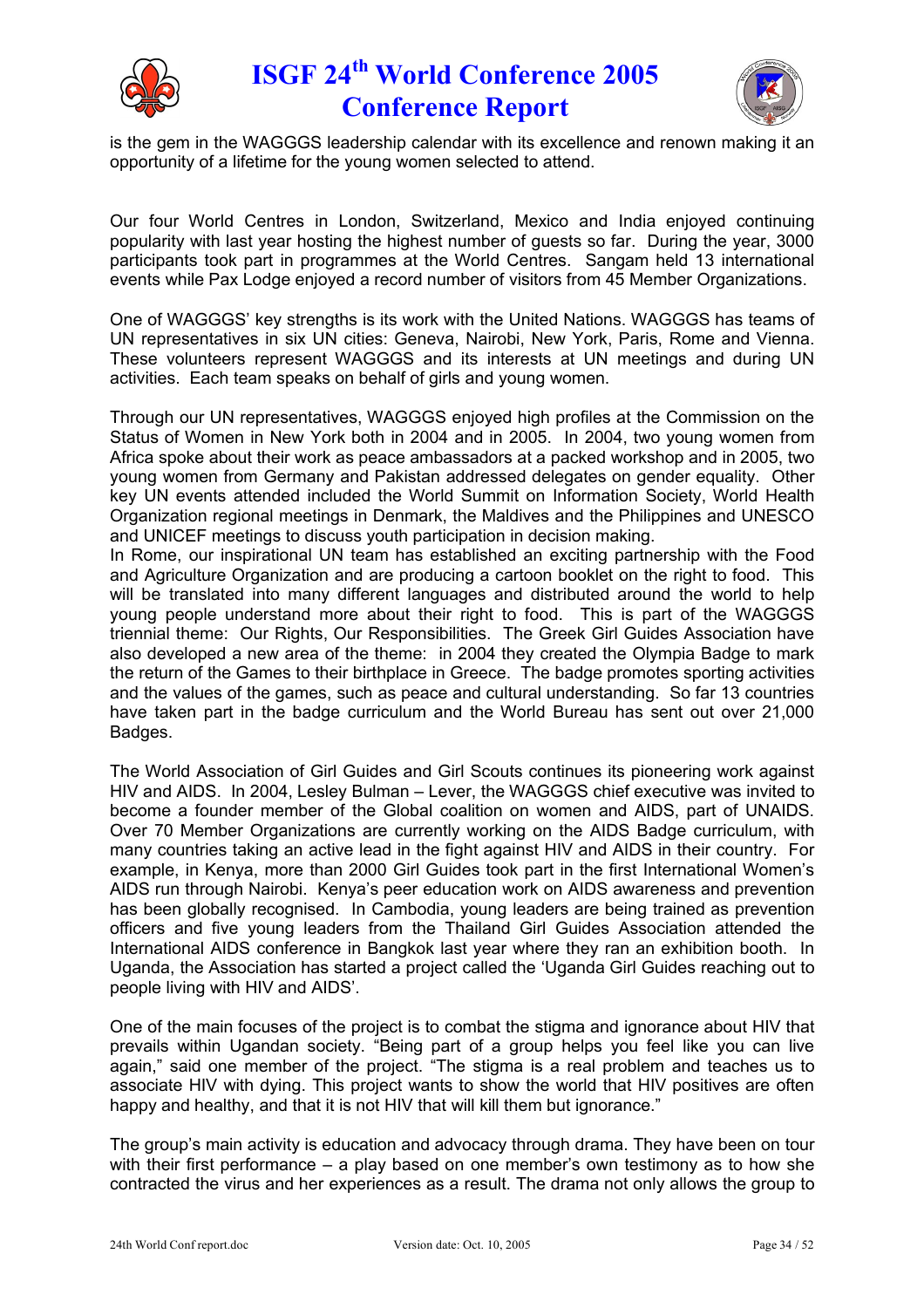is the gem in the WAGGGS leadership calendar with its excellence and renown making it an opportunity of a lifetime for the young women selected to attend.

Our four World Centres in London, Switzerland, Mexico and India enjoyed continuing popularity with last year hosting the highest number of guests so far. During the year, 3000 participants took part in programmes at the World Centres. Sangam held 13 international events while Pax Lodge enjoyed a record number of visitors from 45 Member Organizations.

One of WAGGGS' key strengths is its work with the United Nations. WAGGGS has teams of UN representatives in six UN cities: Geneva, Nairobi, New York, Paris, Rome and Vienna. These volunteers represent WAGGGS and its interests at UN meetings and during UN activities. Each team speaks on behalf of girls and young women.

Through our UN representatives, WAGGGS enjoyed high profiles at the Commission on the Status of Women in New York both in 2004 and in 2005. In 2004, two young women from Africa spoke about their work as peace ambassadors at a packed workshop and in 2005, two young women from Germany and Pakistan addressed delegates on gender equality. Other key UN events attended included the World Summit on Information Society, World Health Organization regional meetings in Denmark, the Maldives and the Philippines and UNESCO and UNICEF meetings to discuss youth participation in decision making.
In Rome, our inspirational UN team has established an exciting partnership with the Food and Agriculture Organization and are producing a cartoon booklet on the right to food. This will be translated into many different languages and distributed around the world to help young people understand more about their right to food. This is part of the WAGGGS triennial theme: Our Rights, Our Responsibilities. The Greek Girl Guides Association have also developed a new area of the theme: in 2004 they created the Olympia Badge to mark the return of the Games to their birthplace in Greece. The badge promotes sporting activities and the values of the games, such as peace and cultural understanding. So far 13 countries have taken part in the badge curriculum and the World Bureau has sent out over 21,000 Badges.

The World Association of Girl Guides and Girl Scouts continues its pioneering work against HIV and AIDS. In 2004, Lesley Bulman – Lever, the WAGGGS chief executive was invited to become a founder member of the Global coalition on women and AIDS, part of UNAIDS. Over 70 Member Organizations are currently working on the AIDS Badge curriculum, with many countries taking an active lead in the fight against HIV and AIDS in their country. For example, in Kenya, more than 2000 Girl Guides took part in the first International Women's AIDS run through Nairobi. Kenya's peer education work on AIDS awareness and prevention has been globally recognised. In Cambodia, young leaders are being trained as prevention officers and five young leaders from the Thailand Girl Guides Association attended the International AIDS conference in Bangkok last year where they ran an exhibition booth. In Uganda, the Association has started a project called the 'Uganda Girl Guides reaching out to people living with HIV and AIDS'.

One of the main focuses of the project is to combat the stigma and ignorance about HIV that prevails within Ugandan society. "Being part of a group helps you feel like you can live again," said one member of the project. "The stigma is a real problem and teaches us to associate HIV with dying. This project wants to show the world that HIV positives are often happy and healthy, and that it is not HIV that will kill them but ignorance."

The group's main activity is education and advocacy through drama. They have been on tour with their first performance – a play based on one member's own testimony as to how she contracted the virus and her experiences as a result. The drama not only allows the group to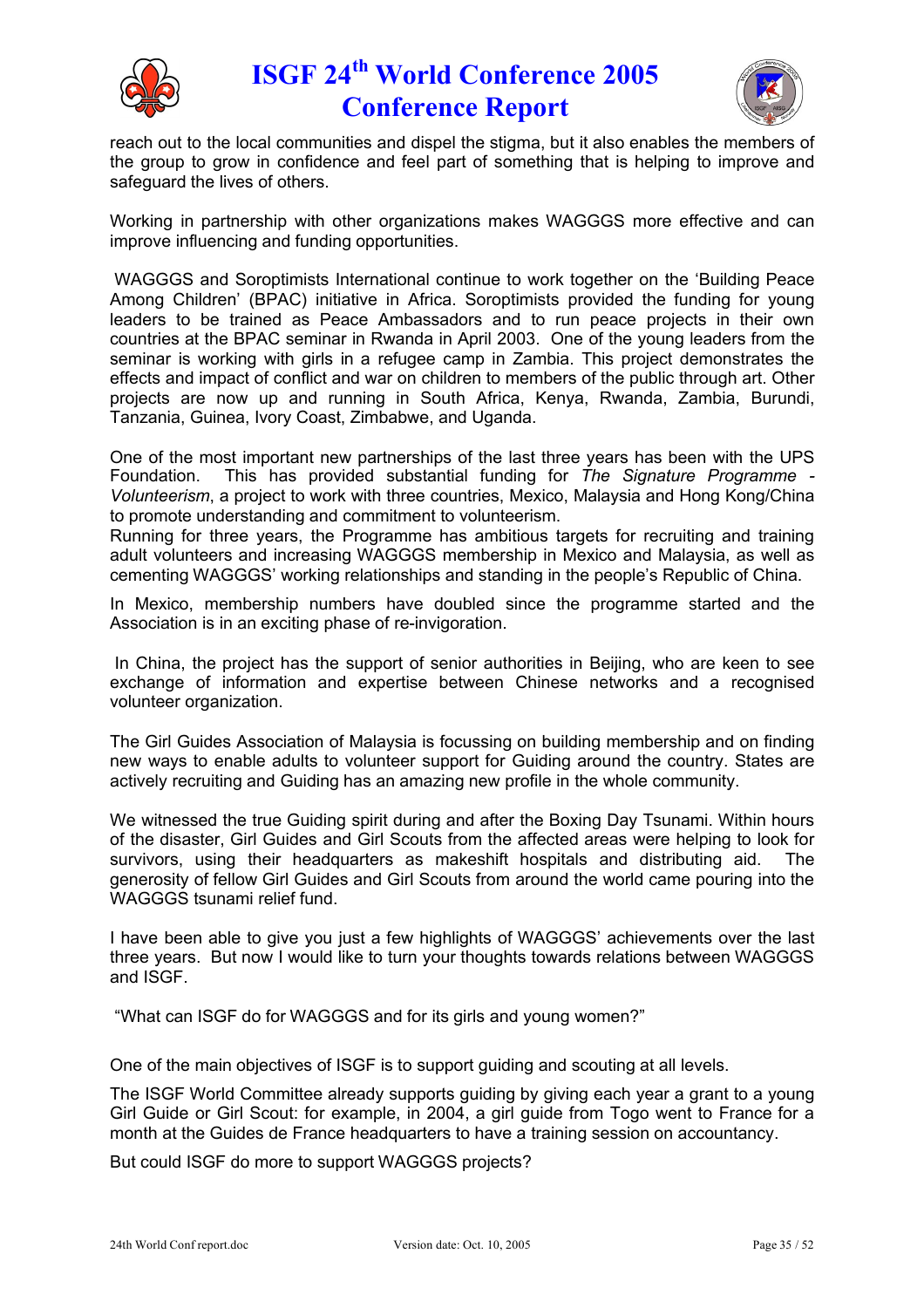reach out to the local communities and dispel the stigma, but it also enables the members of the group to grow in confidence and feel part of something that is helping to improve and safeguard the lives of others.

Working in partnership with other organizations makes WAGGGS more effective and can improve influencing and funding opportunities.

WAGGGS and Soroptimists International continue to work together on the 'Building Peace Among Children' (BPAC) initiative in Africa. Soroptimists provided the funding for young leaders to be trained as Peace Ambassadors and to run peace projects in their own countries at the BPAC seminar in Rwanda in April 2003. One of the young leaders from the seminar is working with girls in a refugee camp in Zambia. This project demonstrates the effects and impact of conflict and war on children to members of the public through art. Other projects are now up and running in South Africa, Kenya, Rwanda, Zambia, Burundi, Tanzania, Guinea, Ivory Coast, Zimbabwe, and Uganda.

One of the most important new partnerships of the last three years has been with the UPS Foundation. This has provided substantial funding for *The Signature Programme - Volunteerism*, a project to work with three countries, Mexico, Malaysia and Hong Kong/China to promote understanding and commitment to volunteerism.
Running for three years, the Programme has ambitious targets for recruiting and training adult volunteers and increasing WAGGGS membership in Mexico and Malaysia, as well as cementing WAGGGS' working relationships and standing in the people's Republic of China.

In Mexico, membership numbers have doubled since the programme started and the Association is in an exciting phase of re-invigoration.

In China, the project has the support of senior authorities in Beijing, who are keen to see exchange of information and expertise between Chinese networks and a recognised volunteer organization.

The Girl Guides Association of Malaysia is focussing on building membership and on finding new ways to enable adults to volunteer support for Guiding around the country. States are actively recruiting and Guiding has an amazing new profile in the whole community.

We witnessed the true Guiding spirit during and after the Boxing Day Tsunami. Within hours of the disaster, Girl Guides and Girl Scouts from the affected areas were helping to look for survivors, using their headquarters as makeshift hospitals and distributing aid. The generosity of fellow Girl Guides and Girl Scouts from around the world came pouring into the WAGGGS tsunami relief fund.

I have been able to give you just a few highlights of WAGGGS' achievements over the last three years. But now I would like to turn your thoughts towards relations between WAGGGS and ISGF.

"What can ISGF do for WAGGGS and for its girls and young women?"

One of the main objectives of ISGF is to support guiding and scouting at all levels.

The ISGF World Committee already supports guiding by giving each year a grant to a young Girl Guide or Girl Scout: for example, in 2004, a girl guide from Togo went to France for a month at the Guides de France headquarters to have a training session on accountancy.

But could ISGF do more to support WAGGGS projects?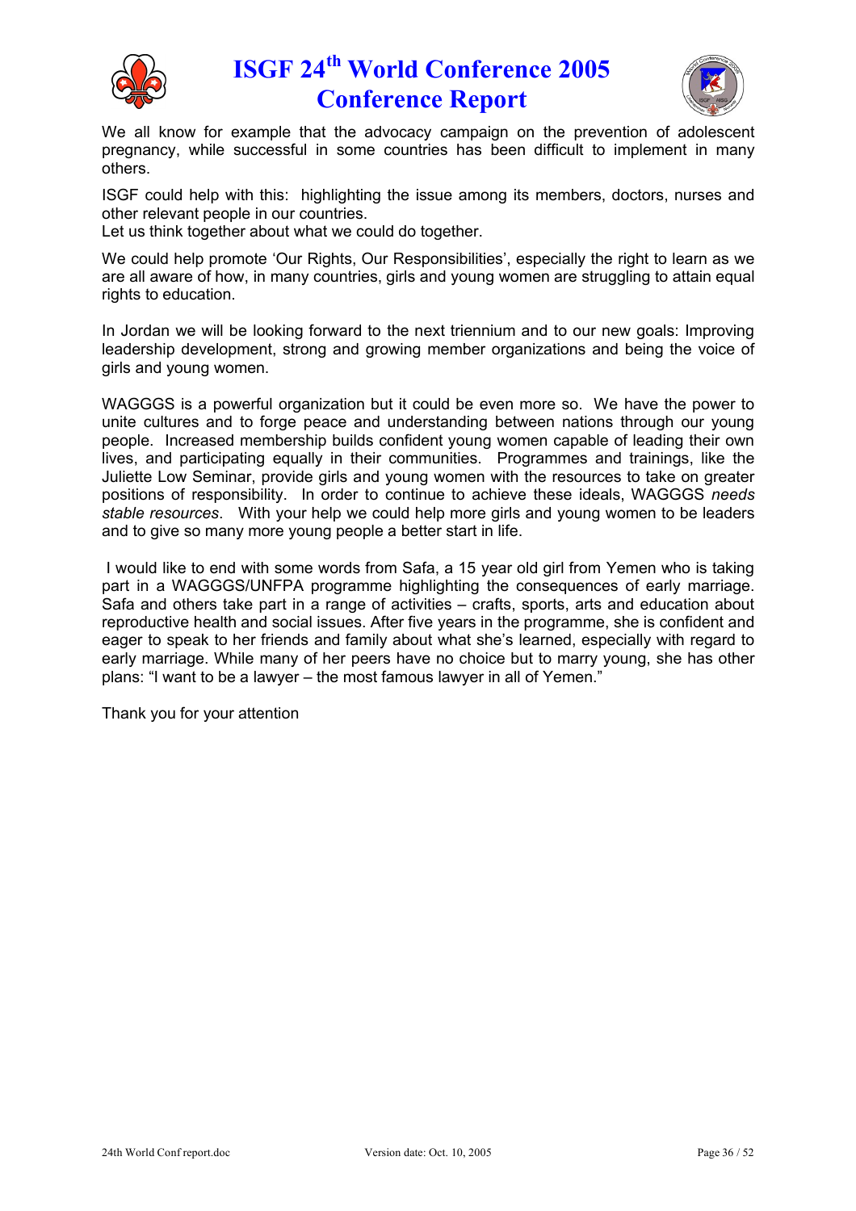We all know for example that the advocacy campaign on the prevention of adolescent pregnancy, while successful in some countries has been difficult to implement in many others.

ISGF could help with this: highlighting the issue among its members, doctors, nurses and other relevant people in our countries.
Let us think together about what we could do together.

We could help promote 'Our Rights, Our Responsibilities', especially the right to learn as we are all aware of how, in many countries, girls and young women are struggling to attain equal rights to education.

In Jordan we will be looking forward to the next triennium and to our new goals: Improving leadership development, strong and growing member organizations and being the voice of girls and young women.

WAGGGS is a powerful organization but it could be even more so. We have the power to unite cultures and to forge peace and understanding between nations through our young people. Increased membership builds confident young women capable of leading their own lives, and participating equally in their communities. Programmes and trainings, like the Juliette Low Seminar, provide girls and young women with the resources to take on greater positions of responsibility. In order to continue to achieve these ideals, WAGGGS *needs stable resources*. With your help we could help more girls and young women to be leaders and to give so many more young people a better start in life.

I would like to end with some words from Safa, a 15 year old girl from Yemen who is taking part in a WAGGGS/UNFPA programme highlighting the consequences of early marriage. Safa and others take part in a range of activities – crafts, sports, arts and education about reproductive health and social issues. After five years in the programme, she is confident and eager to speak to her friends and family about what she's learned, especially with regard to early marriage. While many of her peers have no choice but to marry young, she has other plans: "I want to be a lawyer – the most famous lawyer in all of Yemen."

Thank you for your attention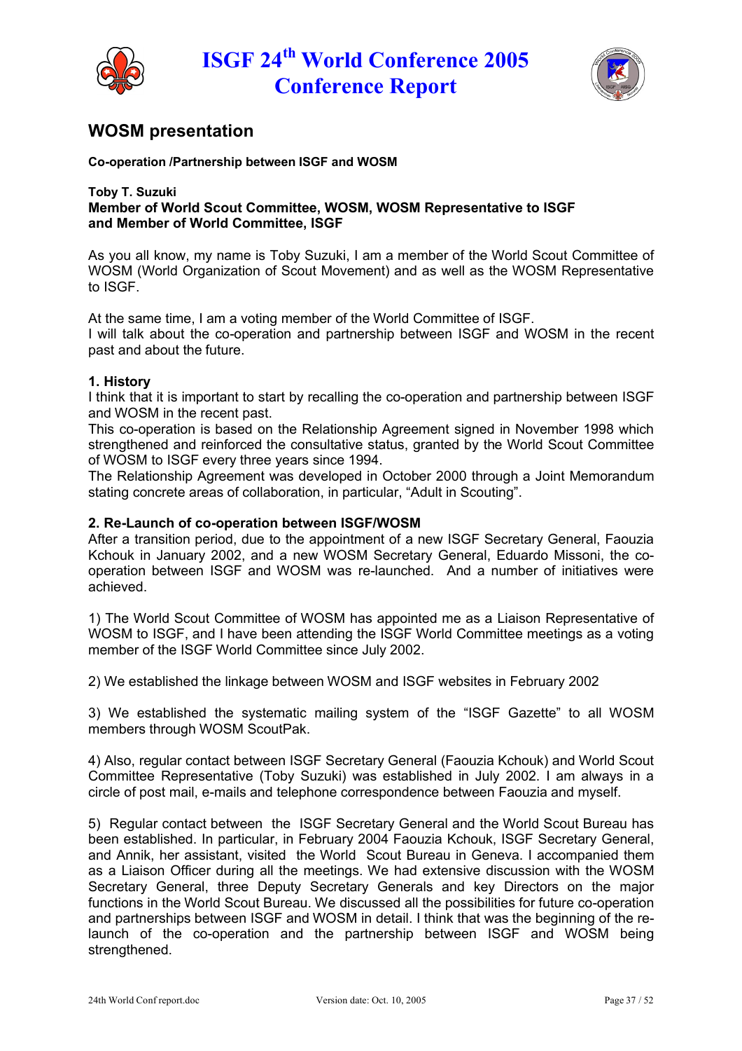## WOSM presentation

**Co-operation /Partnership between ISGF and WOSM**

**Toby T. Suzuki**
**Member of World Scout Committee, WOSM, WOSM Representative to ISGF and Member of World Committee, ISGF**

As you all know, my name is Toby Suzuki, I am a member of the World Scout Committee of WOSM (World Organization of Scout Movement) and as well as the WOSM Representative to ISGF.

At the same time, I am a voting member of the World Committee of ISGF.
I will talk about the co-operation and partnership between ISGF and WOSM in the recent past and about the future.

**1. History**
I think that it is important to start by recalling the co-operation and partnership between ISGF and WOSM in the recent past.
This co-operation is based on the Relationship Agreement signed in November 1998 which strengthened and reinforced the consultative status, granted by the World Scout Committee of WOSM to ISGF every three years since 1994.
The Relationship Agreement was developed in October 2000 through a Joint Memorandum stating concrete areas of collaboration, in particular, "Adult in Scouting".

**2. Re-Launch of co-operation between ISGF/WOSM**
After a transition period, due to the appointment of a new ISGF Secretary General, Faouzia Kchouk in January 2002, and a new WOSM Secretary General, Eduardo Missoni, the co-operation between ISGF and WOSM was re-launched. And a number of initiatives were achieved.

1) The World Scout Committee of WOSM has appointed me as a Liaison Representative of WOSM to ISGF, and I have been attending the ISGF World Committee meetings as a voting member of the ISGF World Committee since July 2002.

2) We established the linkage between WOSM and ISGF websites in February 2002

3) We established the systematic mailing system of the "ISGF Gazette" to all WOSM members through WOSM ScoutPak.

4) Also, regular contact between ISGF Secretary General (Faouzia Kchouk) and World Scout Committee Representative (Toby Suzuki) was established in July 2002. I am always in a circle of post mail, e-mails and telephone correspondence between Faouzia and myself.

5) Regular contact between the ISGF Secretary General and the World Scout Bureau has been established. In particular, in February 2004 Faouzia Kchouk, ISGF Secretary General, and Annik, her assistant, visited the World Scout Bureau in Geneva. I accompanied them as a Liaison Officer during all the meetings. We had extensive discussion with the WOSM Secretary General, three Deputy Secretary Generals and key Directors on the major functions in the World Scout Bureau. We discussed all the possibilities for future co-operation and partnerships between ISGF and WOSM in detail. I think that was the beginning of the re-launch of the co-operation and the partnership between ISGF and WOSM being strengthened.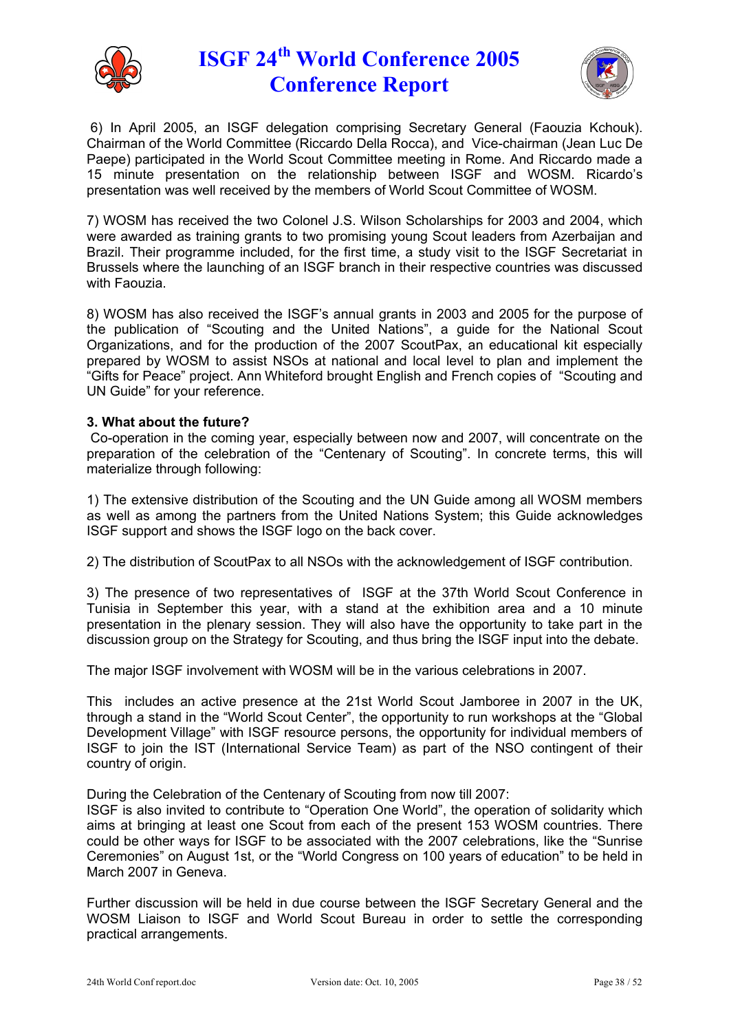6) In April 2005, an ISGF delegation comprising Secretary General (Faouzia Kchouk). Chairman of the World Committee (Riccardo Della Rocca), and Vice-chairman (Jean Luc De Paepe) participated in the World Scout Committee meeting in Rome. And Riccardo made a 15 minute presentation on the relationship between ISGF and WOSM. Ricardo's presentation was well received by the members of World Scout Committee of WOSM.

7) WOSM has received the two Colonel J.S. Wilson Scholarships for 2003 and 2004, which were awarded as training grants to two promising young Scout leaders from Azerbaijan and Brazil. Their programme included, for the first time, a study visit to the ISGF Secretariat in Brussels where the launching of an ISGF branch in their respective countries was discussed with Faouzia.

8) WOSM has also received the ISGF's annual grants in 2003 and 2005 for the purpose of the publication of "Scouting and the United Nations", a guide for the National Scout Organizations, and for the production of the 2007 ScoutPax, an educational kit especially prepared by WOSM to assist NSOs at national and local level to plan and implement the "Gifts for Peace" project. Ann Whiteford brought English and French copies of "Scouting and UN Guide" for your reference.

**3. What about the future?**

Co-operation in the coming year, especially between now and 2007, will concentrate on the preparation of the celebration of the "Centenary of Scouting". In concrete terms, this will materialize through following:

1) The extensive distribution of the Scouting and the UN Guide among all WOSM members as well as among the partners from the United Nations System; this Guide acknowledges ISGF support and shows the ISGF logo on the back cover.

2) The distribution of ScoutPax to all NSOs with the acknowledgement of ISGF contribution.

3) The presence of two representatives of ISGF at the 37th World Scout Conference in Tunisia in September this year, with a stand at the exhibition area and a 10 minute presentation in the plenary session. They will also have the opportunity to take part in the discussion group on the Strategy for Scouting, and thus bring the ISGF input into the debate.

The major ISGF involvement with WOSM will be in the various celebrations in 2007.

This includes an active presence at the 21st World Scout Jamboree in 2007 in the UK, through a stand in the "World Scout Center", the opportunity to run workshops at the "Global Development Village" with ISGF resource persons, the opportunity for individual members of ISGF to join the IST (International Service Team) as part of the NSO contingent of their country of origin.

During the Celebration of the Centenary of Scouting from now till 2007:
ISGF is also invited to contribute to "Operation One World", the operation of solidarity which aims at bringing at least one Scout from each of the present 153 WOSM countries. There could be other ways for ISGF to be associated with the 2007 celebrations, like the "Sunrise Ceremonies" on August 1st, or the "World Congress on 100 years of education" to be held in March 2007 in Geneva.

Further discussion will be held in due course between the ISGF Secretary General and the WOSM Liaison to ISGF and World Scout Bureau in order to settle the corresponding practical arrangements.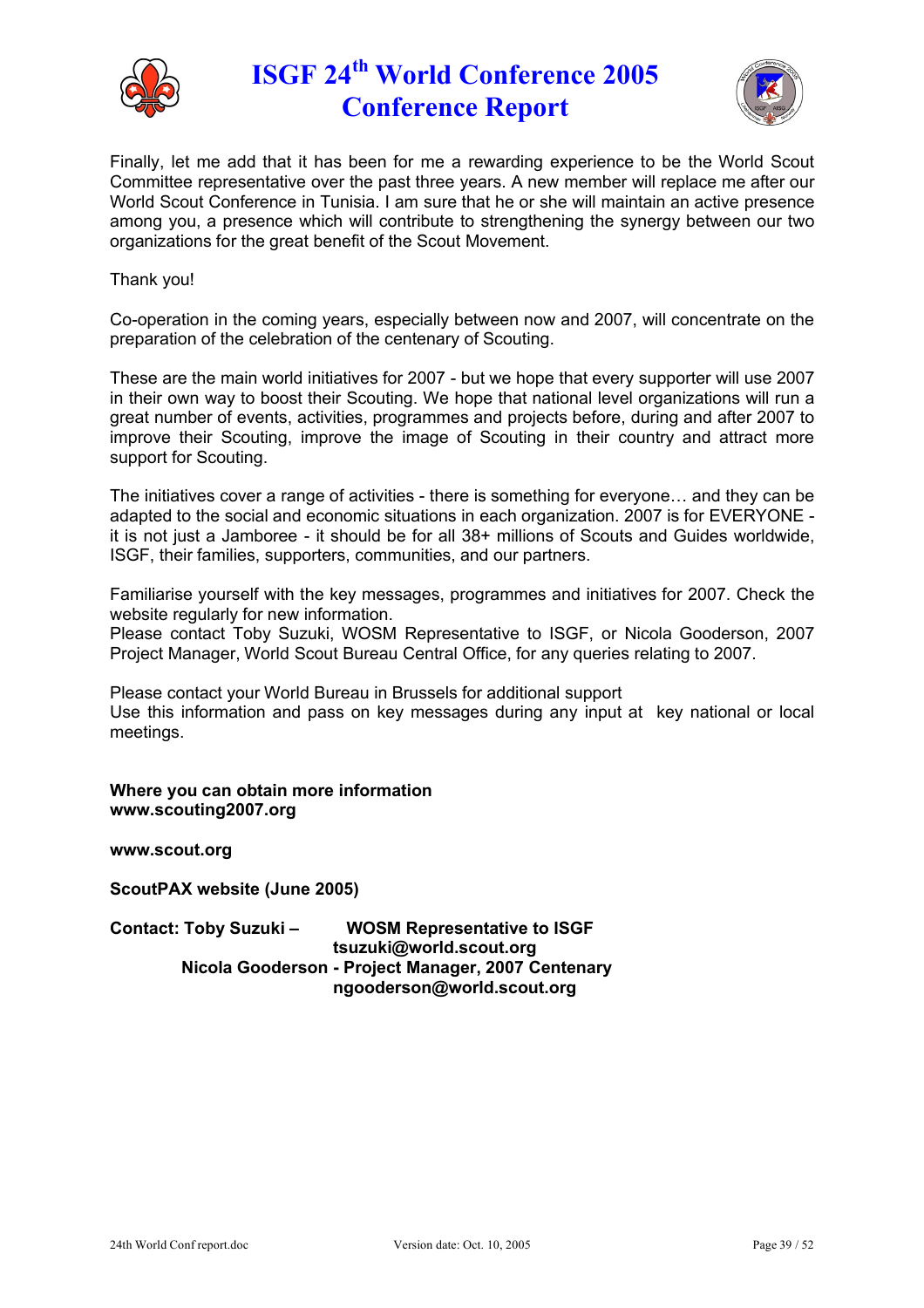Finally, let me add that it has been for me a rewarding experience to be the World Scout Committee representative over the past three years. A new member will replace me after our World Scout Conference in Tunisia. I am sure that he or she will maintain an active presence among you, a presence which will contribute to strengthening the synergy between our two organizations for the great benefit of the Scout Movement.

Thank you!

Co-operation in the coming years, especially between now and 2007, will concentrate on the preparation of the celebration of the centenary of Scouting.

These are the main world initiatives for 2007 - but we hope that every supporter will use 2007 in their own way to boost their Scouting. We hope that national level organizations will run a great number of events, activities, programmes and projects before, during and after 2007 to improve their Scouting, improve the image of Scouting in their country and attract more support for Scouting.

The initiatives cover a range of activities - there is something for everyone… and they can be adapted to the social and economic situations in each organization. 2007 is for EVERYONE - it is not just a Jamboree - it should be for all 38+ millions of Scouts and Guides worldwide, ISGF, their families, supporters, communities, and our partners.

Familiarise yourself with the key messages, programmes and initiatives for 2007. Check the website regularly for new information.
Please contact Toby Suzuki, WOSM Representative to ISGF, or Nicola Gooderson, 2007 Project Manager, World Scout Bureau Central Office, for any queries relating to 2007.

Please contact your World Bureau in Brussels for additional support
Use this information and pass on key messages during any input at key national or local meetings.

**Where you can obtain more information**
**www.scouting2007.org**

**www.scout.org**

**ScoutPAX website (June 2005)**

**Contact: Toby Suzuki – WOSM Representative to ISGF**
**tsuzuki@world.scout.org**
**Nicola Gooderson - Project Manager, 2007 Centenary**
**ngooderson@world.scout.org**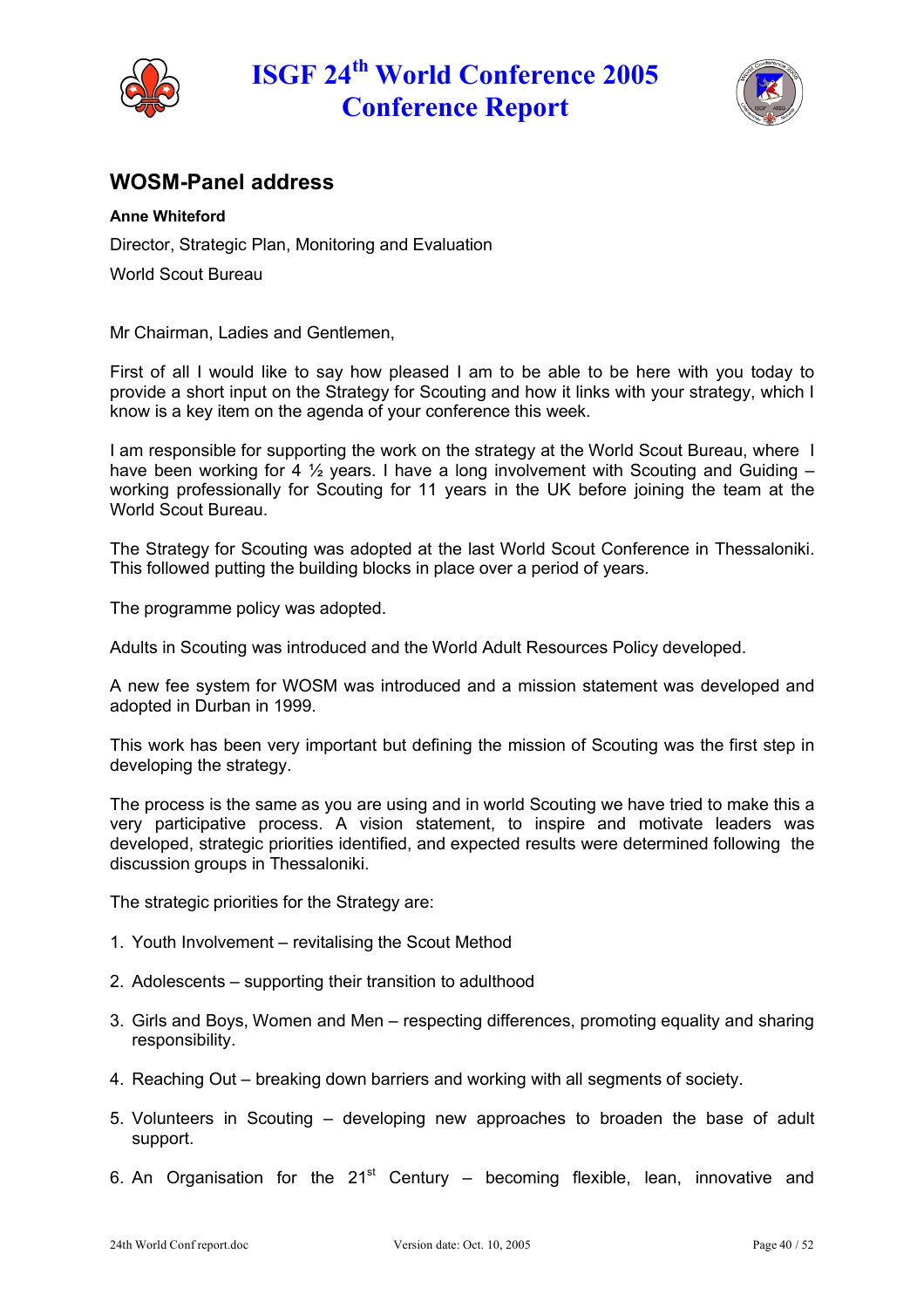## WOSM-Panel address

**Anne Whiteford**

Director, Strategic Plan, Monitoring and Evaluation

World Scout Bureau

Mr Chairman, Ladies and Gentlemen,

First of all I would like to say how pleased I am to be able to be here with you today to provide a short input on the Strategy for Scouting and how it links with your strategy, which I know is a key item on the agenda of your conference this week.

I am responsible for supporting the work on the strategy at the World Scout Bureau, where I have been working for 4 ½ years. I have a long involvement with Scouting and Guiding – working professionally for Scouting for 11 years in the UK before joining the team at the World Scout Bureau.

The Strategy for Scouting was adopted at the last World Scout Conference in Thessaloniki. This followed putting the building blocks in place over a period of years.

The programme policy was adopted.

Adults in Scouting was introduced and the World Adult Resources Policy developed.

A new fee system for WOSM was introduced and a mission statement was developed and adopted in Durban in 1999.

This work has been very important but defining the mission of Scouting was the first step in developing the strategy.

The process is the same as you are using and in world Scouting we have tried to make this a very participative process. A vision statement, to inspire and motivate leaders was developed, strategic priorities identified, and expected results were determined following the discussion groups in Thessaloniki.

The strategic priorities for the Strategy are:

1. Youth Involvement – revitalising the Scout Method
2. Adolescents – supporting their transition to adulthood
3. Girls and Boys, Women and Men – respecting differences, promoting equality and sharing responsibility.
4. Reaching Out – breaking down barriers and working with all segments of society.
5. Volunteers in Scouting – developing new approaches to broaden the base of adult support.
6. An Organisation for the 21st Century – becoming flexible, lean, innovative and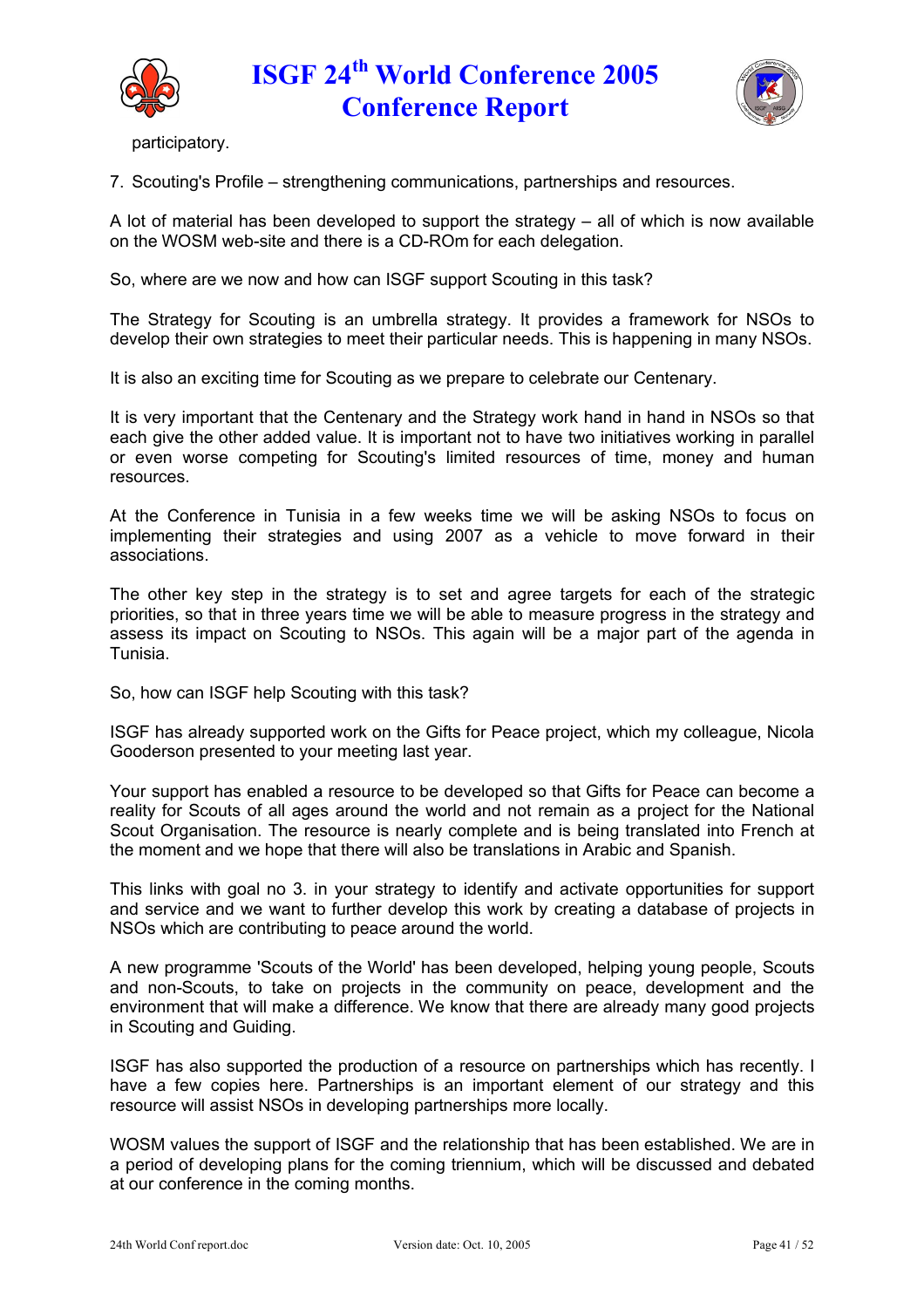participatory.

7. Scouting's Profile – strengthening communications, partnerships and resources.

A lot of material has been developed to support the strategy – all of which is now available on the WOSM web-site and there is a CD-ROm for each delegation.

So, where are we now and how can ISGF support Scouting in this task?

The Strategy for Scouting is an umbrella strategy. It provides a framework for NSOs to develop their own strategies to meet their particular needs. This is happening in many NSOs.

It is also an exciting time for Scouting as we prepare to celebrate our Centenary.

It is very important that the Centenary and the Strategy work hand in hand in NSOs so that each give the other added value. It is important not to have two initiatives working in parallel or even worse competing for Scouting's limited resources of time, money and human resources.

At the Conference in Tunisia in a few weeks time we will be asking NSOs to focus on implementing their strategies and using 2007 as a vehicle to move forward in their associations.

The other key step in the strategy is to set and agree targets for each of the strategic priorities, so that in three years time we will be able to measure progress in the strategy and assess its impact on Scouting to NSOs. This again will be a major part of the agenda in Tunisia.

So, how can ISGF help Scouting with this task?

ISGF has already supported work on the Gifts for Peace project, which my colleague, Nicola Gooderson presented to your meeting last year.

Your support has enabled a resource to be developed so that Gifts for Peace can become a reality for Scouts of all ages around the world and not remain as a project for the National Scout Organisation. The resource is nearly complete and is being translated into French at the moment and we hope that there will also be translations in Arabic and Spanish.

This links with goal no 3. in your strategy to identify and activate opportunities for support and service and we want to further develop this work by creating a database of projects in NSOs which are contributing to peace around the world.

A new programme 'Scouts of the World' has been developed, helping young people, Scouts and non-Scouts, to take on projects in the community on peace, development and the environment that will make a difference. We know that there are already many good projects in Scouting and Guiding.

ISGF has also supported the production of a resource on partnerships which has recently. I have a few copies here. Partnerships is an important element of our strategy and this resource will assist NSOs in developing partnerships more locally.

WOSM values the support of ISGF and the relationship that has been established. We are in a period of developing plans for the coming triennium, which will be discussed and debated at our conference in the coming months.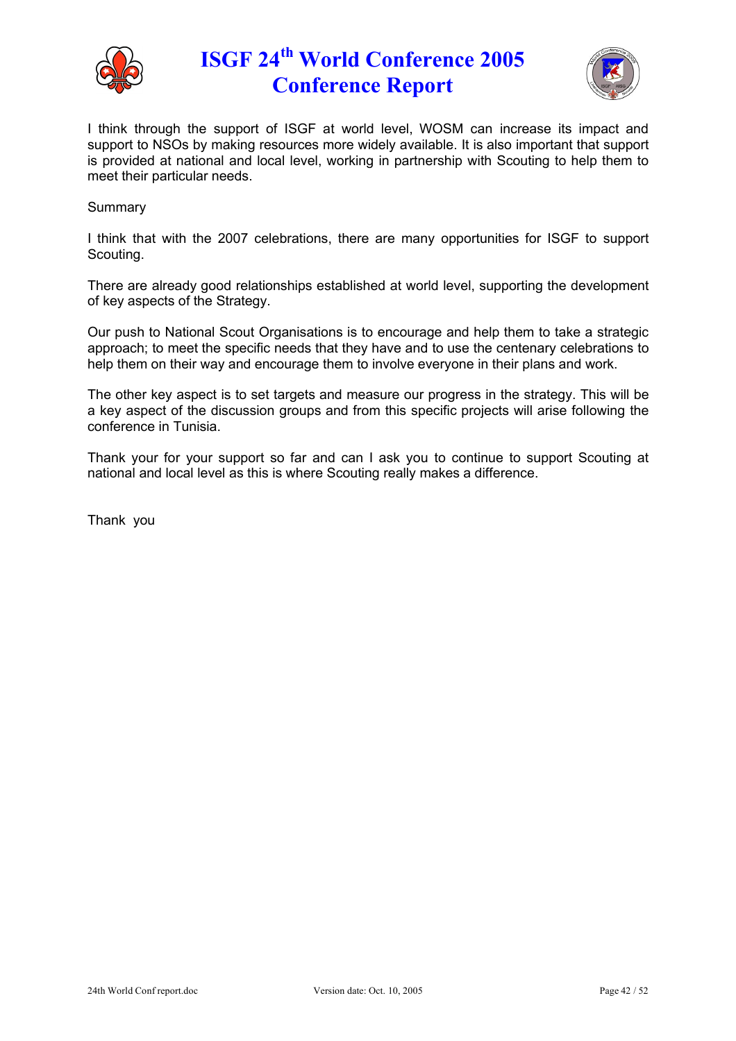I think through the support of ISGF at world level, WOSM can increase its impact and support to NSOs by making resources more widely available. It is also important that support is provided at national and local level, working in partnership with Scouting to help them to meet their particular needs.

Summary

I think that with the 2007 celebrations, there are many opportunities for ISGF to support Scouting.

There are already good relationships established at world level, supporting the development of key aspects of the Strategy.

Our push to National Scout Organisations is to encourage and help them to take a strategic approach; to meet the specific needs that they have and to use the centenary celebrations to help them on their way and encourage them to involve everyone in their plans and work.

The other key aspect is to set targets and measure our progress in the strategy. This will be a key aspect of the discussion groups and from this specific projects will arise following the conference in Tunisia.

Thank your for your support so far and can I ask you to continue to support Scouting at national and local level as this is where Scouting really makes a difference.

Thank you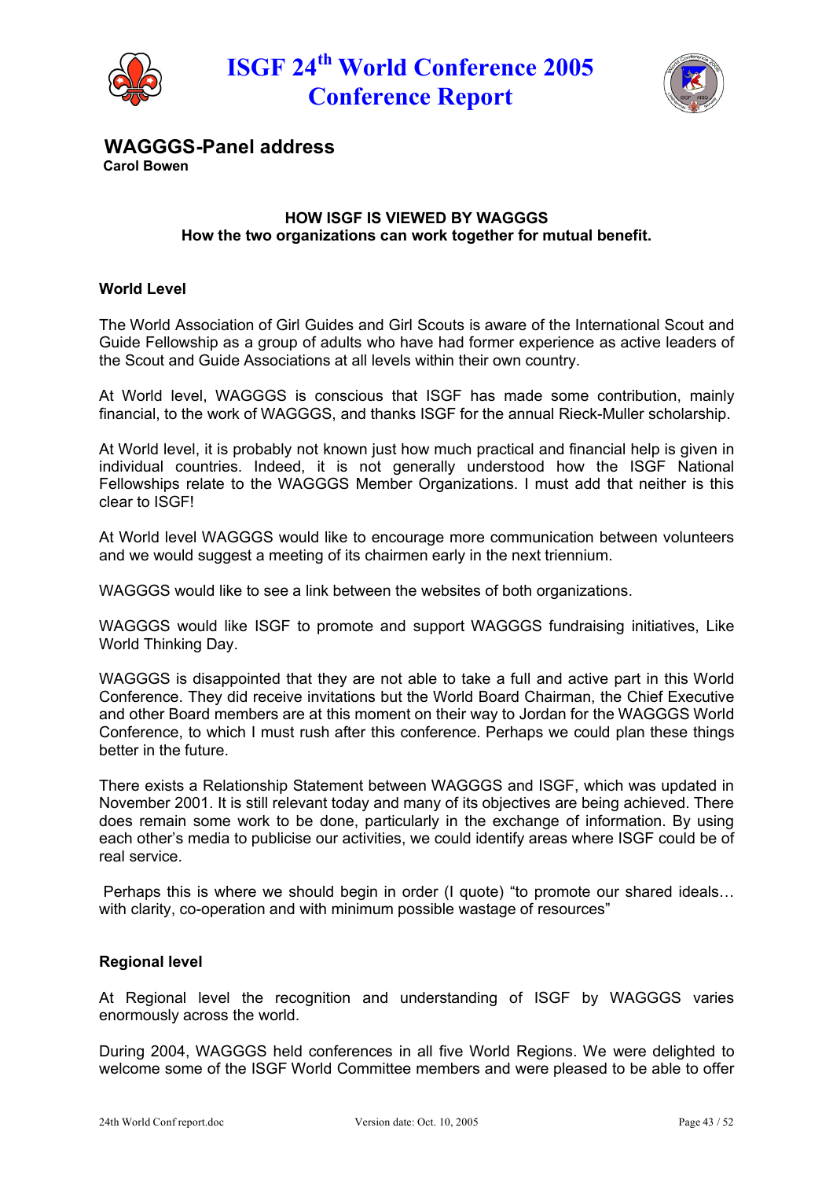## WAGGGS-Panel address

**Carol Bowen**

**HOW ISGF IS VIEWED BY WAGGGS**
**How the two organizations can work together for mutual benefit.**

### World Level

The World Association of Girl Guides and Girl Scouts is aware of the International Scout and Guide Fellowship as a group of adults who have had former experience as active leaders of the Scout and Guide Associations at all levels within their own country.

At World level, WAGGGS is conscious that ISGF has made some contribution, mainly financial, to the work of WAGGGS, and thanks ISGF for the annual Rieck-Muller scholarship.

At World level, it is probably not known just how much practical and financial help is given in individual countries. Indeed, it is not generally understood how the ISGF National Fellowships relate to the WAGGGS Member Organizations. I must add that neither is this clear to ISGF!

At World level WAGGGS would like to encourage more communication between volunteers and we would suggest a meeting of its chairmen early in the next triennium.

WAGGGS would like to see a link between the websites of both organizations.

WAGGGS would like ISGF to promote and support WAGGGS fundraising initiatives, Like World Thinking Day.

WAGGGS is disappointed that they are not able to take a full and active part in this World Conference. They did receive invitations but the World Board Chairman, the Chief Executive and other Board members are at this moment on their way to Jordan for the WAGGGS World Conference, to which I must rush after this conference. Perhaps we could plan these things better in the future.

There exists a Relationship Statement between WAGGGS and ISGF, which was updated in November 2001. It is still relevant today and many of its objectives are being achieved. There does remain some work to be done, particularly in the exchange of information. By using each other's media to publicise our activities, we could identify areas where ISGF could be of real service.

Perhaps this is where we should begin in order (I quote) "to promote our shared ideals… with clarity, co-operation and with minimum possible wastage of resources"

### Regional level

At Regional level the recognition and understanding of ISGF by WAGGGS varies enormously across the world.

During 2004, WAGGGS held conferences in all five World Regions. We were delighted to welcome some of the ISGF World Committee members and were pleased to be able to offer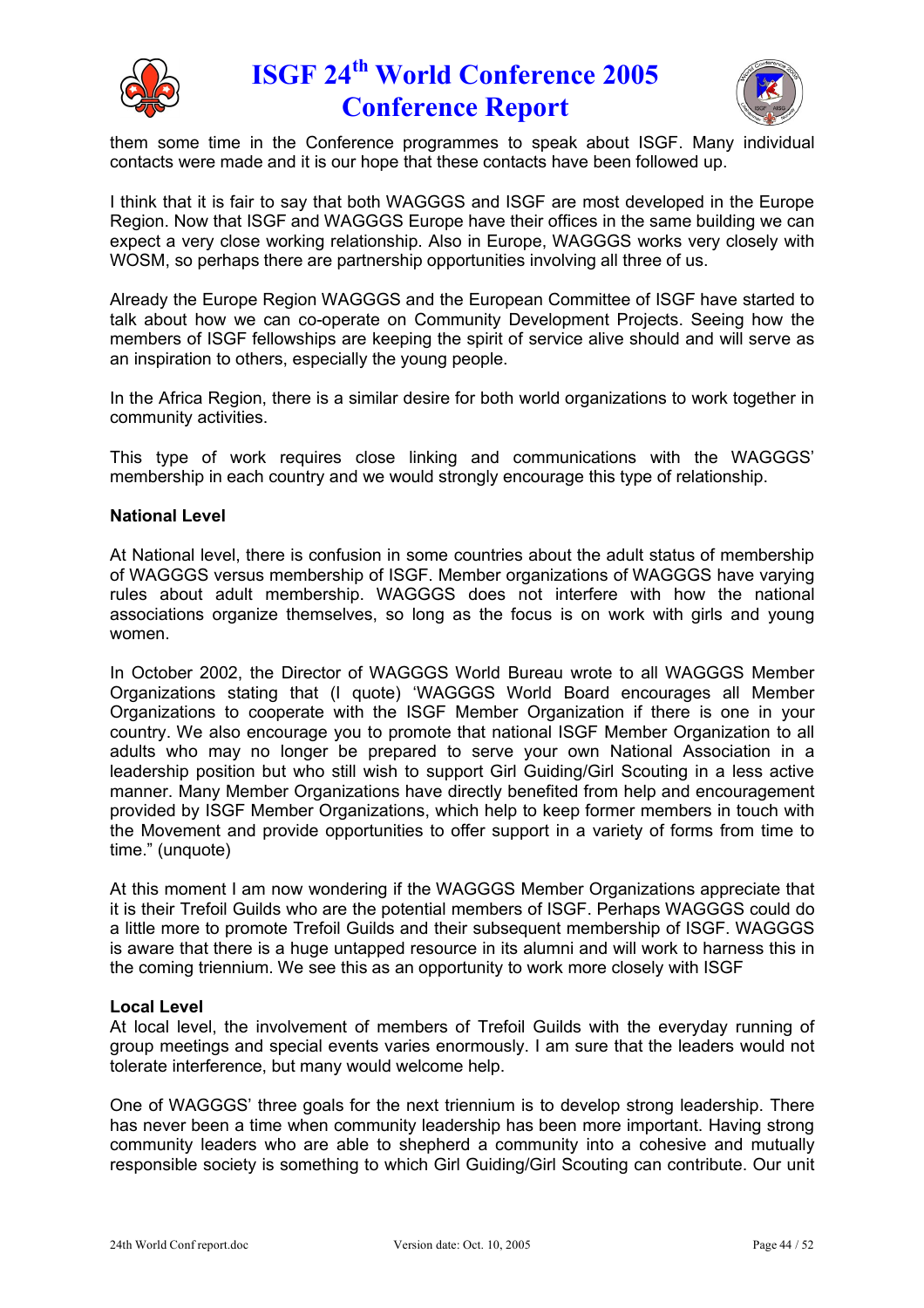them some time in the Conference programmes to speak about ISGF. Many individual contacts were made and it is our hope that these contacts have been followed up.

I think that it is fair to say that both WAGGGS and ISGF are most developed in the Europe Region. Now that ISGF and WAGGGS Europe have their offices in the same building we can expect a very close working relationship. Also in Europe, WAGGGS works very closely with WOSM, so perhaps there are partnership opportunities involving all three of us.

Already the Europe Region WAGGGS and the European Committee of ISGF have started to talk about how we can co-operate on Community Development Projects. Seeing how the members of ISGF fellowships are keeping the spirit of service alive should and will serve as an inspiration to others, especially the young people.

In the Africa Region, there is a similar desire for both world organizations to work together in community activities.

This type of work requires close linking and communications with the WAGGGS' membership in each country and we would strongly encourage this type of relationship.

**National Level**

At National level, there is confusion in some countries about the adult status of membership of WAGGGS versus membership of ISGF. Member organizations of WAGGGS have varying rules about adult membership. WAGGGS does not interfere with how the national associations organize themselves, so long as the focus is on work with girls and young women.

In October 2002, the Director of WAGGGS World Bureau wrote to all WAGGGS Member Organizations stating that (I quote) 'WAGGGS World Board encourages all Member Organizations to cooperate with the ISGF Member Organization if there is one in your country. We also encourage you to promote that national ISGF Member Organization to all adults who may no longer be prepared to serve your own National Association in a leadership position but who still wish to support Girl Guiding/Girl Scouting in a less active manner. Many Member Organizations have directly benefited from help and encouragement provided by ISGF Member Organizations, which help to keep former members in touch with the Movement and provide opportunities to offer support in a variety of forms from time to time." (unquote)

At this moment I am now wondering if the WAGGGS Member Organizations appreciate that it is their Trefoil Guilds who are the potential members of ISGF. Perhaps WAGGGS could do a little more to promote Trefoil Guilds and their subsequent membership of ISGF. WAGGGS is aware that there is a huge untapped resource in its alumni and will work to harness this in the coming triennium. We see this as an opportunity to work more closely with ISGF

**Local Level**

At local level, the involvement of members of Trefoil Guilds with the everyday running of group meetings and special events varies enormously. I am sure that the leaders would not tolerate interference, but many would welcome help.

One of WAGGGS' three goals for the next triennium is to develop strong leadership. There has never been a time when community leadership has been more important. Having strong community leaders who are able to shepherd a community into a cohesive and mutually responsible society is something to which Girl Guiding/Girl Scouting can contribute. Our unit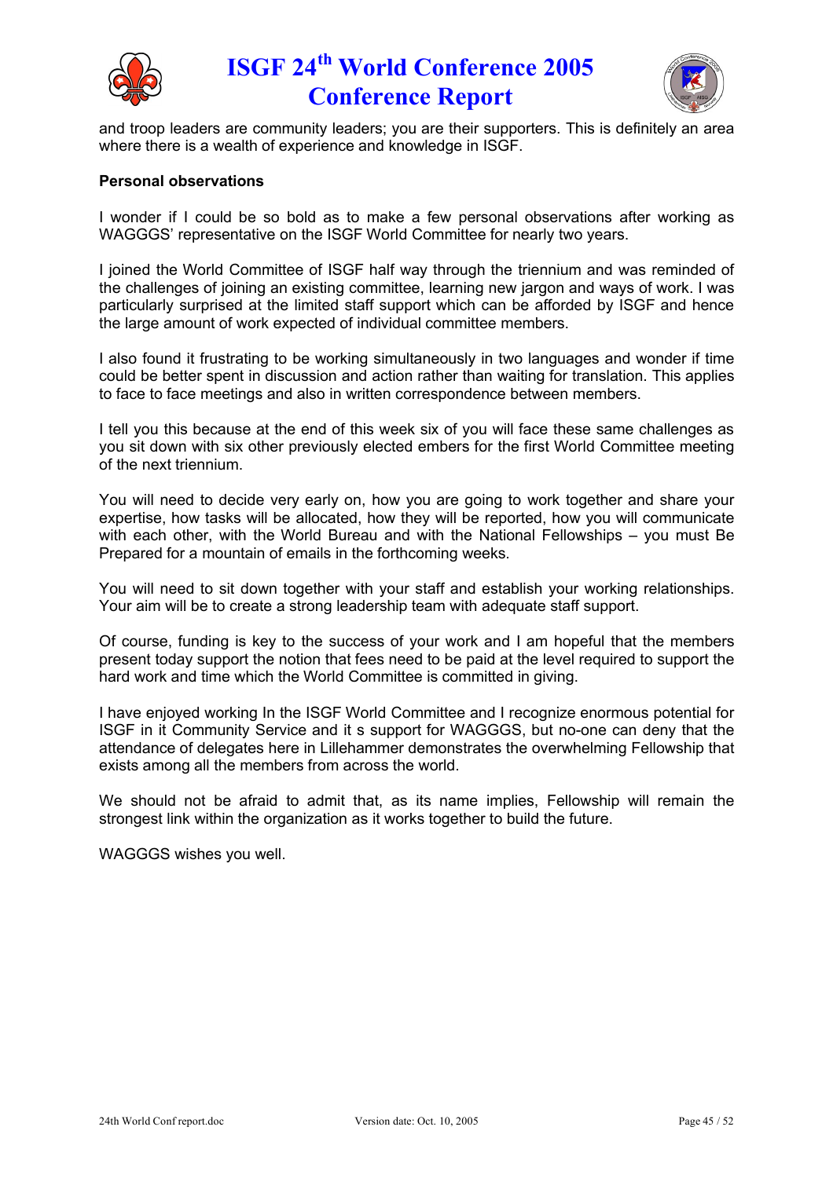and troop leaders are community leaders; you are their supporters. This is definitely an area where there is a wealth of experience and knowledge in ISGF.

**Personal observations**

I wonder if I could be so bold as to make a few personal observations after working as WAGGGS' representative on the ISGF World Committee for nearly two years.

I joined the World Committee of ISGF half way through the triennium and was reminded of the challenges of joining an existing committee, learning new jargon and ways of work. I was particularly surprised at the limited staff support which can be afforded by ISGF and hence the large amount of work expected of individual committee members.

I also found it frustrating to be working simultaneously in two languages and wonder if time could be better spent in discussion and action rather than waiting for translation. This applies to face to face meetings and also in written correspondence between members.

I tell you this because at the end of this week six of you will face these same challenges as you sit down with six other previously elected embers for the first World Committee meeting of the next triennium.

You will need to decide very early on, how you are going to work together and share your expertise, how tasks will be allocated, how they will be reported, how you will communicate with each other, with the World Bureau and with the National Fellowships – you must Be Prepared for a mountain of emails in the forthcoming weeks.

You will need to sit down together with your staff and establish your working relationships. Your aim will be to create a strong leadership team with adequate staff support.

Of course, funding is key to the success of your work and I am hopeful that the members present today support the notion that fees need to be paid at the level required to support the hard work and time which the World Committee is committed in giving.

I have enjoyed working In the ISGF World Committee and I recognize enormous potential for ISGF in it Community Service and it s support for WAGGGS, but no-one can deny that the attendance of delegates here in Lillehammer demonstrates the overwhelming Fellowship that exists among all the members from across the world.

We should not be afraid to admit that, as its name implies, Fellowship will remain the strongest link within the organization as it works together to build the future.

WAGGGS wishes you well.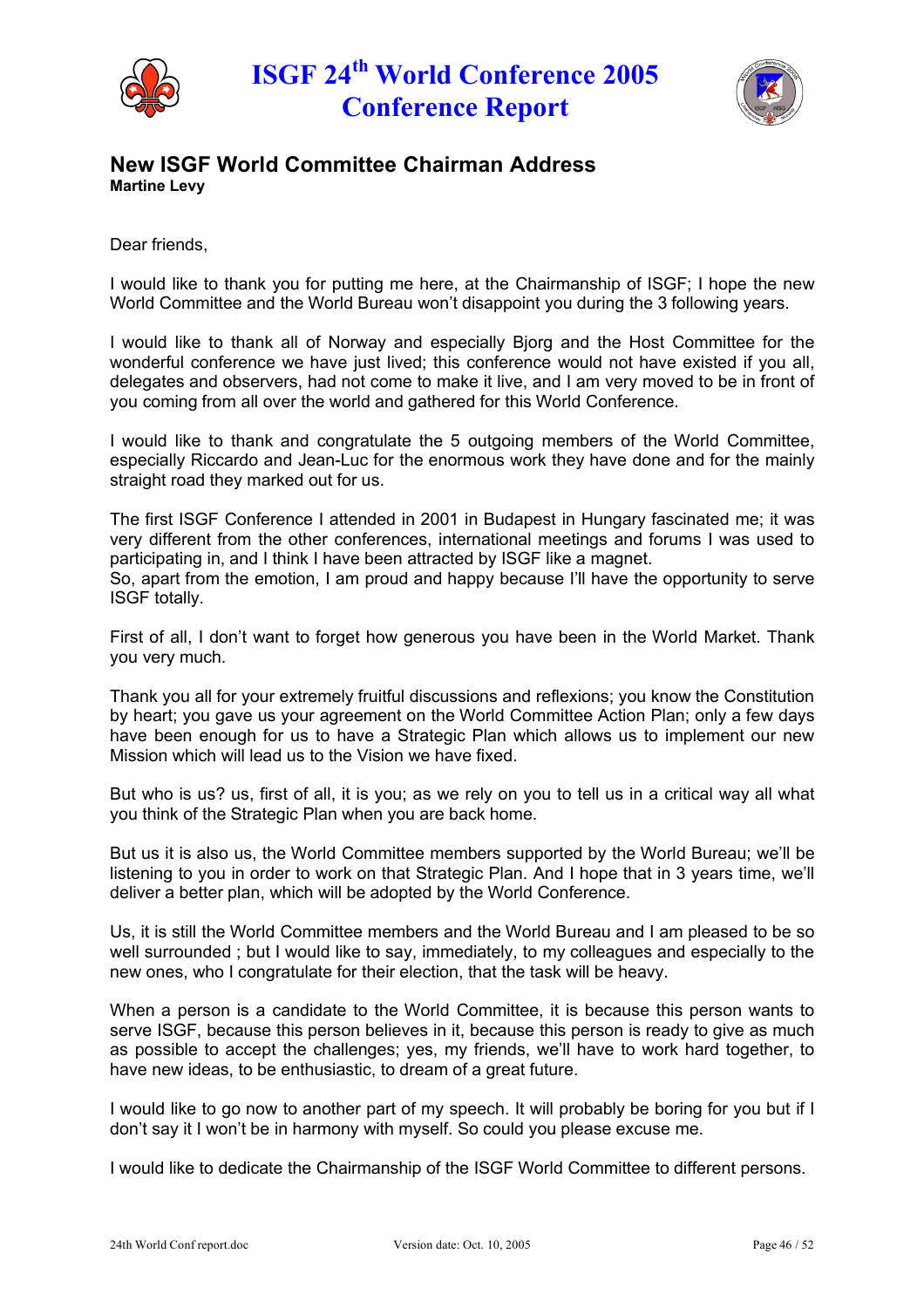## New ISGF World Committee Chairman Address

**Martine Levy**

Dear friends,

I would like to thank you for putting me here, at the Chairmanship of ISGF; I hope the new World Committee and the World Bureau won't disappoint you during the 3 following years.

I would like to thank all of Norway and especially Bjorg and the Host Committee for the wonderful conference we have just lived; this conference would not have existed if you all, delegates and observers, had not come to make it live, and I am very moved to be in front of you coming from all over the world and gathered for this World Conference.

I would like to thank and congratulate the 5 outgoing members of the World Committee, especially Riccardo and Jean-Luc for the enormous work they have done and for the mainly straight road they marked out for us.

The first ISGF Conference I attended in 2001 in Budapest in Hungary fascinated me; it was very different from the other conferences, international meetings and forums I was used to participating in, and I think I have been attracted by ISGF like a magnet.
So, apart from the emotion, I am proud and happy because I'll have the opportunity to serve ISGF totally.

First of all, I don't want to forget how generous you have been in the World Market. Thank you very much.

Thank you all for your extremely fruitful discussions and reflexions; you know the Constitution by heart; you gave us your agreement on the World Committee Action Plan; only a few days have been enough for us to have a Strategic Plan which allows us to implement our new Mission which will lead us to the Vision we have fixed.

But who is us? us, first of all, it is you; as we rely on you to tell us in a critical way all what you think of the Strategic Plan when you are back home.

But us it is also us, the World Committee members supported by the World Bureau; we'll be listening to you in order to work on that Strategic Plan. And I hope that in 3 years time, we'll deliver a better plan, which will be adopted by the World Conference.

Us, it is still the World Committee members and the World Bureau and I am pleased to be so well surrounded ; but I would like to say, immediately, to my colleagues and especially to the new ones, who I congratulate for their election, that the task will be heavy.

When a person is a candidate to the World Committee, it is because this person wants to serve ISGF, because this person believes in it, because this person is ready to give as much as possible to accept the challenges; yes, my friends, we'll have to work hard together, to have new ideas, to be enthusiastic, to dream of a great future.

I would like to go now to another part of my speech. It will probably be boring for you but if I don't say it I won't be in harmony with myself. So could you please excuse me.

I would like to dedicate the Chairmanship of the ISGF World Committee to different persons.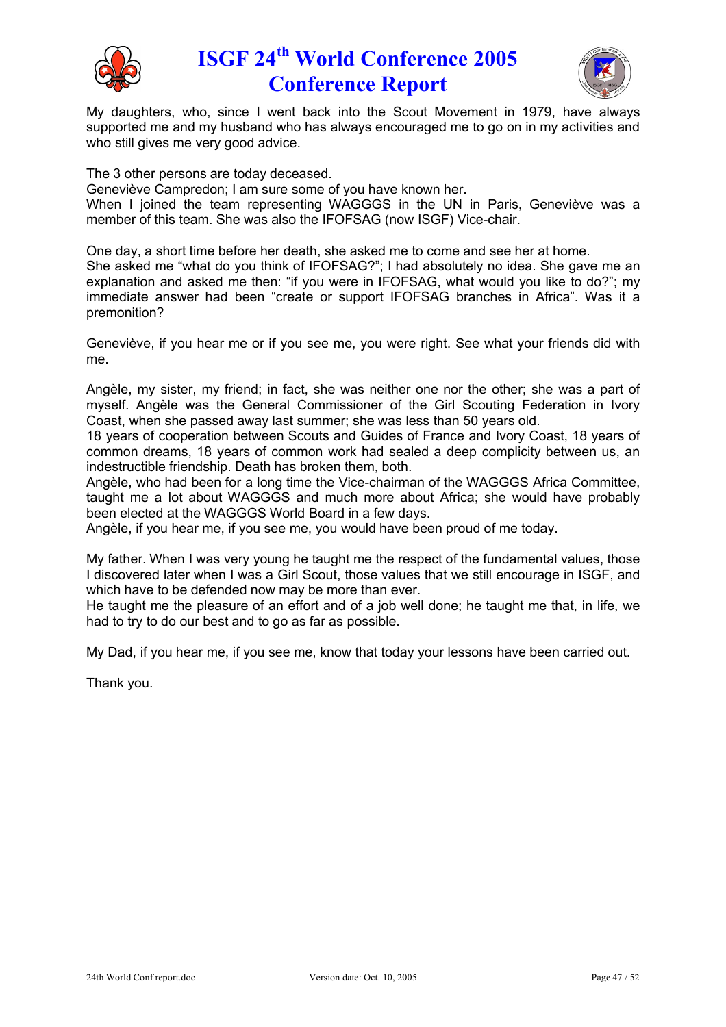My daughters, who, since I went back into the Scout Movement in 1979, have always supported me and my husband who has always encouraged me to go on in my activities and who still gives me very good advice.

The 3 other persons are today deceased.
Geneviève Campredon; I am sure some of you have known her.
When I joined the team representing WAGGGS in the UN in Paris, Geneviève was a member of this team. She was also the IFOFSAG (now ISGF) Vice-chair.

One day, a short time before her death, she asked me to come and see her at home.
She asked me "what do you think of IFOFSAG?"; I had absolutely no idea. She gave me an explanation and asked me then: "if you were in IFOFSAG, what would you like to do?"; my immediate answer had been "create or support IFOFSAG branches in Africa". Was it a premonition?

Geneviève, if you hear me or if you see me, you were right. See what your friends did with me.

Angèle, my sister, my friend; in fact, she was neither one nor the other; she was a part of myself. Angèle was the General Commissioner of the Girl Scouting Federation in Ivory Coast, when she passed away last summer; she was less than 50 years old.
18 years of cooperation between Scouts and Guides of France and Ivory Coast, 18 years of common dreams, 18 years of common work had sealed a deep complicity between us, an indestructible friendship. Death has broken them, both.
Angèle, who had been for a long time the Vice-chairman of the WAGGGS Africa Committee, taught me a lot about WAGGGS and much more about Africa; she would have probably been elected at the WAGGGS World Board in a few days.
Angèle, if you hear me, if you see me, you would have been proud of me today.

My father. When I was very young he taught me the respect of the fundamental values, those I discovered later when I was a Girl Scout, those values that we still encourage in ISGF, and which have to be defended now may be more than ever.
He taught me the pleasure of an effort and of a job well done; he taught me that, in life, we had to try to do our best and to go as far as possible.

My Dad, if you hear me, if you see me, know that today your lessons have been carried out.

Thank you.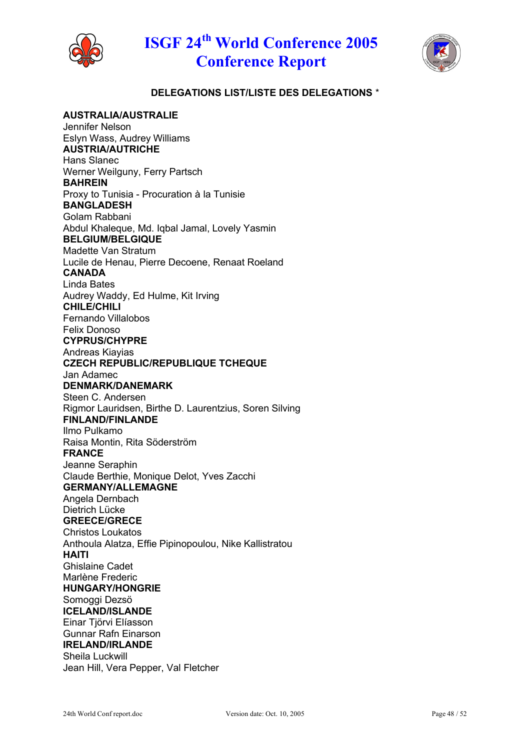## DELEGATIONS LIST/LISTE DES DELEGATIONS *

**AUSTRALIA/AUSTRALIE**
Jennifer Nelson
Eslyn Wass, Audrey Williams

**AUSTRIA/AUTRICHE**
Hans Slanec
Werner Weilguny, Ferry Partsch

**BAHREIN**
Proxy to Tunisia - Procuration à la Tunisie

**BANGLADESH**
Golam Rabbani
Abdul Khaleque, Md. Iqbal Jamal, Lovely Yasmin

**BELGIUM/BELGIQUE**
Madette Van Stratum
Lucile de Henau, Pierre Decoene, Renaat Roeland

**CANADA**
Linda Bates
Audrey Waddy, Ed Hulme, Kit Irving

**CHILE/CHILI**
Fernando Villalobos
Felix Donoso

**CYPRUS/CHYPRE**
Andreas Kiayias

**CZECH REPUBLIC/REPUBLIQUE TCHEQUE**
Jan Adamec

**DENMARK/DANEMARK**
Steen C. Andersen
Rigmor Lauridsen, Birthe D. Laurentzius, Soren Silving

**FINLAND/FINLANDE**
Ilmo Pulkamo
Raisa Montin, Rita Söderström

**FRANCE**
Jeanne Seraphin
Claude Berthie, Monique Delot, Yves Zacchi

**GERMANY/ALLEMAGNE**
Angela Dernbach
Dietrich Lücke

**GREECE/GRECE**
Christos Loukatos
Anthoula Alatza, Effie Pipinopoulou, Nike Kallistratou

**HAITI**
Ghislaine Cadet
Marlène Frederic

**HUNGARY/HONGRIE**
Somoggi Dezsö

**ICELAND/ISLANDE**
Einar Tjörvi Elíasson
Gunnar Rafn Einarson

**IRELAND/IRLANDE**
Sheila Luckwill
Jean Hill, Vera Pepper, Val Fletcher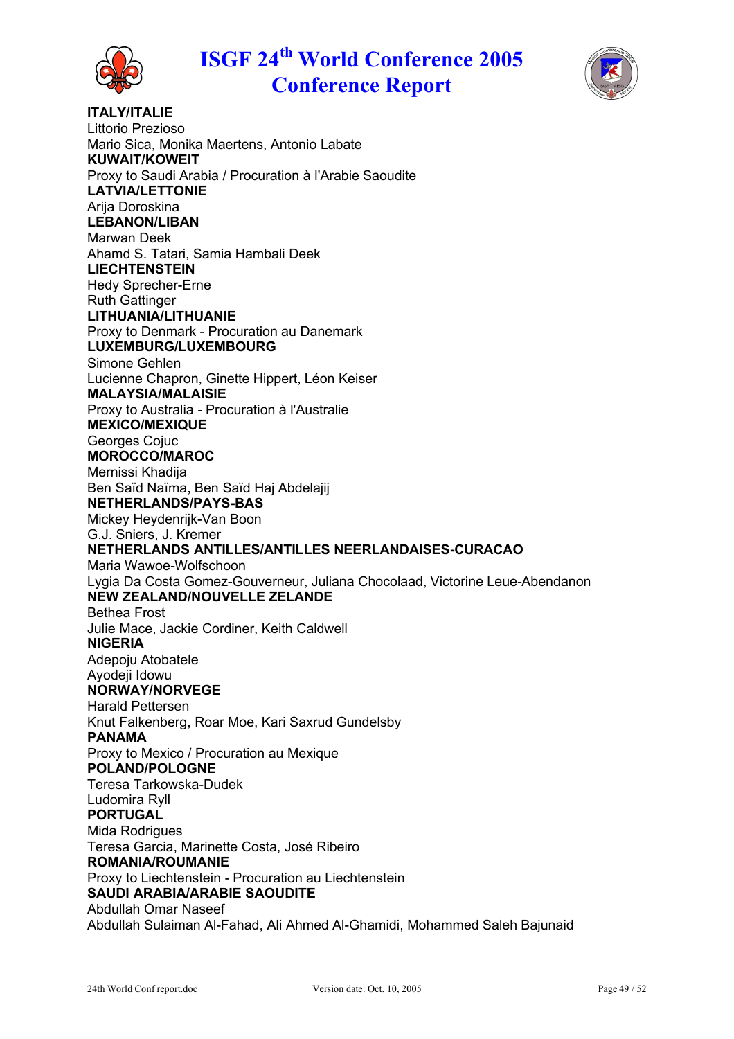**ITALY/ITALIE**
Littorio Prezioso
Mario Sica, Monika Maertens, Antonio Labate
**KUWAIT/KOWEIT**
Proxy to Saudi Arabia / Procuration à l'Arabie Saoudite
**LATVIA/LETTONIE**
Arija Doroskina
**LEBANON/LIBAN**
Marwan Deek
Ahamd S. Tatari, Samia Hambali Deek
**LIECHTENSTEIN**
Hedy Sprecher-Erne
Ruth Gattinger
**LITHUANIA/LITHUANIE**
Proxy to Denmark - Procuration au Danemark
**LUXEMBURG/LUXEMBOURG**
Simone Gehlen
Lucienne Chapron, Ginette Hippert, Léon Keiser
**MALAYSIA/MALAISIE**
Proxy to Australia - Procuration à l'Australie
**MEXICO/MEXIQUE**
Georges Cojuc
**MOROCCO/MAROC**
Mernissi Khadija
Ben Saïd Naïma, Ben Saïd Haj Abdelajij
**NETHERLANDS/PAYS-BAS**
Mickey Heydenrijk-Van Boon
G.J. Sniers, J. Kremer
**NETHERLANDS ANTILLES/ANTILLES NEERLANDAISES-CURACAO**
Maria Wawoe-Wolfschoon
Lygia Da Costa Gomez-Gouverneur, Juliana Chocolaad, Victorine Leue-Abendanon
**NEW ZEALAND/NOUVELLE ZELANDE**
Bethea Frost
Julie Mace, Jackie Cordiner, Keith Caldwell
**NIGERIA**
Adepoju Atobatele
Ayodeji Idowu
**NORWAY/NORVEGE**
Harald Pettersen
Knut Falkenberg, Roar Moe, Kari Saxrud Gundelsby
**PANAMA**
Proxy to Mexico / Procuration au Mexique
**POLAND/POLOGNE**
Teresa Tarkowska-Dudek
Ludomira Ryll
**PORTUGAL**
Mida Rodrigues
Teresa Garcia, Marinette Costa, José Ribeiro
**ROMANIA/ROUMANIE**
Proxy to Liechtenstein - Procuration au Liechtenstein
**SAUDI ARABIA/ARABIE SAOUDITE**
Abdullah Omar Naseef
Abdullah Sulaiman Al-Fahad, Ali Ahmed Al-Ghamidi, Mohammed Saleh Bajunaid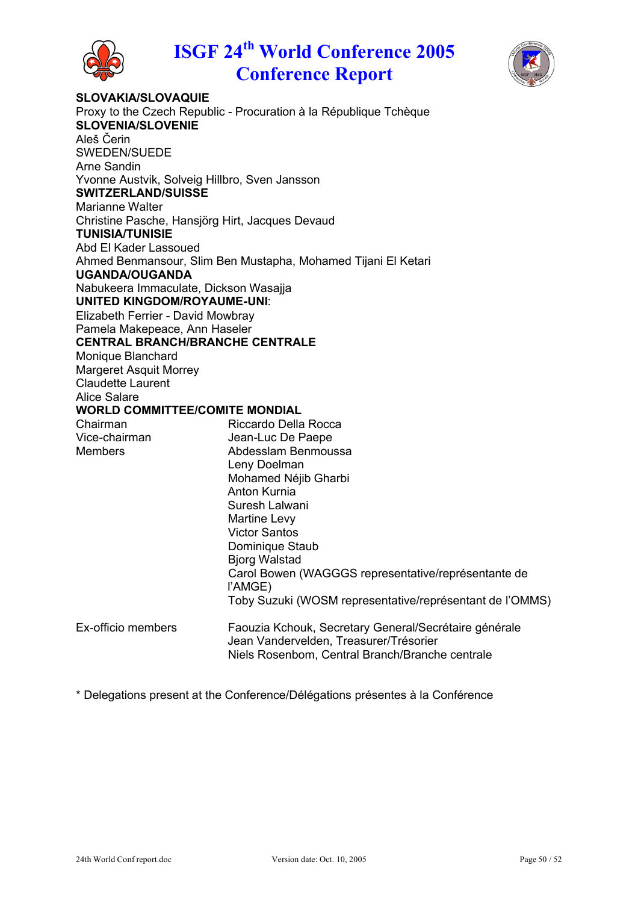**SLOVAKIA/SLOVAQUIE**
Proxy to the Czech Republic - Procuration à la République Tchèque
**SLOVENIA/SLOVENIE**
Aleš Čerin
SWEDEN/SUEDE
Arne Sandin
Yvonne Austvik, Solveig Hillbro, Sven Jansson
**SWITZERLAND/SUISSE**
Marianne Walter
Christine Pasche, Hansjörg Hirt, Jacques Devaud
**TUNISIA/TUNISIE**
Abd El Kader Lassoued
Ahmed Benmansour, Slim Ben Mustapha, Mohamed Tijani El Ketari
**UGANDA/OUGANDA**
Nabukeera Immaculate, Dickson Wasajja
**UNITED KINGDOM/ROYAUME-UNI**:
Elizabeth Ferrier - David Mowbray
Pamela Makepeace, Ann Haseler
**CENTRAL BRANCH/BRANCHE CENTRALE**
Monique Blanchard
Margeret Asquit Morrey
Claudette Laurent
Alice Salare
**WORLD COMMITTEE/COMITE MONDIAL**

| | |
|---|---|
| Chairman | Riccardo Della Rocca |
| Vice-chairman | Jean-Luc De Paepe |
| Members | Abdesslam Benmoussa |
| | Leny Doelman |
| | Mohamed Néjib Gharbi |
| | Anton Kurnia |
| | Suresh Lalwani |
| | Martine Levy |
| | Victor Santos |
| | Dominique Staub |
| | Bjorg Walstad |
| | Carol Bowen (WAGGGS representative/représentante de l'AMGE) |
| | Toby Suzuki (WOSM representative/représentant de l'OMMS) |
| Ex-officio members | Faouzia Kchouk, Secretary General/Secrétaire générale |
| | Jean Vandervelden, Treasurer/Trésorier |
| | Niels Rosenbom, Central Branch/Branche centrale |

* Delegations present at the Conference/Délégations présentes à la Conférence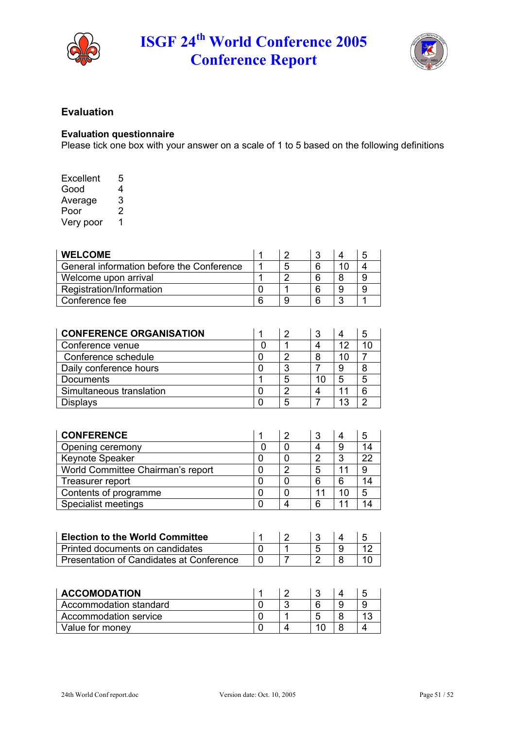## Evaluation

### Evaluation questionnaire

Please tick one box with your answer on a scale of 1 to 5 based on the following definitions

Excellent 5
Good 4
Average 3
Poor 2
Very poor 1

| WELCOME | 1 | 2 | 3 | 4 | 5 |
|---|---|---|---|---|---|
| General information before the Conference | 1 | 5 | 6 | 10 | 4 |
| Welcome upon arrival | 1 | 2 | 6 | 8 | 9 |
| Registration/Information | 0 | 1 | 6 | 9 | 9 |
| Conference fee | 6 | 9 | 6 | 3 | 1 |

| CONFERENCE ORGANISATION | 1 | 2 | 3 | 4 | 5 |
|---|---|---|---|---|---|
| Conference venue | 0 | 1 | 4 | 12 | 10 |
| Conference schedule | 0 | 2 | 8 | 10 | 7 |
| Daily conference hours | 0 | 3 | 7 | 9 | 8 |
| Documents | 1 | 5 | 10 | 5 | 5 |
| Simultaneous translation | 0 | 2 | 4 | 11 | 6 |
| Displays | 0 | 5 | 7 | 13 | 2 |

| CONFERENCE | 1 | 2 | 3 | 4 | 5 |
|---|---|---|---|---|---|
| Opening ceremony | 0 | 0 | 4 | 9 | 14 |
| Keynote Speaker | 0 | 0 | 2 | 3 | 22 |
| World Committee Chairman's report | 0 | 2 | 5 | 11 | 9 |
| Treasurer report | 0 | 0 | 6 | 6 | 14 |
| Contents of programme | 0 | 0 | 11 | 10 | 5 |
| Specialist meetings | 0 | 4 | 6 | 11 | 14 |

| Election to the World Committee | 1 | 2 | 3 | 4 | 5 |
|---|---|---|---|---|---|
| Printed documents on candidates | 0 | 1 | 5 | 9 | 12 |
| Presentation of Candidates at Conference | 0 | 7 | 2 | 8 | 10 |

| ACCOMODATION | 1 | 2 | 3 | 4 | 5 |
|---|---|---|---|---|---|
| Accommodation standard | 0 | 3 | 6 | 9 | 9 |
| Accommodation service | 0 | 1 | 5 | 8 | 13 |
| Value for money | 0 | 4 | 10 | 8 | 4 |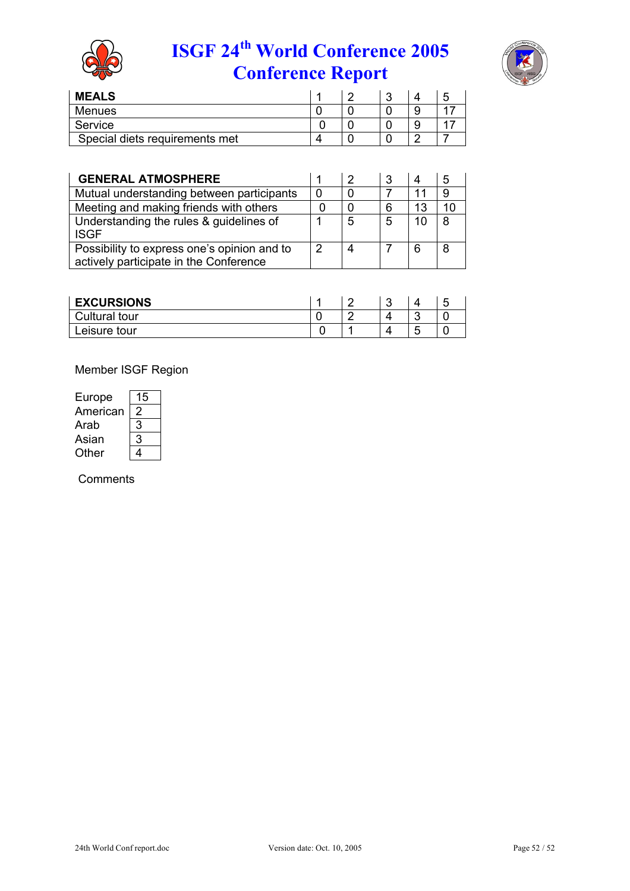| MEALS | 1 | 2 | 3 | 4 | 5 |
|---|---|---|---|---|---|
| Menues | 0 | 0 | 0 | 9 | 17 |
| Service | 0 | 0 | 0 | 9 | 17 |
| Special diets requirements met | 4 | 0 | 0 | 2 | 7 |

| GENERAL ATMOSPHERE | 1 | 2 | 3 | 4 | 5 |
|---|---|---|---|---|---|
| Mutual understanding between participants | 0 | 0 | 7 | 11 | 9 |
| Meeting and making friends with others | 0 | 0 | 6 | 13 | 10 |
| Understanding the rules & guidelines of ISGF | 1 | 5 | 5 | 10 | 8 |
| Possibility to express one's opinion and to actively participate in the Conference | 2 | 4 | 7 | 6 | 8 |

| EXCURSIONS | 1 | 2 | 3 | 4 | 5 |
|---|---|---|---|---|---|
| Cultural tour | 0 | 2 | 4 | 3 | 0 |
| Leisure tour | 0 | 1 | 4 | 5 | 0 |

Member ISGF Region

| | |
|---|---|
| Europe | 15 |
| American | 2 |
| Arab | 3 |
| Asian | 3 |
| Other | 4 |

Comments